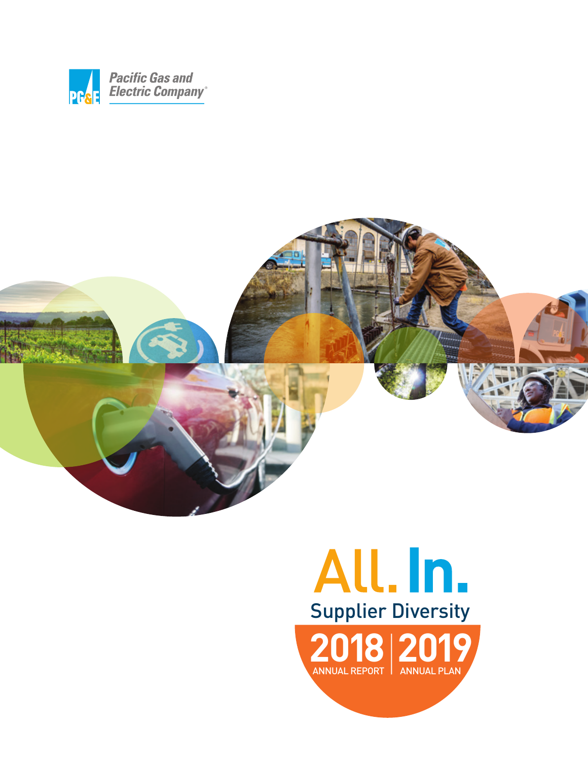Pacific Gas and Electric Company®

# All. In.

## Supplier Diversity

**2018** ANNUAL REPORT | **2019** ANNUAL PLAN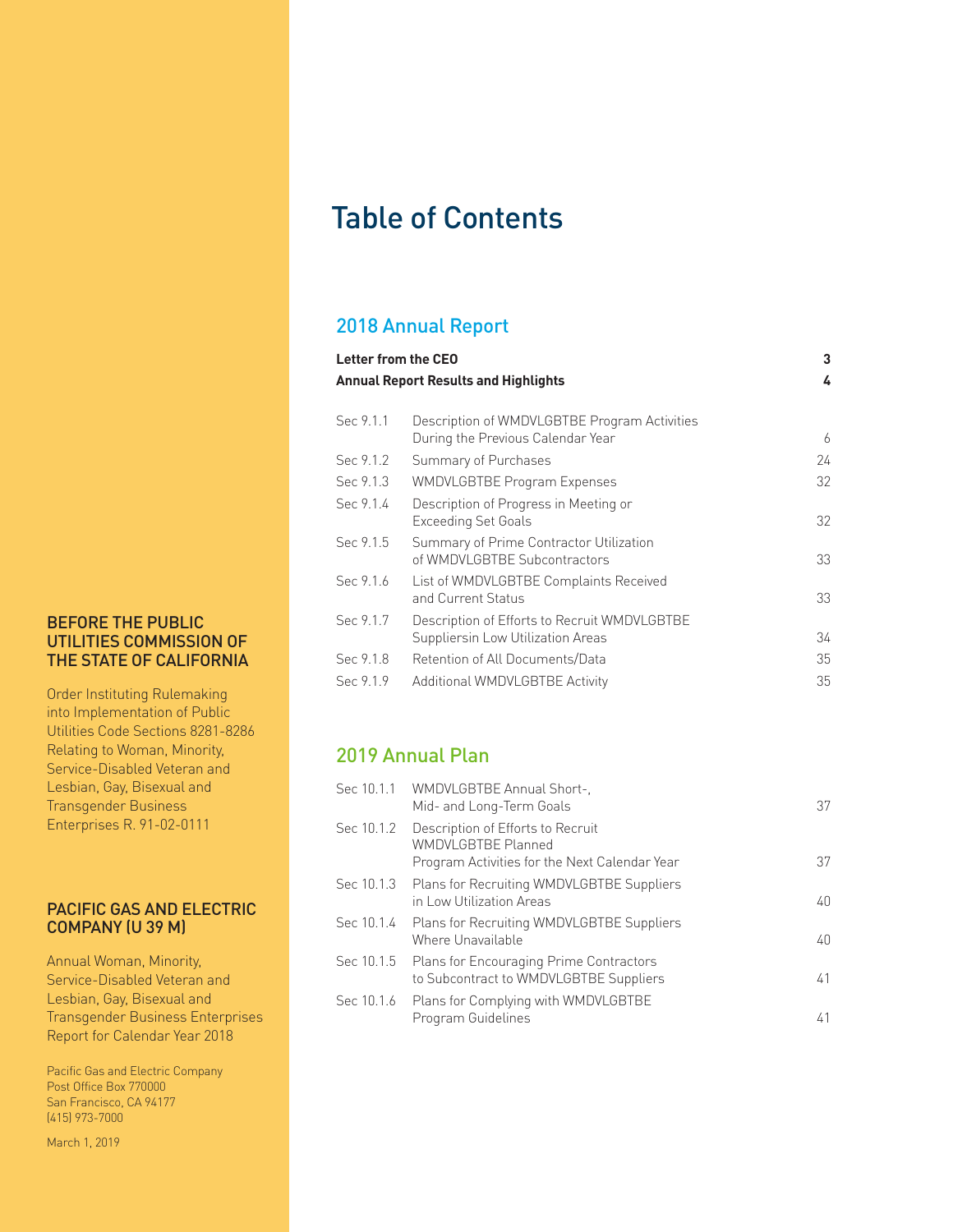BEFORE THE PUBLIC UTILITIES COMMISSION OF THE STATE OF CALIFORNIA

Order Instituting Rulemaking into Implementation of Public Utilities Code Sections 8281-8286 Relating to Woman, Minority, Service-Disabled Veteran and Lesbian, Gay, Bisexual and Transgender Business Enterprises R. 91-02-0111

PACIFIC GAS AND ELECTRIC COMPANY (U 39 M)

Annual Woman, Minority, Service-Disabled Veteran and Lesbian, Gay, Bisexual and Transgender Business Enterprises Report for Calendar Year 2018

Pacific Gas and Electric Company
Post Office Box 770000
San Francisco, CA 94177
(415) 973-7000

March 1, 2019

# Table of Contents

## 2018 Annual Report

| | | |
|---|---|---|
| **Letter from the CEO** | | **3** |
| **Annual Report Results and Highlights** | | **4** |
| Sec 9.1.1 | Description of WMDVLGBTBE Program Activities During the Previous Calendar Year | 6 |
| Sec 9.1.2 | Summary of Purchases | 24 |
| Sec 9.1.3 | WMDVLGBTBE Program Expenses | 32 |
| Sec 9.1.4 | Description of Progress in Meeting or Exceeding Set Goals | 32 |
| Sec 9.1.5 | Summary of Prime Contractor Utilization of WMDVLGBTBE Subcontractors | 33 |
| Sec 9.1.6 | List of WMDVLGBTBE Complaints Received and Current Status | 33 |
| Sec 9.1.7 | Description of Efforts to Recruit WMDVLGBTBE Suppliersin Low Utilization Areas | 34 |
| Sec 9.1.8 | Retention of All Documents/Data | 35 |
| Sec 9.1.9 | Additional WMDVLGBTBE Activity | 35 |

## 2019 Annual Plan

| | | |
|---|---|---|
| Sec 10.1.1 | WMDVLGBTBE Annual Short-, Mid- and Long-Term Goals | 37 |
| Sec 10.1.2 | Description of Efforts to Recruit WMDVLGBTBE Planned Program Activities for the Next Calendar Year | 37 |
| Sec 10.1.3 | Plans for Recruiting WMDVLGBTBE Suppliers in Low Utilization Areas | 40 |
| Sec 10.1.4 | Plans for Recruiting WMDVLGBTBE Suppliers Where Unavailable | 40 |
| Sec 10.1.5 | Plans for Encouraging Prime Contractors to Subcontract to WMDVLGBTBE Suppliers | 41 |
| Sec 10.1.6 | Plans for Complying with WMDVLGBTBE Program Guidelines | 41 |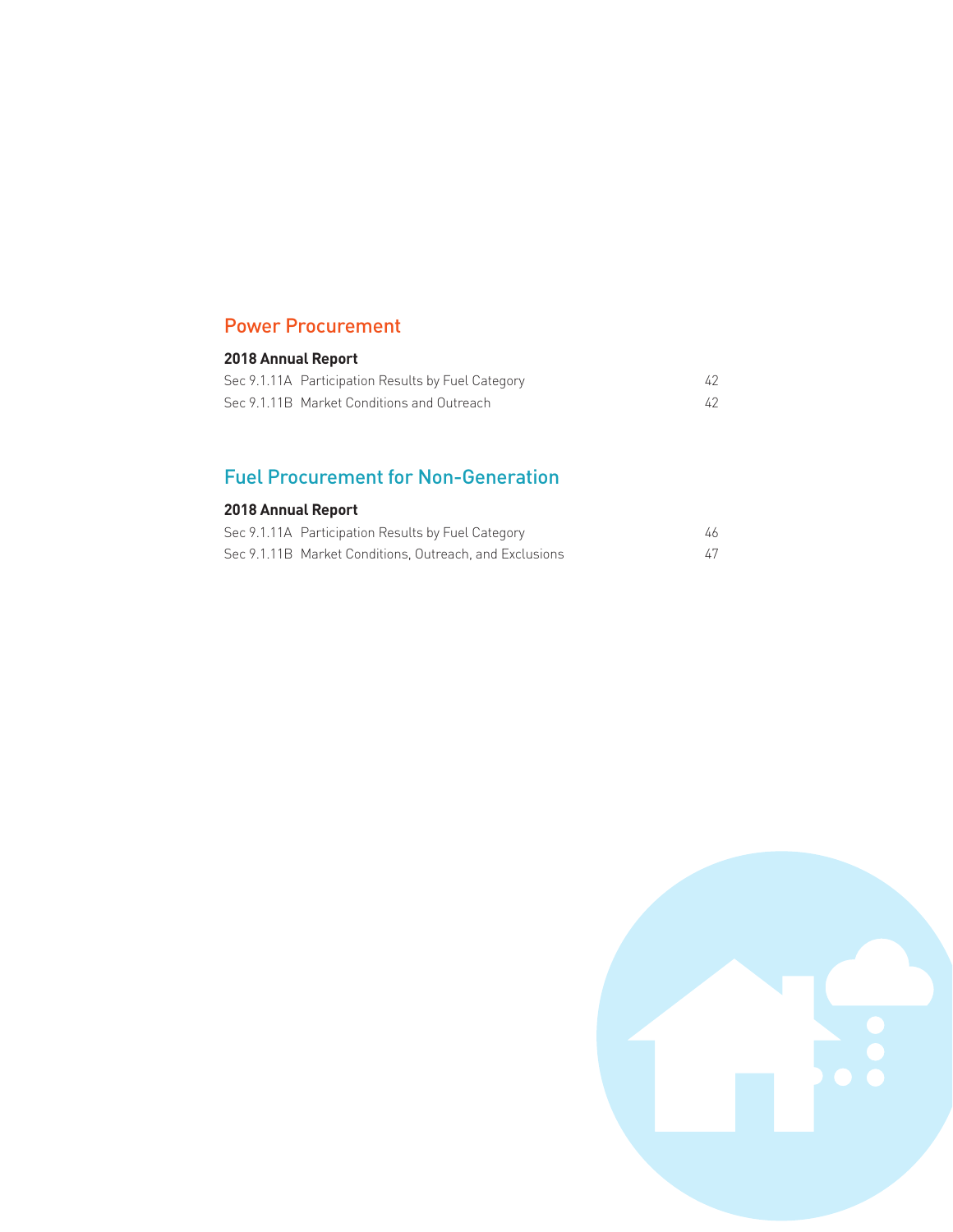## Power Procurement

**2018 Annual Report**

| | | |
|---|---|---|
| Sec 9.1.11A | Participation Results by Fuel Category | 42 |
| Sec 9.1.11B | Market Conditions and Outreach | 42 |

## Fuel Procurement for Non-Generation

**2018 Annual Report**

| | | |
|---|---|---|
| Sec 9.1.11A | Participation Results by Fuel Category | 46 |
| Sec 9.1.11B | Market Conditions, Outreach, and Exclusions | 47 |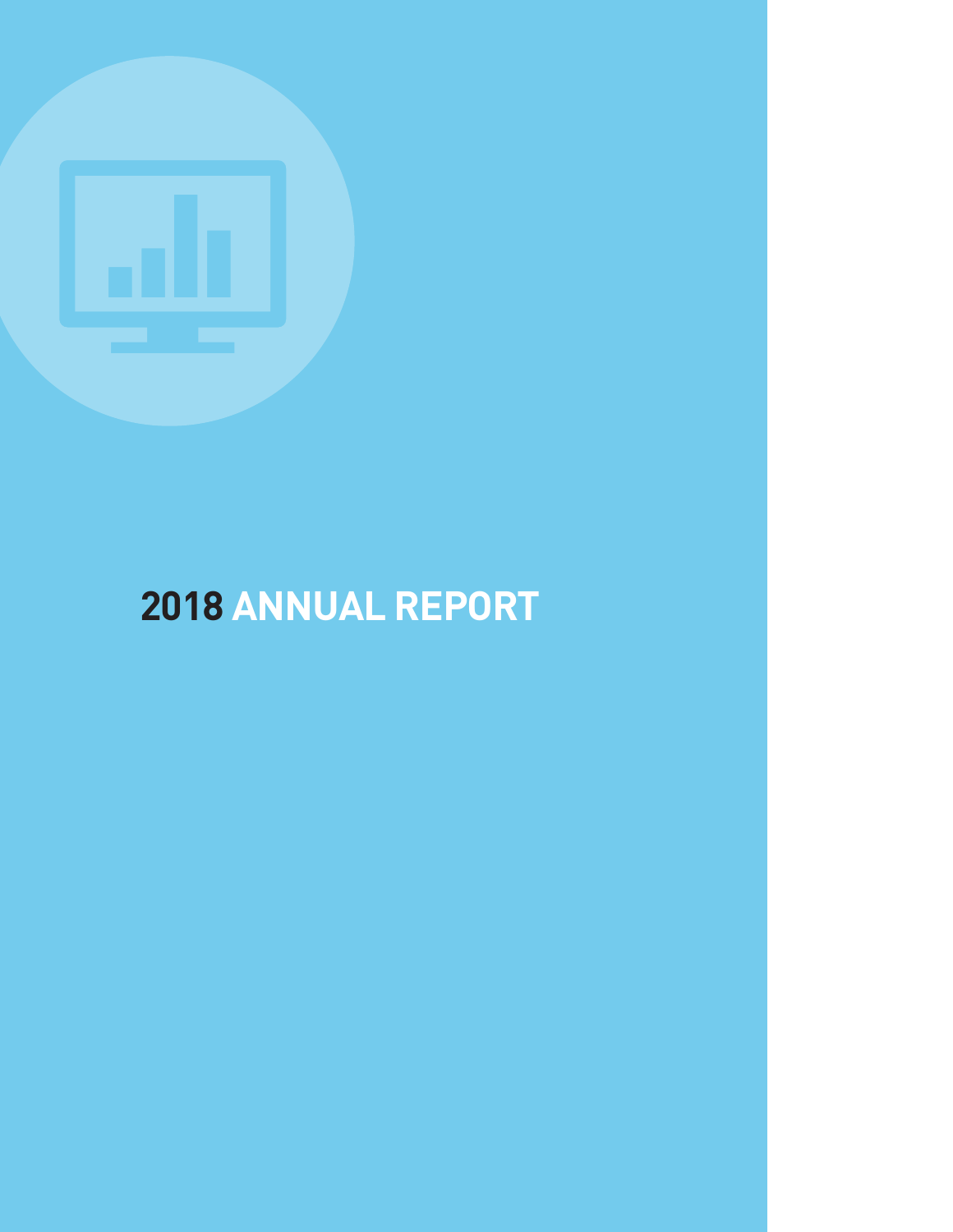# 2018 ANNUAL REPORT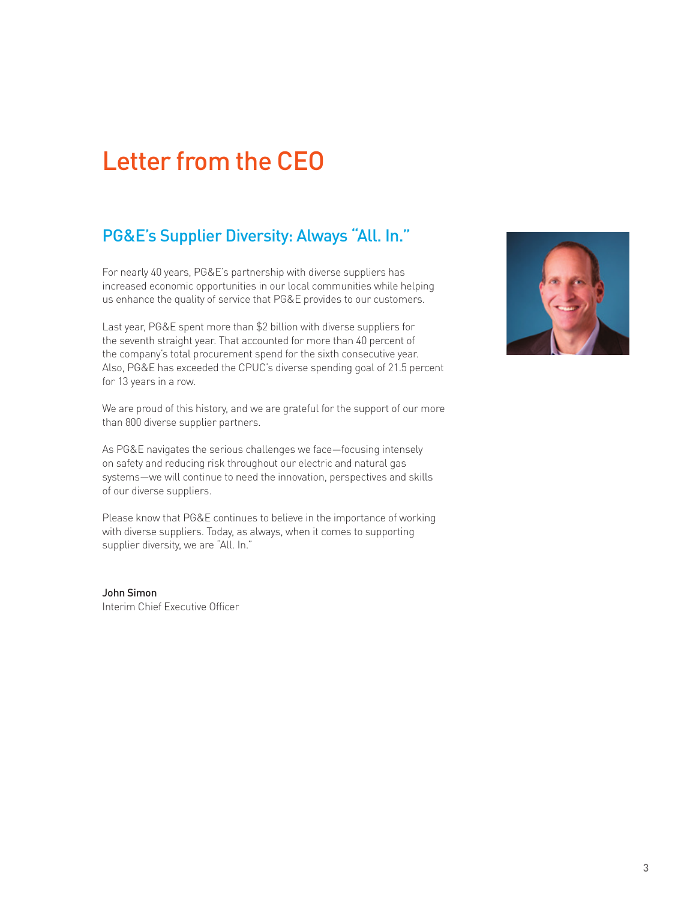# Letter from the CEO

## PG&E's Supplier Diversity: Always "All. In."

For nearly 40 years, PG&E's partnership with diverse suppliers has increased economic opportunities in our local communities while helping us enhance the quality of service that PG&E provides to our customers.

Last year, PG&E spent more than $2 billion with diverse suppliers for the seventh straight year. That accounted for more than 40 percent of the company's total procurement spend for the sixth consecutive year. Also, PG&E has exceeded the CPUC's diverse spending goal of 21.5 percent for 13 years in a row.

We are proud of this history, and we are grateful for the support of our more than 800 diverse supplier partners.

As PG&E navigates the serious challenges we face—focusing intensely on safety and reducing risk throughout our electric and natural gas systems—we will continue to need the innovation, perspectives and skills of our diverse suppliers.

Please know that PG&E continues to believe in the importance of working with diverse suppliers. Today, as always, when it comes to supporting supplier diversity, we are "All. In."

**John Simon**
Interim Chief Executive Officer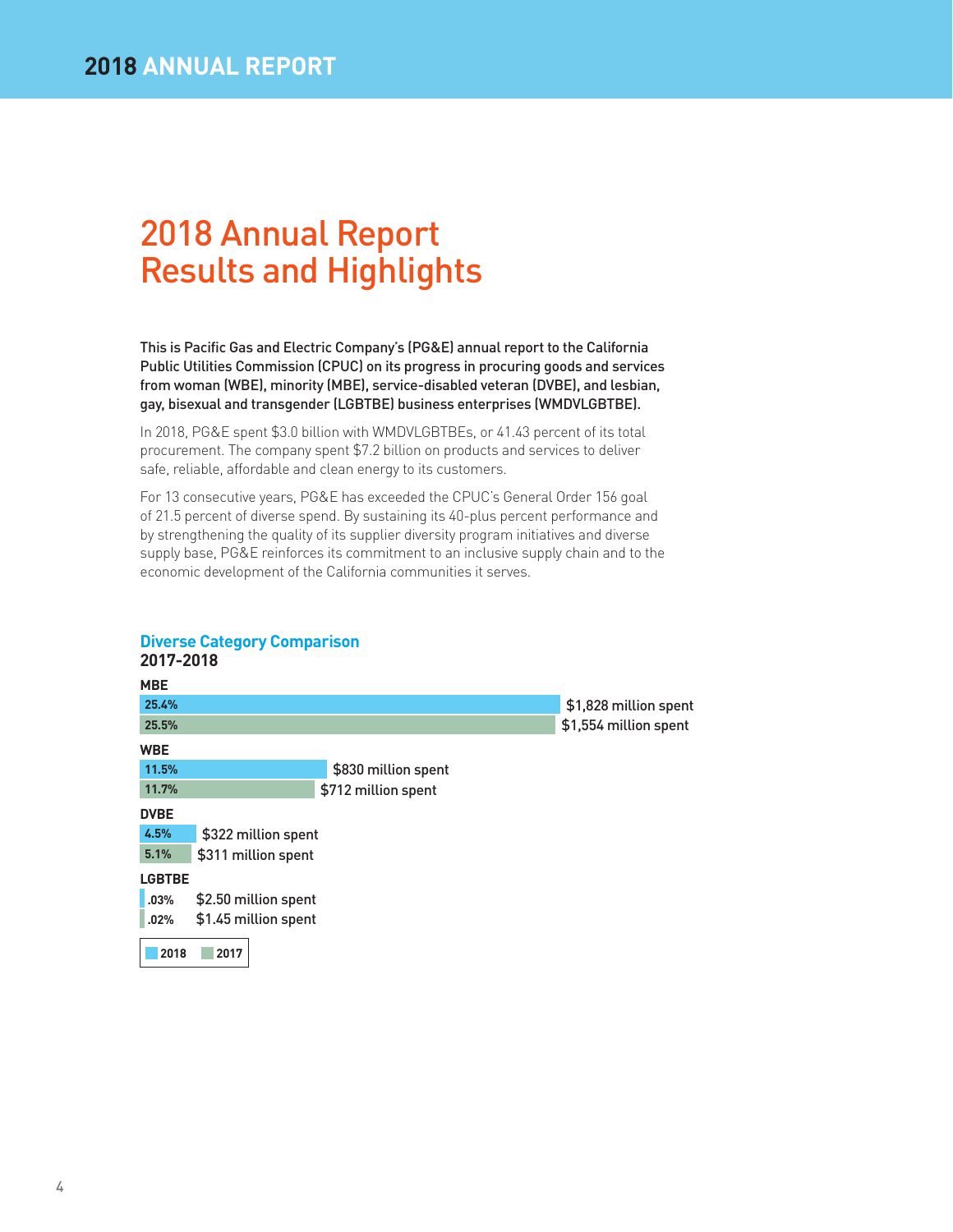# 2018 Annual Report Results and Highlights

**This is Pacific Gas and Electric Company's (PG&E) annual report to the California Public Utilities Commission (CPUC) on its progress in procuring goods and services from woman (WBE), minority (MBE), service-disabled veteran (DVBE), and lesbian, gay, bisexual and transgender (LGBTBE) business enterprises (WMDVLGBTBE).**

In 2018, PG&E spent $3.0 billion with WMDVLGBTBEs, or 41.43 percent of its total procurement. The company spent $7.2 billion on products and services to deliver safe, reliable, affordable and clean energy to its customers.

For 13 consecutive years, PG&E has exceeded the CPUC's General Order 156 goal of 21.5 percent of diverse spend. By sustaining its 40-plus percent performance and by strengthening the quality of its supplier diversity program initiatives and diverse supply base, PG&E reinforces its commitment to an inclusive supply chain and to the economic development of the California communities it serves.

## Diverse Category Comparison

**2017-2018**

| Category | Year | Percent | Spent |
|---|---|---|---|
| MBE | 2018 | 25.4% | $1,828 million spent |
| | 2017 | 25.5% | $1,554 million spent |
| WBE | 2018 | 11.5% | $830 million spent |
| | 2017 | 11.7% | $712 million spent |
| DVBE | 2018 | 4.5% | $322 million spent |
| | 2017 | 5.1% | $311 million spent |
| LGBTBE | 2018 | .03% | $2.50 million spent |
| | 2017 | .02% | $1.45 million spent |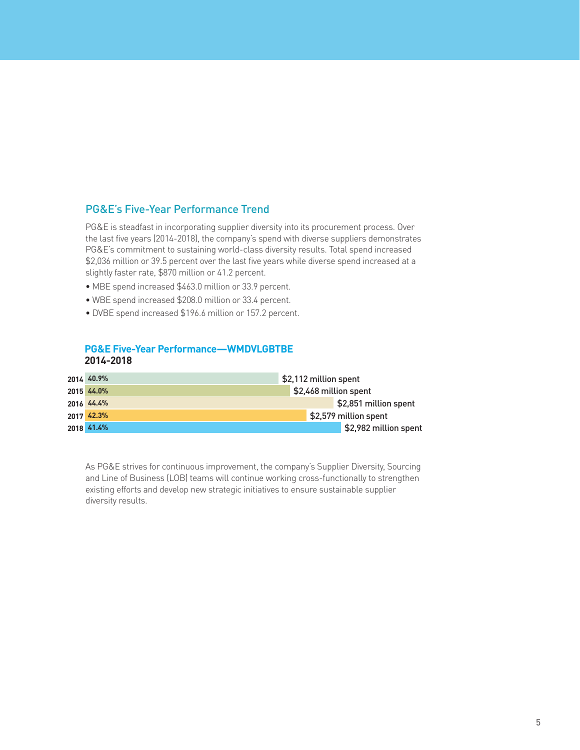## PG&E's Five-Year Performance Trend

PG&E is steadfast in incorporating supplier diversity into its procurement process. Over the last five years (2014-2018), the company's spend with diverse suppliers demonstrates PG&E's commitment to sustaining world-class diversity results. Total spend increased $2,036 million or 39.5 percent over the last five years while diverse spend increased at a slightly faster rate, $870 million or 41.2 percent.

- MBE spend increased $463.0 million or 33.9 percent.
- WBE spend increased $208.0 million or 33.4 percent.
- DVBE spend increased $196.6 million or 157.2 percent.

### PG&E Five-Year Performance—WMDVLGBTBE
**2014-2018**

| Year | Percent | Spend |
|---|---|---|
| 2014 | 40.9% | $2,112 million spent |
| 2015 | 44.0% | $2,468 million spent |
| 2016 | 44.4% | $2,851 million spent |
| 2017 | 42.3% | $2,579 million spent |
| 2018 | 41.4% | $2,982 million spent |

As PG&E strives for continuous improvement, the company's Supplier Diversity, Sourcing and Line of Business (LOB) teams will continue working cross-functionally to strengthen existing efforts and develop new strategic initiatives to ensure sustainable supplier diversity results.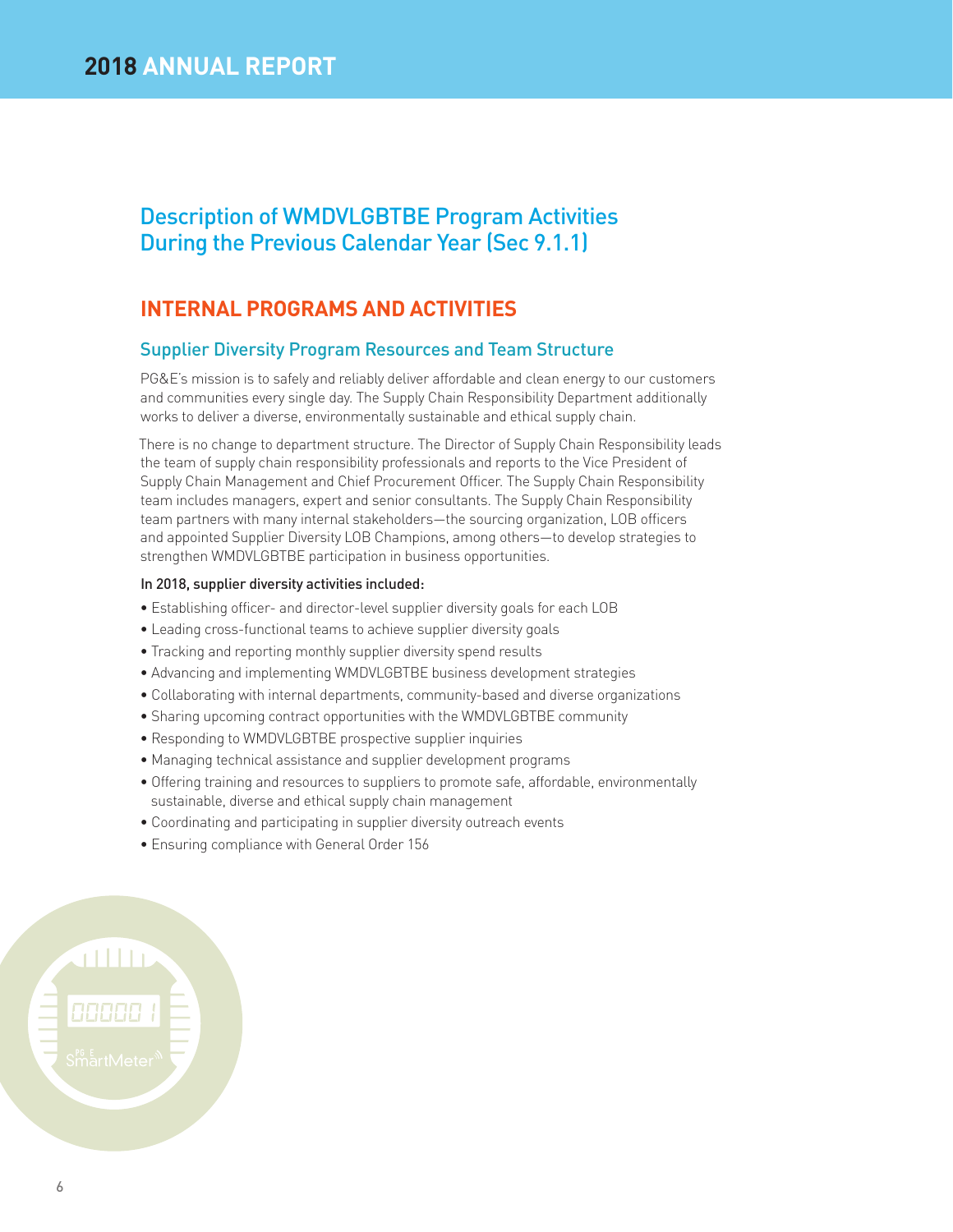## Description of WMDVLGBTBE Program Activities During the Previous Calendar Year (Sec 9.1.1)

## INTERNAL PROGRAMS AND ACTIVITIES

### Supplier Diversity Program Resources and Team Structure

PG&E's mission is to safely and reliably deliver affordable and clean energy to our customers and communities every single day. The Supply Chain Responsibility Department additionally works to deliver a diverse, environmentally sustainable and ethical supply chain.

There is no change to department structure. The Director of Supply Chain Responsibility leads the team of supply chain responsibility professionals and reports to the Vice President of Supply Chain Management and Chief Procurement Officer. The Supply Chain Responsibility team includes managers, expert and senior consultants. The Supply Chain Responsibility team partners with many internal stakeholders—the sourcing organization, LOB officers and appointed Supplier Diversity LOB Champions, among others—to develop strategies to strengthen WMDVLGBTBE participation in business opportunities.

**In 2018, supplier diversity activities included:**

- Establishing officer- and director-level supplier diversity goals for each LOB
- Leading cross-functional teams to achieve supplier diversity goals
- Tracking and reporting monthly supplier diversity spend results
- Advancing and implementing WMDVLGBTBE business development strategies
- Collaborating with internal departments, community-based and diverse organizations
- Sharing upcoming contract opportunities with the WMDVLGBTBE community
- Responding to WMDVLGBTBE prospective supplier inquiries
- Managing technical assistance and supplier development programs
- Offering training and resources to suppliers to promote safe, affordable, environmentally sustainable, diverse and ethical supply chain management
- Coordinating and participating in supplier diversity outreach events
- Ensuring compliance with General Order 156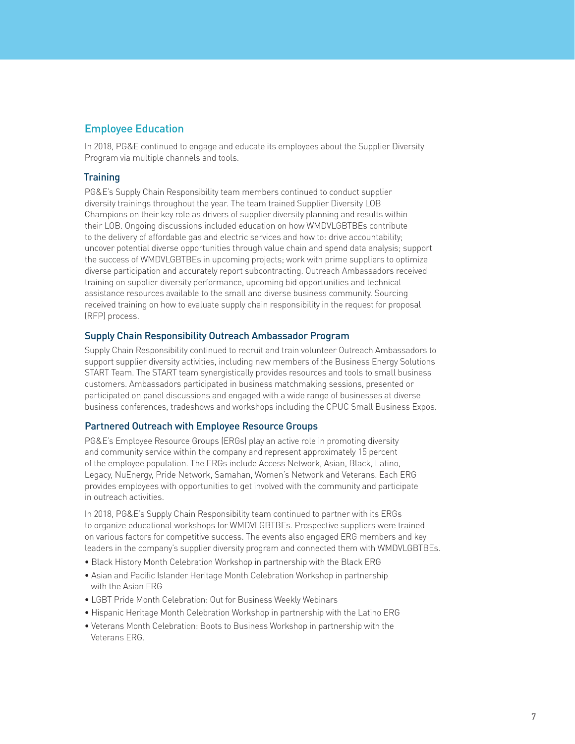## Employee Education

In 2018, PG&E continued to engage and educate its employees about the Supplier Diversity Program via multiple channels and tools.

### Training

PG&E's Supply Chain Responsibility team members continued to conduct supplier diversity trainings throughout the year. The team trained Supplier Diversity LOB Champions on their key role as drivers of supplier diversity planning and results within their LOB. Ongoing discussions included education on how WMDVLGBTBEs contribute to the delivery of affordable gas and electric services and how to: drive accountability; uncover potential diverse opportunities through value chain and spend data analysis; support the success of WMDVLGBTBEs in upcoming projects; work with prime suppliers to optimize diverse participation and accurately report subcontracting. Outreach Ambassadors received training on supplier diversity performance, upcoming bid opportunities and technical assistance resources available to the small and diverse business community. Sourcing received training on how to evaluate supply chain responsibility in the request for proposal (RFP) process.

### Supply Chain Responsibility Outreach Ambassador Program

Supply Chain Responsibility continued to recruit and train volunteer Outreach Ambassadors to support supplier diversity activities, including new members of the Business Energy Solutions START Team. The START team synergistically provides resources and tools to small business customers. Ambassadors participated in business matchmaking sessions, presented or participated on panel discussions and engaged with a wide range of businesses at diverse business conferences, tradeshows and workshops including the CPUC Small Business Expos.

### Partnered Outreach with Employee Resource Groups

PG&E's Employee Resource Groups (ERGs) play an active role in promoting diversity and community service within the company and represent approximately 15 percent of the employee population. The ERGs include Access Network, Asian, Black, Latino, Legacy, NuEnergy, Pride Network, Samahan, Women's Network and Veterans. Each ERG provides employees with opportunities to get involved with the community and participate in outreach activities.

In 2018, PG&E's Supply Chain Responsibility team continued to partner with its ERGs to organize educational workshops for WMDVLGBTBEs. Prospective suppliers were trained on various factors for competitive success. The events also engaged ERG members and key leaders in the company's supplier diversity program and connected them with WMDVLGBTBEs.

- Black History Month Celebration Workshop in partnership with the Black ERG
- Asian and Pacific Islander Heritage Month Celebration Workshop in partnership with the Asian ERG
- LGBT Pride Month Celebration: Out for Business Weekly Webinars
- Hispanic Heritage Month Celebration Workshop in partnership with the Latino ERG
- Veterans Month Celebration: Boots to Business Workshop in partnership with the Veterans ERG.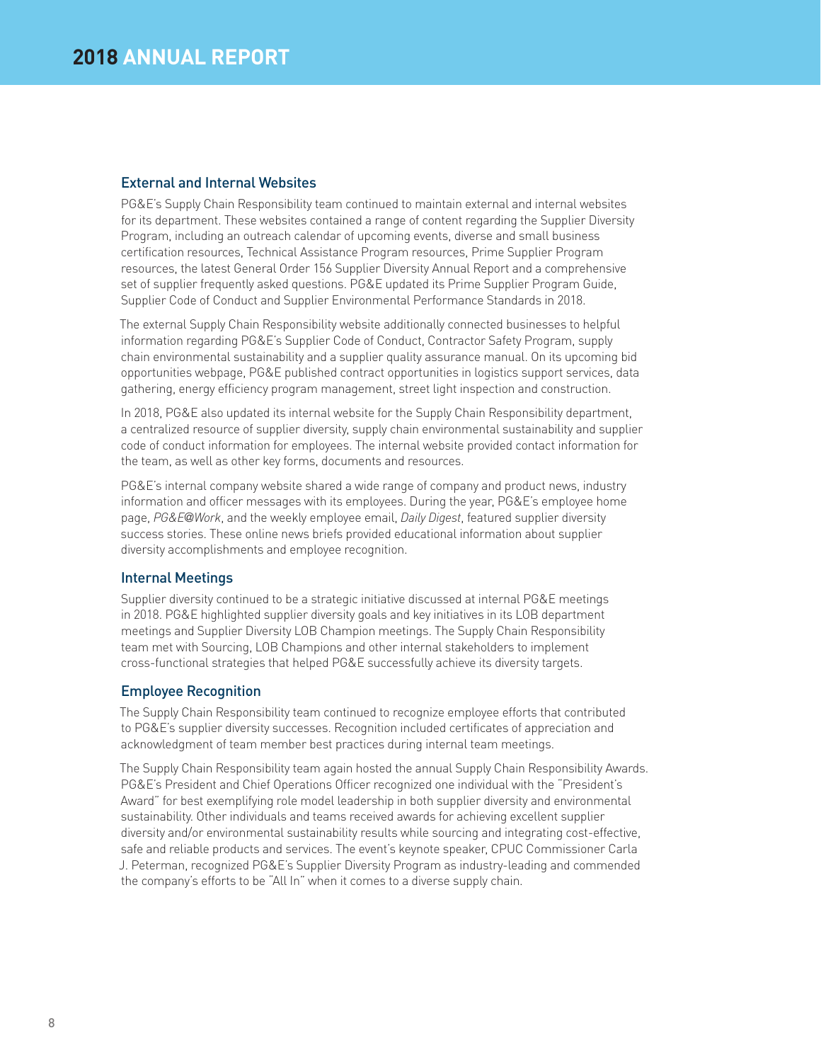## External and Internal Websites

PG&E's Supply Chain Responsibility team continued to maintain external and internal websites for its department. These websites contained a range of content regarding the Supplier Diversity Program, including an outreach calendar of upcoming events, diverse and small business certification resources, Technical Assistance Program resources, Prime Supplier Program resources, the latest General Order 156 Supplier Diversity Annual Report and a comprehensive set of supplier frequently asked questions. PG&E updated its Prime Supplier Program Guide, Supplier Code of Conduct and Supplier Environmental Performance Standards in 2018.

The external Supply Chain Responsibility website additionally connected businesses to helpful information regarding PG&E's Supplier Code of Conduct, Contractor Safety Program, supply chain environmental sustainability and a supplier quality assurance manual. On its upcoming bid opportunities webpage, PG&E published contract opportunities in logistics support services, data gathering, energy efficiency program management, street light inspection and construction.

In 2018, PG&E also updated its internal website for the Supply Chain Responsibility department, a centralized resource of supplier diversity, supply chain environmental sustainability and supplier code of conduct information for employees. The internal website provided contact information for the team, as well as other key forms, documents and resources.

PG&E's internal company website shared a wide range of company and product news, industry information and officer messages with its employees. During the year, PG&E's employee home page, *PG&E@Work*, and the weekly employee email, *Daily Digest*, featured supplier diversity success stories. These online news briefs provided educational information about supplier diversity accomplishments and employee recognition.

## Internal Meetings

Supplier diversity continued to be a strategic initiative discussed at internal PG&E meetings in 2018. PG&E highlighted supplier diversity goals and key initiatives in its LOB department meetings and Supplier Diversity LOB Champion meetings. The Supply Chain Responsibility team met with Sourcing, LOB Champions and other internal stakeholders to implement cross-functional strategies that helped PG&E successfully achieve its diversity targets.

## Employee Recognition

The Supply Chain Responsibility team continued to recognize employee efforts that contributed to PG&E's supplier diversity successes. Recognition included certificates of appreciation and acknowledgment of team member best practices during internal team meetings.

The Supply Chain Responsibility team again hosted the annual Supply Chain Responsibility Awards. PG&E's President and Chief Operations Officer recognized one individual with the "President's Award" for best exemplifying role model leadership in both supplier diversity and environmental sustainability. Other individuals and teams received awards for achieving excellent supplier diversity and/or environmental sustainability results while sourcing and integrating cost-effective, safe and reliable products and services. The event's keynote speaker, CPUC Commissioner Carla J. Peterman, recognized PG&E's Supplier Diversity Program as industry-leading and commended the company's efforts to be "All In" when it comes to a diverse supply chain.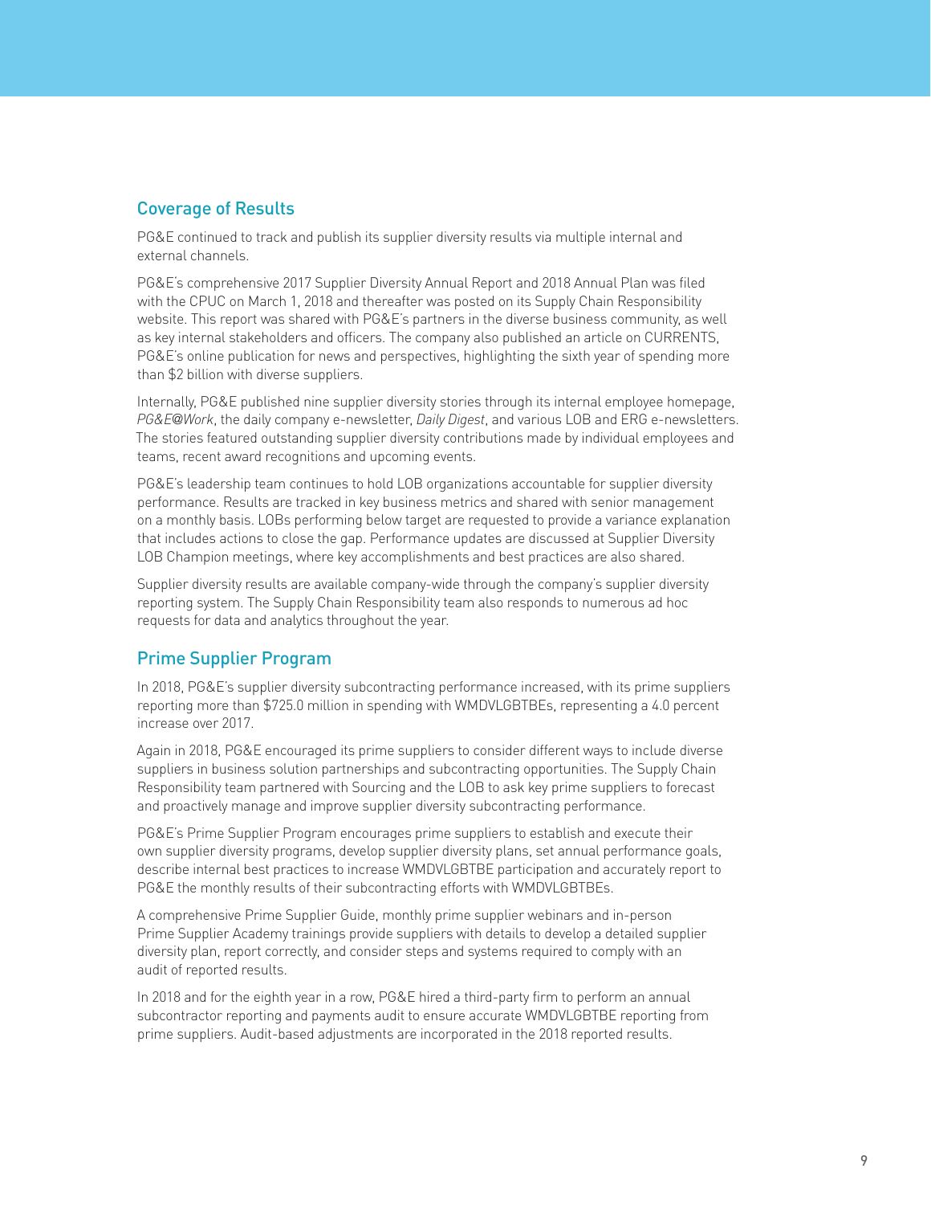## Coverage of Results

PG&E continued to track and publish its supplier diversity results via multiple internal and external channels.

PG&E's comprehensive 2017 Supplier Diversity Annual Report and 2018 Annual Plan was filed with the CPUC on March 1, 2018 and thereafter was posted on its Supply Chain Responsibility website. This report was shared with PG&E's partners in the diverse business community, as well as key internal stakeholders and officers. The company also published an article on CURRENTS, PG&E's online publication for news and perspectives, highlighting the sixth year of spending more than $2 billion with diverse suppliers.

Internally, PG&E published nine supplier diversity stories through its internal employee homepage, *PG&E@Work*, the daily company e-newsletter, *Daily Digest*, and various LOB and ERG e-newsletters. The stories featured outstanding supplier diversity contributions made by individual employees and teams, recent award recognitions and upcoming events.

PG&E's leadership team continues to hold LOB organizations accountable for supplier diversity performance. Results are tracked in key business metrics and shared with senior management on a monthly basis. LOBs performing below target are requested to provide a variance explanation that includes actions to close the gap. Performance updates are discussed at Supplier Diversity LOB Champion meetings, where key accomplishments and best practices are also shared.

Supplier diversity results are available company-wide through the company's supplier diversity reporting system. The Supply Chain Responsibility team also responds to numerous ad hoc requests for data and analytics throughout the year.

## Prime Supplier Program

In 2018, PG&E's supplier diversity subcontracting performance increased, with its prime suppliers reporting more than $725.0 million in spending with WMDVLGBTBEs, representing a 4.0 percent increase over 2017.

Again in 2018, PG&E encouraged its prime suppliers to consider different ways to include diverse suppliers in business solution partnerships and subcontracting opportunities. The Supply Chain Responsibility team partnered with Sourcing and the LOB to ask key prime suppliers to forecast and proactively manage and improve supplier diversity subcontracting performance.

PG&E's Prime Supplier Program encourages prime suppliers to establish and execute their own supplier diversity programs, develop supplier diversity plans, set annual performance goals, describe internal best practices to increase WMDVLGBTBE participation and accurately report to PG&E the monthly results of their subcontracting efforts with WMDVLGBTBEs.

A comprehensive Prime Supplier Guide, monthly prime supplier webinars and in-person Prime Supplier Academy trainings provide suppliers with details to develop a detailed supplier diversity plan, report correctly, and consider steps and systems required to comply with an audit of reported results.

In 2018 and for the eighth year in a row, PG&E hired a third-party firm to perform an annual subcontractor reporting and payments audit to ensure accurate WMDVLGBTBE reporting from prime suppliers. Audit-based adjustments are incorporated in the 2018 reported results.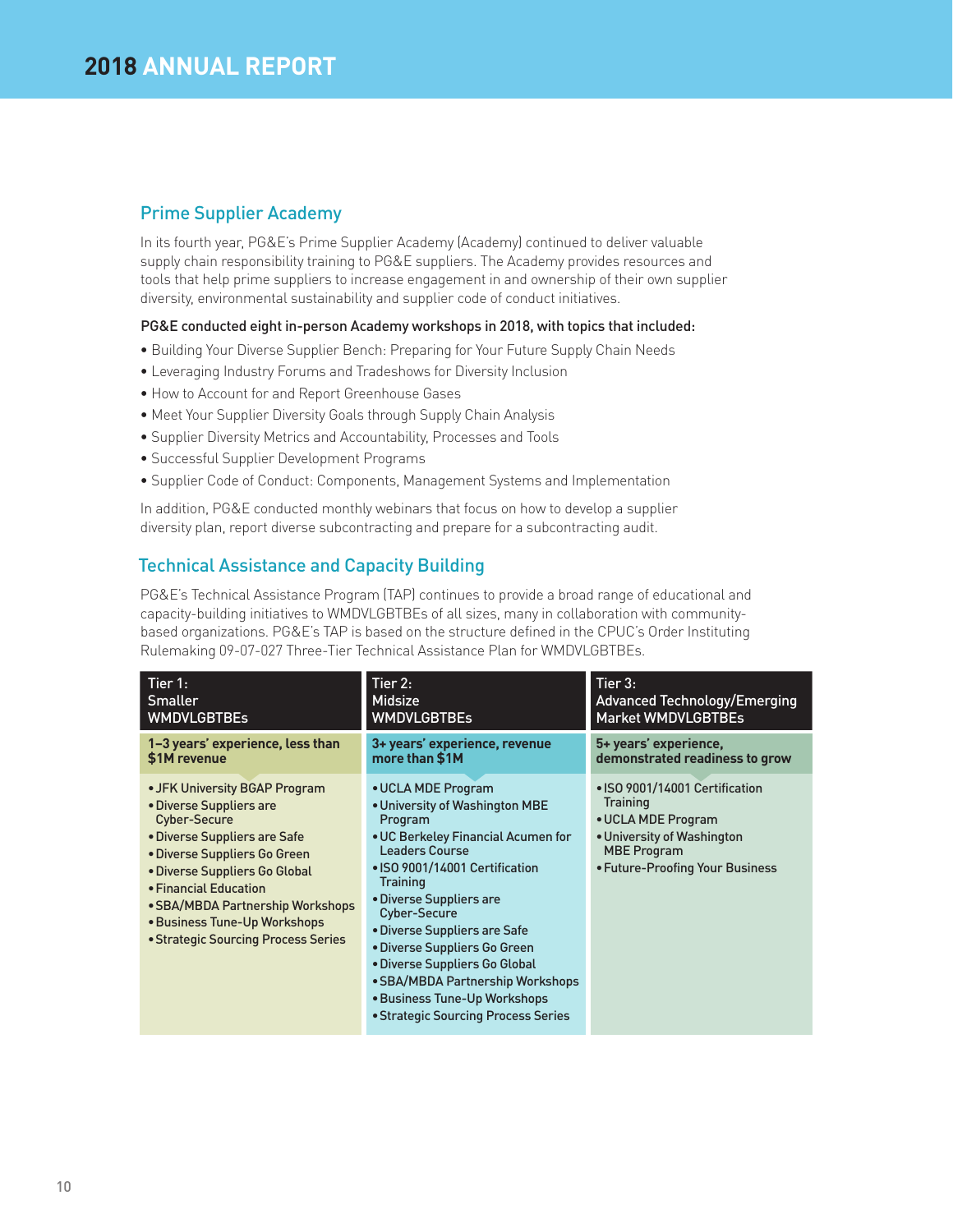## Prime Supplier Academy

In its fourth year, PG&E's Prime Supplier Academy (Academy) continued to deliver valuable supply chain responsibility training to PG&E suppliers. The Academy provides resources and tools that help prime suppliers to increase engagement in and ownership of their own supplier diversity, environmental sustainability and supplier code of conduct initiatives.

**PG&E conducted eight in-person Academy workshops in 2018, with topics that included:**

- Building Your Diverse Supplier Bench: Preparing for Your Future Supply Chain Needs
- Leveraging Industry Forums and Tradeshows for Diversity Inclusion
- How to Account for and Report Greenhouse Gases
- Meet Your Supplier Diversity Goals through Supply Chain Analysis
- Supplier Diversity Metrics and Accountability, Processes and Tools
- Successful Supplier Development Programs
- Supplier Code of Conduct: Components, Management Systems and Implementation

In addition, PG&E conducted monthly webinars that focus on how to develop a supplier diversity plan, report diverse subcontracting and prepare for a subcontracting audit.

## Technical Assistance and Capacity Building

PG&E's Technical Assistance Program (TAP) continues to provide a broad range of educational and capacity-building initiatives to WMDVLGBTBEs of all sizes, many in collaboration with community-based organizations. PG&E's TAP is based on the structure defined in the CPUC's Order Instituting Rulemaking 09-07-027 Three-Tier Technical Assistance Plan for WMDVLGBTBEs.

| Tier 1: Smaller WMDVLGBTBEs | Tier 2: Midsize WMDVLGBTBEs | Tier 3: Advanced Technology/Emerging Market WMDVLGBTBEs |
|---|---|---|
| **1–3 years' experience, less than $1M revenue** | **3+ years' experience, revenue more than $1M** | **5+ years' experience, demonstrated readiness to grow** |
| • JFK University BGAP Program<br>• Diverse Suppliers are Cyber-Secure<br>• Diverse Suppliers are Safe<br>• Diverse Suppliers Go Green<br>• Diverse Suppliers Go Global<br>• Financial Education<br>• SBA/MBDA Partnership Workshops<br>• Business Tune-Up Workshops<br>• Strategic Sourcing Process Series | • UCLA MDE Program<br>• University of Washington MBE Program<br>• UC Berkeley Financial Acumen for Leaders Course<br>• ISO 9001/14001 Certification Training<br>• Diverse Suppliers are Cyber-Secure<br>• Diverse Suppliers are Safe<br>• Diverse Suppliers Go Green<br>• Diverse Suppliers Go Global<br>• SBA/MBDA Partnership Workshops<br>• Business Tune-Up Workshops<br>• Strategic Sourcing Process Series | • ISO 9001/14001 Certification Training<br>• UCLA MDE Program<br>• University of Washington MBE Program<br>• Future-Proofing Your Business |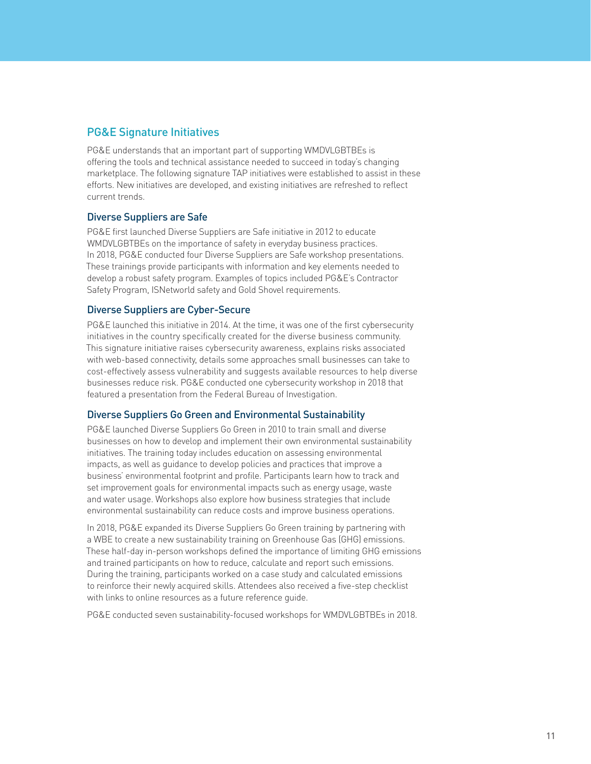## PG&E Signature Initiatives

PG&E understands that an important part of supporting WMDVLGBTBEs is offering the tools and technical assistance needed to succeed in today's changing marketplace. The following signature TAP initiatives were established to assist in these efforts. New initiatives are developed, and existing initiatives are refreshed to reflect current trends.

### Diverse Suppliers are Safe

PG&E first launched Diverse Suppliers are Safe initiative in 2012 to educate WMDVLGBTBEs on the importance of safety in everyday business practices. In 2018, PG&E conducted four Diverse Suppliers are Safe workshop presentations. These trainings provide participants with information and key elements needed to develop a robust safety program. Examples of topics included PG&E's Contractor Safety Program, ISNetworld safety and Gold Shovel requirements.

### Diverse Suppliers are Cyber-Secure

PG&E launched this initiative in 2014. At the time, it was one of the first cybersecurity initiatives in the country specifically created for the diverse business community. This signature initiative raises cybersecurity awareness, explains risks associated with web-based connectivity, details some approaches small businesses can take to cost-effectively assess vulnerability and suggests available resources to help diverse businesses reduce risk. PG&E conducted one cybersecurity workshop in 2018 that featured a presentation from the Federal Bureau of Investigation.

### Diverse Suppliers Go Green and Environmental Sustainability

PG&E launched Diverse Suppliers Go Green in 2010 to train small and diverse businesses on how to develop and implement their own environmental sustainability initiatives. The training today includes education on assessing environmental impacts, as well as guidance to develop policies and practices that improve a business' environmental footprint and profile. Participants learn how to track and set improvement goals for environmental impacts such as energy usage, waste and water usage. Workshops also explore how business strategies that include environmental sustainability can reduce costs and improve business operations.

In 2018, PG&E expanded its Diverse Suppliers Go Green training by partnering with a WBE to create a new sustainability training on Greenhouse Gas (GHG) emissions. These half-day in-person workshops defined the importance of limiting GHG emissions and trained participants on how to reduce, calculate and report such emissions. During the training, participants worked on a case study and calculated emissions to reinforce their newly acquired skills. Attendees also received a five-step checklist with links to online resources as a future reference guide.

PG&E conducted seven sustainability-focused workshops for WMDVLGBTBEs in 2018.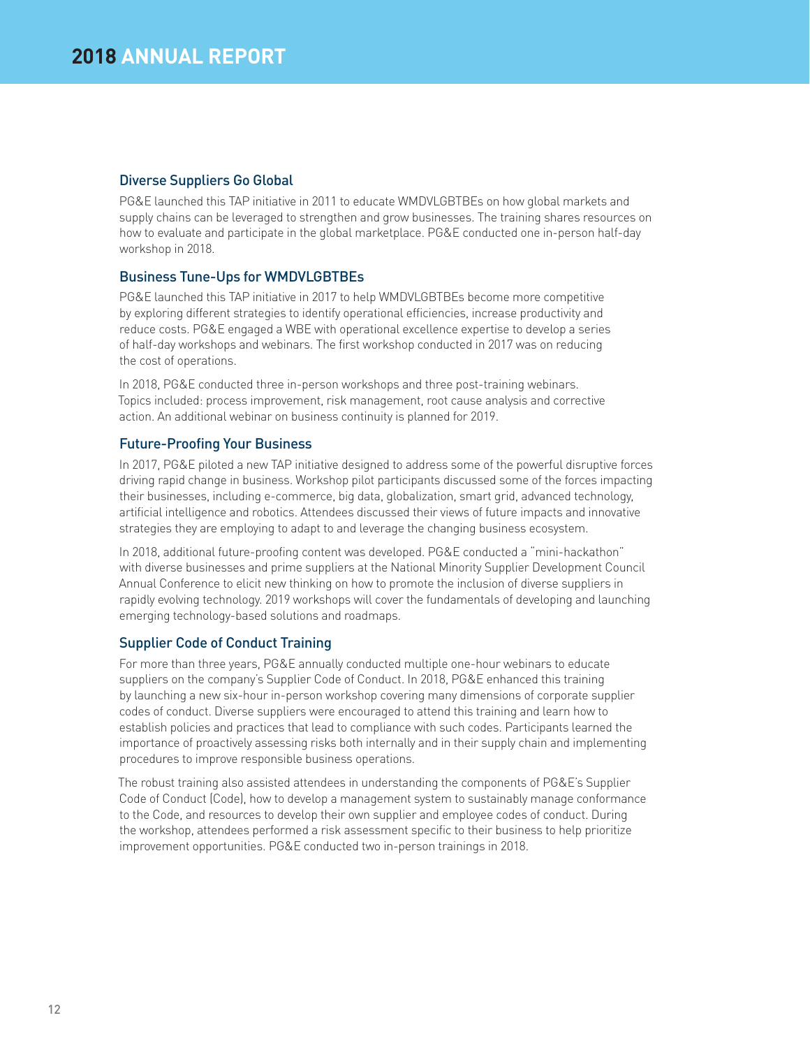### Diverse Suppliers Go Global

PG&E launched this TAP initiative in 2011 to educate WMDVLGBTBEs on how global markets and supply chains can be leveraged to strengthen and grow businesses. The training shares resources on how to evaluate and participate in the global marketplace. PG&E conducted one in-person half-day workshop in 2018.

### Business Tune-Ups for WMDVLGBTBEs

PG&E launched this TAP initiative in 2017 to help WMDVLGBTBEs become more competitive by exploring different strategies to identify operational efficiencies, increase productivity and reduce costs. PG&E engaged a WBE with operational excellence expertise to develop a series of half-day workshops and webinars. The first workshop conducted in 2017 was on reducing the cost of operations.

In 2018, PG&E conducted three in-person workshops and three post-training webinars. Topics included: process improvement, risk management, root cause analysis and corrective action. An additional webinar on business continuity is planned for 2019.

### Future-Proofing Your Business

In 2017, PG&E piloted a new TAP initiative designed to address some of the powerful disruptive forces driving rapid change in business. Workshop pilot participants discussed some of the forces impacting their businesses, including e-commerce, big data, globalization, smart grid, advanced technology, artificial intelligence and robotics. Attendees discussed their views of future impacts and innovative strategies they are employing to adapt to and leverage the changing business ecosystem.

In 2018, additional future-proofing content was developed. PG&E conducted a "mini-hackathon" with diverse businesses and prime suppliers at the National Minority Supplier Development Council Annual Conference to elicit new thinking on how to promote the inclusion of diverse suppliers in rapidly evolving technology. 2019 workshops will cover the fundamentals of developing and launching emerging technology-based solutions and roadmaps.

### Supplier Code of Conduct Training

For more than three years, PG&E annually conducted multiple one-hour webinars to educate suppliers on the company's Supplier Code of Conduct. In 2018, PG&E enhanced this training by launching a new six-hour in-person workshop covering many dimensions of corporate supplier codes of conduct. Diverse suppliers were encouraged to attend this training and learn how to establish policies and practices that lead to compliance with such codes. Participants learned the importance of proactively assessing risks both internally and in their supply chain and implementing procedures to improve responsible business operations.

The robust training also assisted attendees in understanding the components of PG&E's Supplier Code of Conduct (Code), how to develop a management system to sustainably manage conformance to the Code, and resources to develop their own supplier and employee codes of conduct. During the workshop, attendees performed a risk assessment specific to their business to help prioritize improvement opportunities. PG&E conducted two in-person trainings in 2018.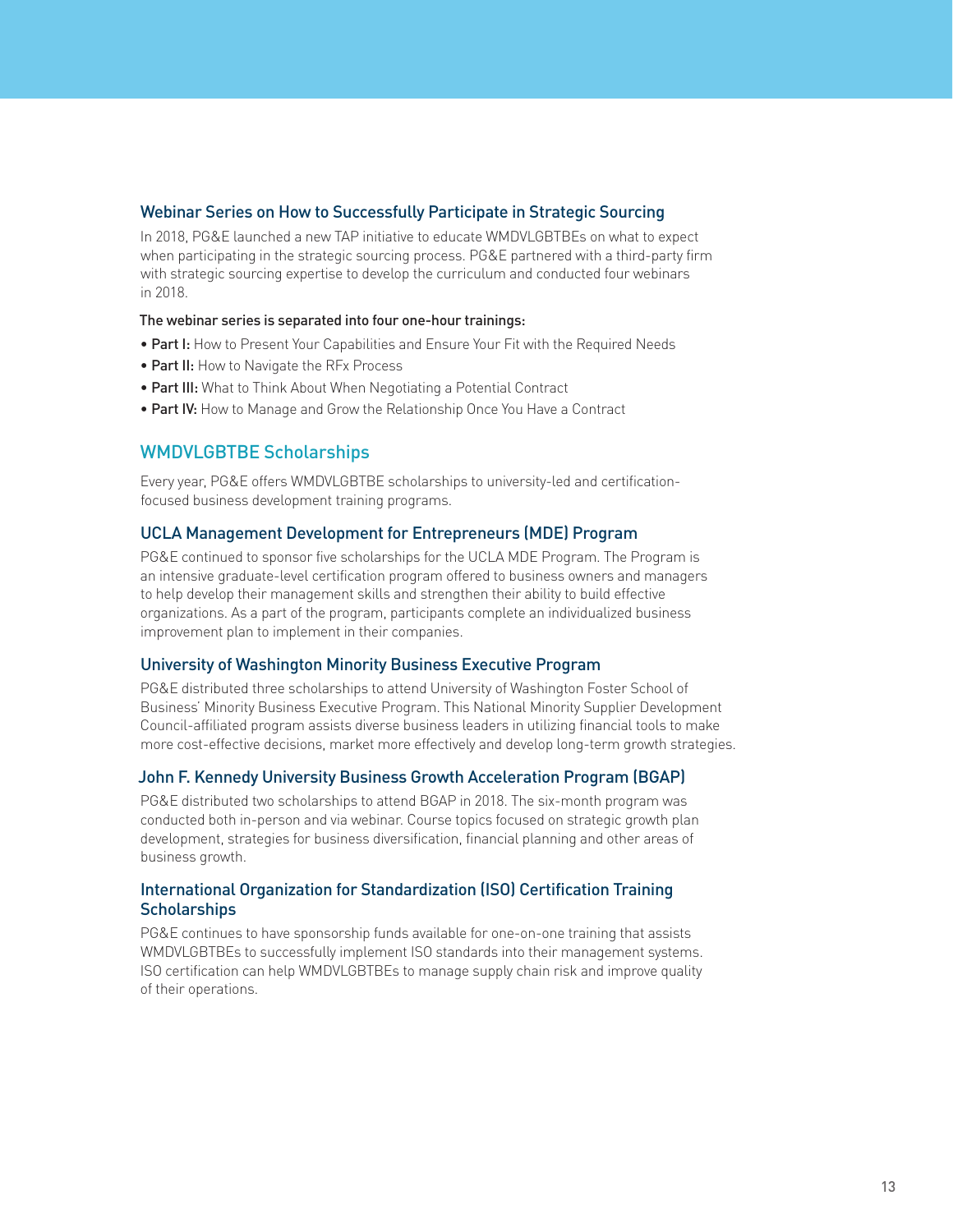### Webinar Series on How to Successfully Participate in Strategic Sourcing

In 2018, PG&E launched a new TAP initiative to educate WMDVLGBTBEs on what to expect when participating in the strategic sourcing process. PG&E partnered with a third-party firm with strategic sourcing expertise to develop the curriculum and conducted four webinars in 2018.

The webinar series is separated into four one-hour trainings:

- **Part I:** How to Present Your Capabilities and Ensure Your Fit with the Required Needs
- **Part II:** How to Navigate the RFx Process
- **Part III:** What to Think About When Negotiating a Potential Contract
- **Part IV:** How to Manage and Grow the Relationship Once You Have a Contract

## WMDVLGBTBE Scholarships

Every year, PG&E offers WMDVLGBTBE scholarships to university-led and certification-focused business development training programs.

### UCLA Management Development for Entrepreneurs (MDE) Program

PG&E continued to sponsor five scholarships for the UCLA MDE Program. The Program is an intensive graduate-level certification program offered to business owners and managers to help develop their management skills and strengthen their ability to build effective organizations. As a part of the program, participants complete an individualized business improvement plan to implement in their companies.

### University of Washington Minority Business Executive Program

PG&E distributed three scholarships to attend University of Washington Foster School of Business' Minority Business Executive Program. This National Minority Supplier Development Council-affiliated program assists diverse business leaders in utilizing financial tools to make more cost-effective decisions, market more effectively and develop long-term growth strategies.

### John F. Kennedy University Business Growth Acceleration Program (BGAP)

PG&E distributed two scholarships to attend BGAP in 2018. The six-month program was conducted both in-person and via webinar. Course topics focused on strategic growth plan development, strategies for business diversification, financial planning and other areas of business growth.

### International Organization for Standardization (ISO) Certification Training Scholarships

PG&E continues to have sponsorship funds available for one-on-one training that assists WMDVLGBTBEs to successfully implement ISO standards into their management systems. ISO certification can help WMDVLGBTBEs to manage supply chain risk and improve quality of their operations.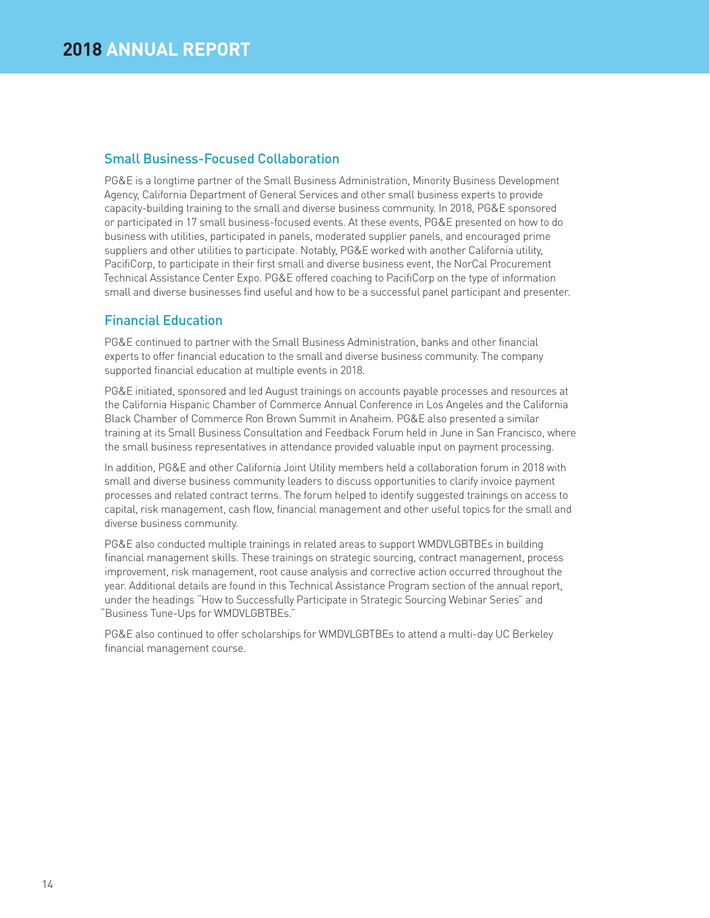## Small Business-Focused Collaboration

PG&E is a longtime partner of the Small Business Administration, Minority Business Development Agency, California Department of General Services and other small business experts to provide capacity-building training to the small and diverse business community. In 2018, PG&E sponsored or participated in 17 small business-focused events. At these events, PG&E presented on how to do business with utilities, participated in panels, moderated supplier panels, and encouraged prime suppliers and other utilities to participate. Notably, PG&E worked with another California utility, PacifiCorp, to participate in their first small and diverse business event, the NorCal Procurement Technical Assistance Center Expo. PG&E offered coaching to PacifiCorp on the type of information small and diverse businesses find useful and how to be a successful panel participant and presenter.

## Financial Education

PG&E continued to partner with the Small Business Administration, banks and other financial experts to offer financial education to the small and diverse business community. The company supported financial education at multiple events in 2018.

PG&E initiated, sponsored and led August trainings on accounts payable processes and resources at the California Hispanic Chamber of Commerce Annual Conference in Los Angeles and the California Black Chamber of Commerce Ron Brown Summit in Anaheim. PG&E also presented a similar training at its Small Business Consultation and Feedback Forum held in June in San Francisco, where the small business representatives in attendance provided valuable input on payment processing.

In addition, PG&E and other California Joint Utility members held a collaboration forum in 2018 with small and diverse business community leaders to discuss opportunities to clarify invoice payment processes and related contract terms. The forum helped to identify suggested trainings on access to capital, risk management, cash flow, financial management and other useful topics for the small and diverse business community.

PG&E also conducted multiple trainings in related areas to support WMDVLGBTBEs in building financial management skills. These trainings on strategic sourcing, contract management, process improvement, risk management, root cause analysis and corrective action occurred throughout the year. Additional details are found in this Technical Assistance Program section of the annual report, under the headings "How to Successfully Participate in Strategic Sourcing Webinar Series" and "Business Tune-Ups for WMDVLGBTBEs."

PG&E also continued to offer scholarships for WMDVLGBTBEs to attend a multi-day UC Berkeley financial management course.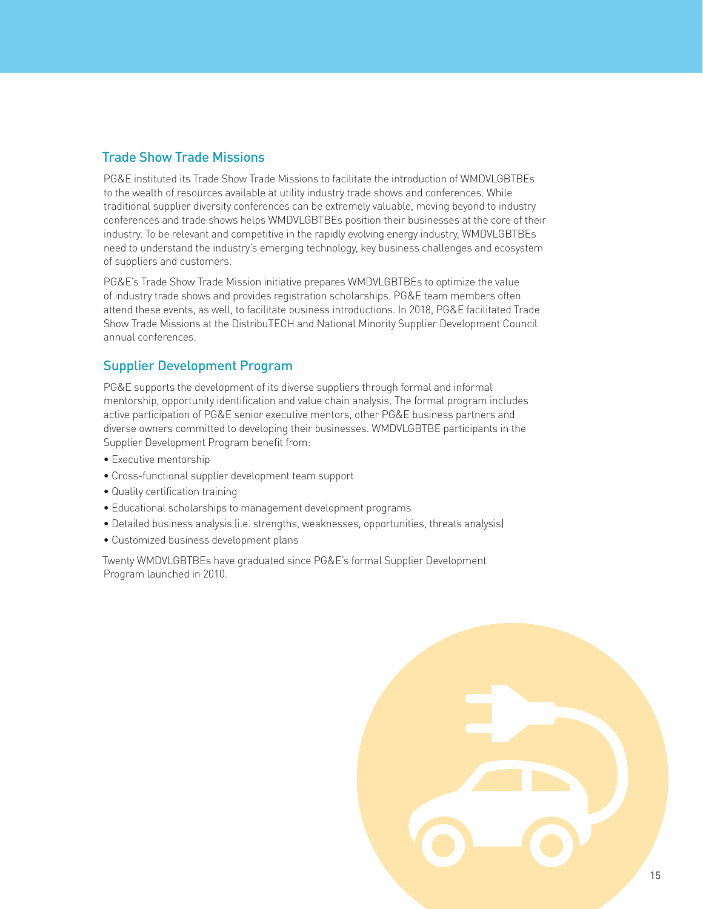## Trade Show Trade Missions

PG&E instituted its Trade Show Trade Missions to facilitate the introduction of WMDVLGBTBEs to the wealth of resources available at utility industry trade shows and conferences. While traditional supplier diversity conferences can be extremely valuable, moving beyond to industry conferences and trade shows helps WMDVLGBTBEs position their businesses at the core of their industry. To be relevant and competitive in the rapidly evolving energy industry, WMDVLGBTBEs need to understand the industry's emerging technology, key business challenges and ecosystem of suppliers and customers.

PG&E's Trade Show Trade Mission initiative prepares WMDVLGBTBEs to optimize the value of industry trade shows and provides registration scholarships. PG&E team members often attend these events, as well, to facilitate business introductions. In 2018, PG&E facilitated Trade Show Trade Missions at the DistribuTECH and National Minority Supplier Development Council annual conferences.

## Supplier Development Program

PG&E supports the development of its diverse suppliers through formal and informal mentorship, opportunity identification and value chain analysis. The formal program includes active participation of PG&E senior executive mentors, other PG&E business partners and diverse owners committed to developing their businesses. WMDVLGBTBE participants in the Supplier Development Program benefit from:

- Executive mentorship
- Cross-functional supplier development team support
- Quality certification training
- Educational scholarships to management development programs
- Detailed business analysis (i.e. strengths, weaknesses, opportunities, threats analysis)
- Customized business development plans

Twenty WMDVLGBTBEs have graduated since PG&E's formal Supplier Development Program launched in 2010.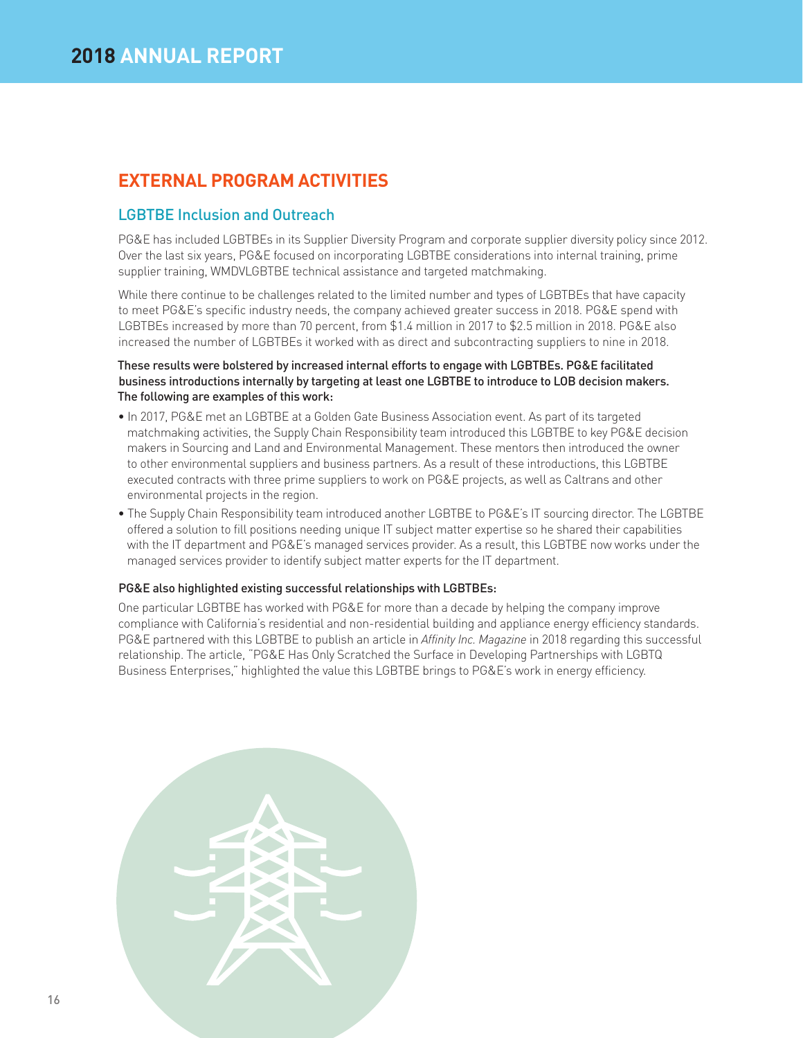## EXTERNAL PROGRAM ACTIVITIES

### LGBTBE Inclusion and Outreach

PG&E has included LGBTBEs in its Supplier Diversity Program and corporate supplier diversity policy since 2012. Over the last six years, PG&E focused on incorporating LGBTBE considerations into internal training, prime supplier training, WMDVLGBTBE technical assistance and targeted matchmaking.

While there continue to be challenges related to the limited number and types of LGBTBEs that have capacity to meet PG&E's specific industry needs, the company achieved greater success in 2018. PG&E spend with LGBTBEs increased by more than 70 percent, from $1.4 million in 2017 to $2.5 million in 2018. PG&E also increased the number of LGBTBEs it worked with as direct and subcontracting suppliers to nine in 2018.

**These results were bolstered by increased internal efforts to engage with LGBTBEs. PG&E facilitated business introductions internally by targeting at least one LGBTBE to introduce to LOB decision makers. The following are examples of this work:**

- In 2017, PG&E met an LGBTBE at a Golden Gate Business Association event. As part of its targeted matchmaking activities, the Supply Chain Responsibility team introduced this LGBTBE to key PG&E decision makers in Sourcing and Land and Environmental Management. These mentors then introduced the owner to other environmental suppliers and business partners. As a result of these introductions, this LGBTBE executed contracts with three prime suppliers to work on PG&E projects, as well as Caltrans and other environmental projects in the region.
- The Supply Chain Responsibility team introduced another LGBTBE to PG&E's IT sourcing director. The LGBTBE offered a solution to fill positions needing unique IT subject matter expertise so he shared their capabilities with the IT department and PG&E's managed services provider. As a result, this LGBTBE now works under the managed services provider to identify subject matter experts for the IT department.

**PG&E also highlighted existing successful relationships with LGBTBEs:**

One particular LGBTBE has worked with PG&E for more than a decade by helping the company improve compliance with California's residential and non-residential building and appliance energy efficiency standards. PG&E partnered with this LGBTBE to publish an article in *Affinity Inc. Magazine* in 2018 regarding this successful relationship. The article, "PG&E Has Only Scratched the Surface in Developing Partnerships with LGBTQ Business Enterprises," highlighted the value this LGBTBE brings to PG&E's work in energy efficiency.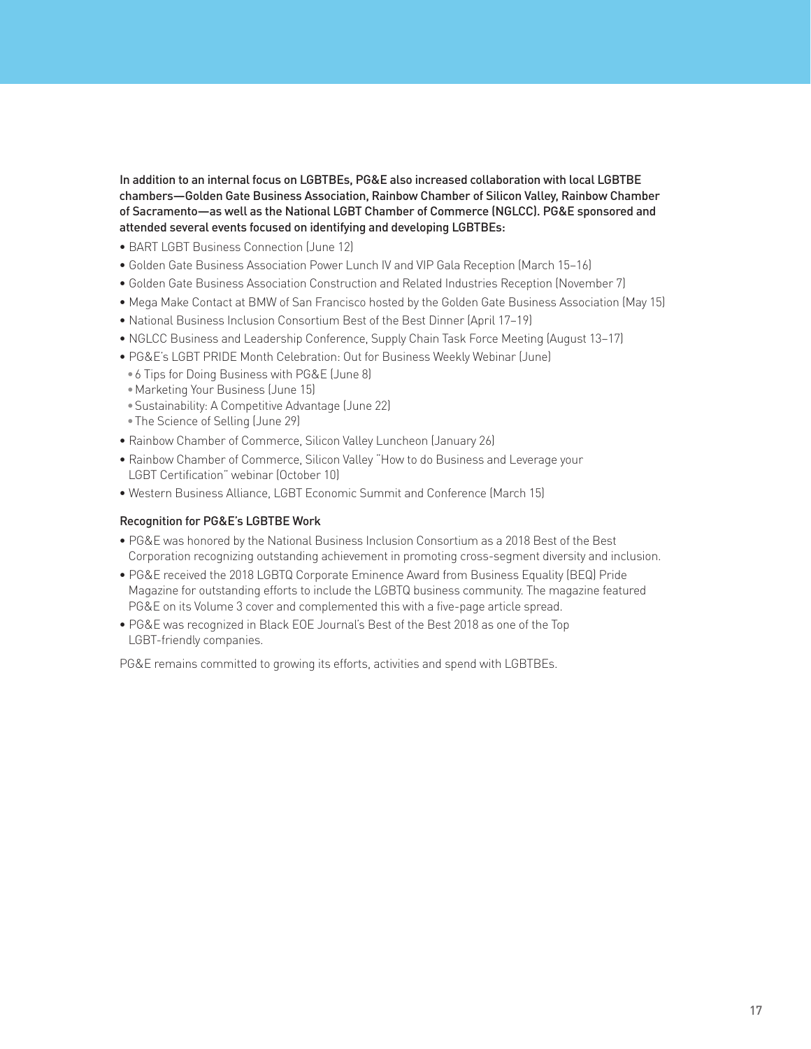**In addition to an internal focus on LGBTBEs, PG&E also increased collaboration with local LGBTBE chambers—Golden Gate Business Association, Rainbow Chamber of Silicon Valley, Rainbow Chamber of Sacramento—as well as the National LGBT Chamber of Commerce (NGLCC). PG&E sponsored and attended several events focused on identifying and developing LGBTBEs:**

- BART LGBT Business Connection (June 12)
- Golden Gate Business Association Power Lunch IV and VIP Gala Reception (March 15–16)
- Golden Gate Business Association Construction and Related Industries Reception (November 7)
- Mega Make Contact at BMW of San Francisco hosted by the Golden Gate Business Association (May 15)
- National Business Inclusion Consortium Best of the Best Dinner (April 17–19)
- NGLCC Business and Leadership Conference, Supply Chain Task Force Meeting (August 13–17)
- PG&E's LGBT PRIDE Month Celebration: Out for Business Weekly Webinar (June)
  - 6 Tips for Doing Business with PG&E (June 8)
  - Marketing Your Business (June 15)
  - Sustainability: A Competitive Advantage (June 22)
  - The Science of Selling (June 29)
- Rainbow Chamber of Commerce, Silicon Valley Luncheon (January 26)
- Rainbow Chamber of Commerce, Silicon Valley "How to do Business and Leverage your LGBT Certification" webinar (October 10)
- Western Business Alliance, LGBT Economic Summit and Conference (March 15)

### Recognition for PG&E's LGBTBE Work

- PG&E was honored by the National Business Inclusion Consortium as a 2018 Best of the Best Corporation recognizing outstanding achievement in promoting cross-segment diversity and inclusion.
- PG&E received the 2018 LGBTQ Corporate Eminence Award from Business Equality (BEQ) Pride Magazine for outstanding efforts to include the LGBTQ business community. The magazine featured PG&E on its Volume 3 cover and complemented this with a five-page article spread.
- PG&E was recognized in Black EOE Journal's Best of the Best 2018 as one of the Top LGBT-friendly companies.

PG&E remains committed to growing its efforts, activities and spend with LGBTBEs.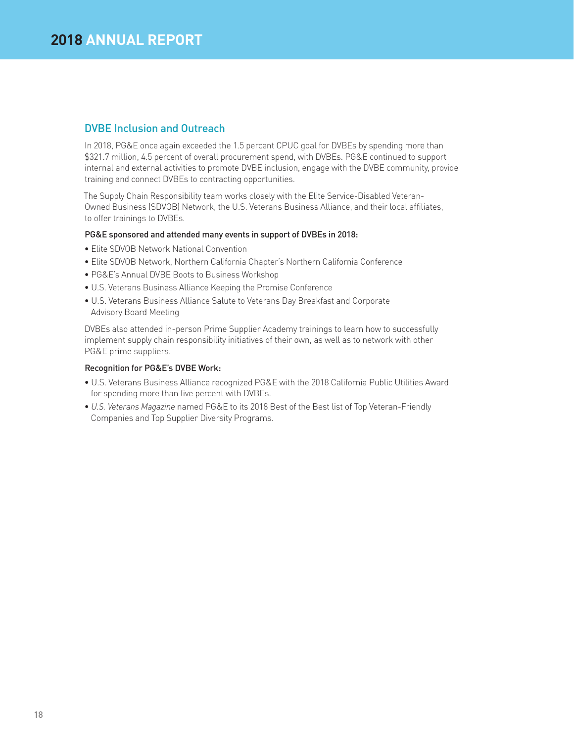## DVBE Inclusion and Outreach

In 2018, PG&E once again exceeded the 1.5 percent CPUC goal for DVBEs by spending more than $321.7 million, 4.5 percent of overall procurement spend, with DVBEs. PG&E continued to support internal and external activities to promote DVBE inclusion, engage with the DVBE community, provide training and connect DVBEs to contracting opportunities.

The Supply Chain Responsibility team works closely with the Elite Service-Disabled Veteran-Owned Business (SDVOB) Network, the U.S. Veterans Business Alliance, and their local affiliates, to offer trainings to DVBEs.

**PG&E sponsored and attended many events in support of DVBEs in 2018:**

- Elite SDVOB Network National Convention
- Elite SDVOB Network, Northern California Chapter's Northern California Conference
- PG&E's Annual DVBE Boots to Business Workshop
- U.S. Veterans Business Alliance Keeping the Promise Conference
- U.S. Veterans Business Alliance Salute to Veterans Day Breakfast and Corporate Advisory Board Meeting

DVBEs also attended in-person Prime Supplier Academy trainings to learn how to successfully implement supply chain responsibility initiatives of their own, as well as to network with other PG&E prime suppliers.

**Recognition for PG&E's DVBE Work:**

- U.S. Veterans Business Alliance recognized PG&E with the 2018 California Public Utilities Award for spending more than five percent with DVBEs.
- *U.S. Veterans Magazine* named PG&E to its 2018 Best of the Best list of Top Veteran-Friendly Companies and Top Supplier Diversity Programs.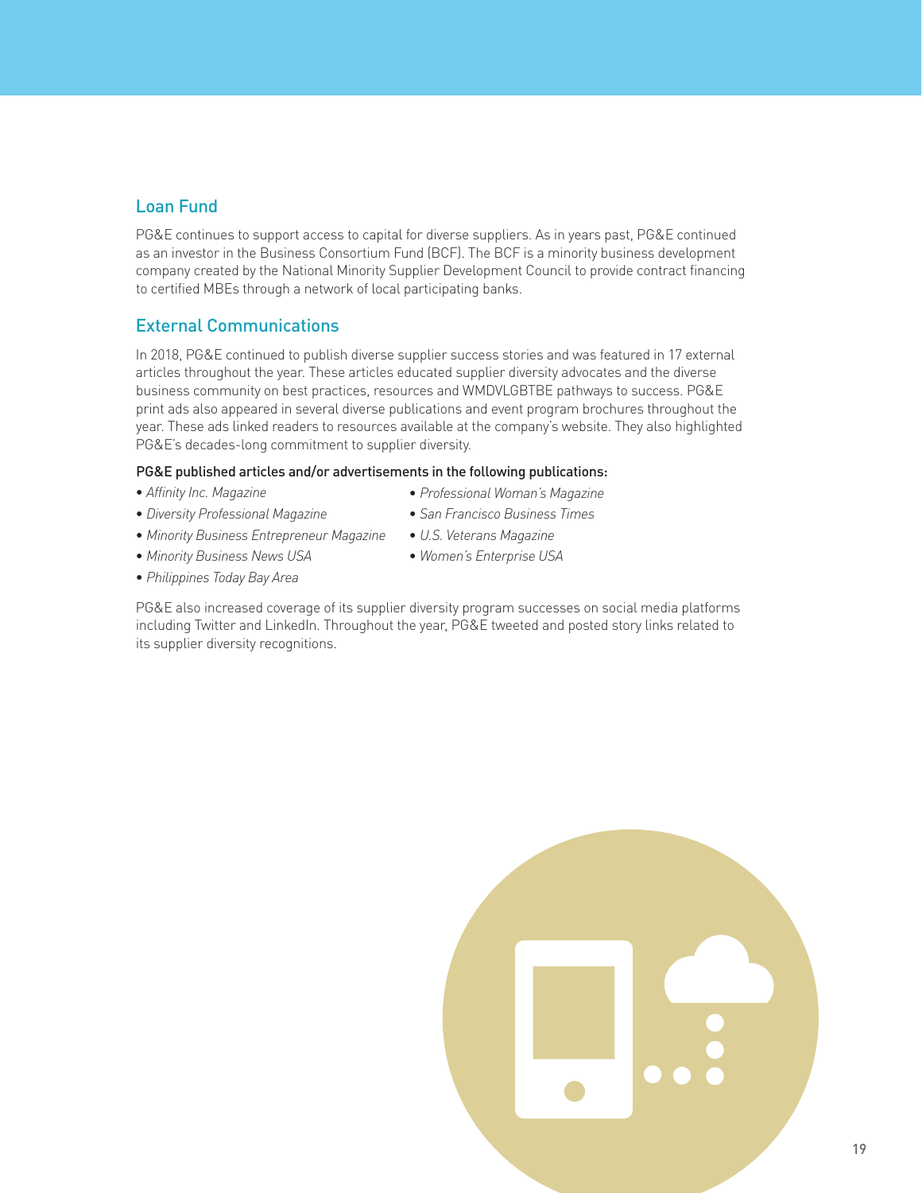## Loan Fund

PG&E continues to support access to capital for diverse suppliers. As in years past, PG&E continued as an investor in the Business Consortium Fund (BCF). The BCF is a minority business development company created by the National Minority Supplier Development Council to provide contract financing to certified MBEs through a network of local participating banks.

## External Communications

In 2018, PG&E continued to publish diverse supplier success stories and was featured in 17 external articles throughout the year. These articles educated supplier diversity advocates and the diverse business community on best practices, resources and WMDVLGBTBE pathways to success. PG&E print ads also appeared in several diverse publications and event program brochures throughout the year. These ads linked readers to resources available at the company's website. They also highlighted PG&E's decades-long commitment to supplier diversity.

**PG&E published articles and/or advertisements in the following publications:**

- *Affinity Inc. Magazine*
- *Diversity Professional Magazine*
- *Minority Business Entrepreneur Magazine*
- *Minority Business News USA*
- *Philippines Today Bay Area*
- *Professional Woman's Magazine*
- *San Francisco Business Times*
- *U.S. Veterans Magazine*
- *Women's Enterprise USA*

PG&E also increased coverage of its supplier diversity program successes on social media platforms including Twitter and LinkedIn. Throughout the year, PG&E tweeted and posted story links related to its supplier diversity recognitions.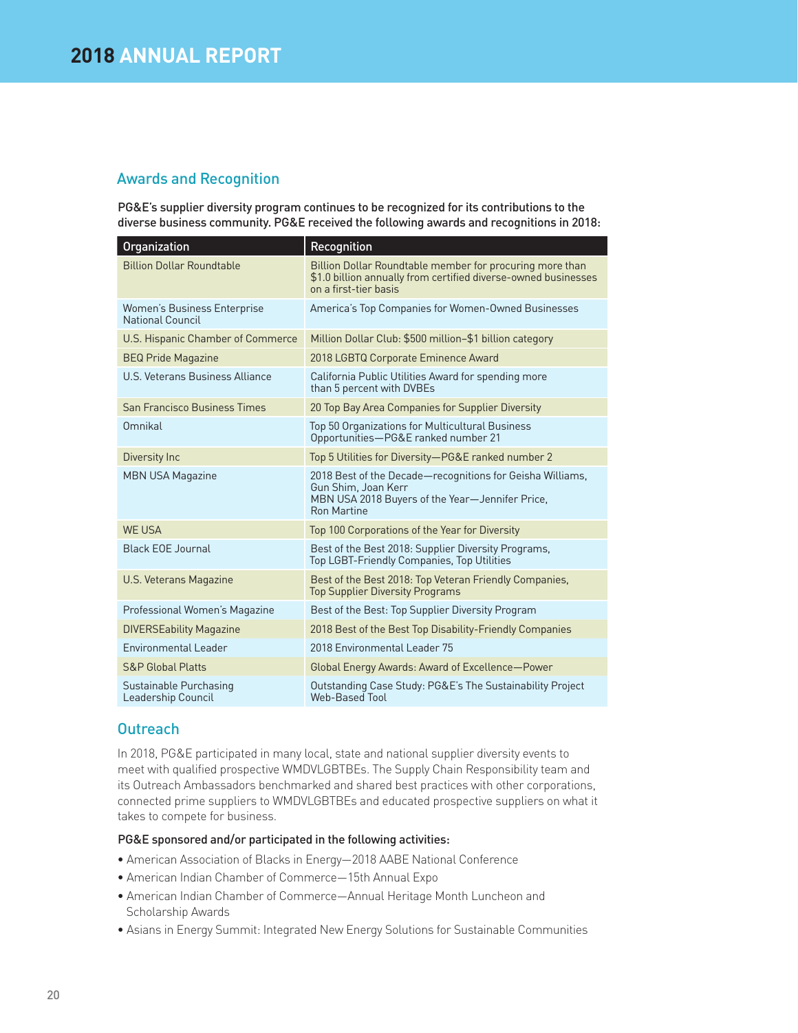## Awards and Recognition

**PG&E's supplier diversity program continues to be recognized for its contributions to the diverse business community. PG&E received the following awards and recognitions in 2018:**

| Organization | Recognition |
|---|---|
| Billion Dollar Roundtable | Billion Dollar Roundtable member for procuring more than $1.0 billion annually from certified diverse-owned businesses on a first-tier basis |
| Women's Business Enterprise National Council | America's Top Companies for Women-Owned Businesses |
| U.S. Hispanic Chamber of Commerce | Million Dollar Club: $500 million–$1 billion category |
| BEQ Pride Magazine | 2018 LGBTQ Corporate Eminence Award |
| U.S. Veterans Business Alliance | California Public Utilities Award for spending more than 5 percent with DVBEs |
| San Francisco Business Times | 20 Top Bay Area Companies for Supplier Diversity |
| Omnikal | Top 50 Organizations for Multicultural Business Opportunities—PG&E ranked number 21 |
| Diversity Inc | Top 5 Utilities for Diversity—PG&E ranked number 2 |
| MBN USA Magazine | 2018 Best of the Decade—recognitions for Geisha Williams, Gun Shim, Joan Kerr<br>MBN USA 2018 Buyers of the Year—Jennifer Price, Ron Martine |
| WE USA | Top 100 Corporations of the Year for Diversity |
| Black EOE Journal | Best of the Best 2018: Supplier Diversity Programs, Top LGBT-Friendly Companies, Top Utilities |
| U.S. Veterans Magazine | Best of the Best 2018: Top Veteran Friendly Companies, Top Supplier Diversity Programs |
| Professional Women's Magazine | Best of the Best: Top Supplier Diversity Program |
| DIVERSEability Magazine | 2018 Best of the Best Top Disability-Friendly Companies |
| Environmental Leader | 2018 Environmental Leader 75 |
| S&P Global Platts | Global Energy Awards: Award of Excellence—Power |
| Sustainable Purchasing Leadership Council | Outstanding Case Study: PG&E's The Sustainability Project Web-Based Tool |

## Outreach

In 2018, PG&E participated in many local, state and national supplier diversity events to meet with qualified prospective WMDVLGBTBEs. The Supply Chain Responsibility team and its Outreach Ambassadors benchmarked and shared best practices with other corporations, connected prime suppliers to WMDVLGBTBEs and educated prospective suppliers on what it takes to compete for business.

**PG&E sponsored and/or participated in the following activities:**

- American Association of Blacks in Energy—2018 AABE National Conference
- American Indian Chamber of Commerce—15th Annual Expo
- American Indian Chamber of Commerce—Annual Heritage Month Luncheon and Scholarship Awards
- Asians in Energy Summit: Integrated New Energy Solutions for Sustainable Communities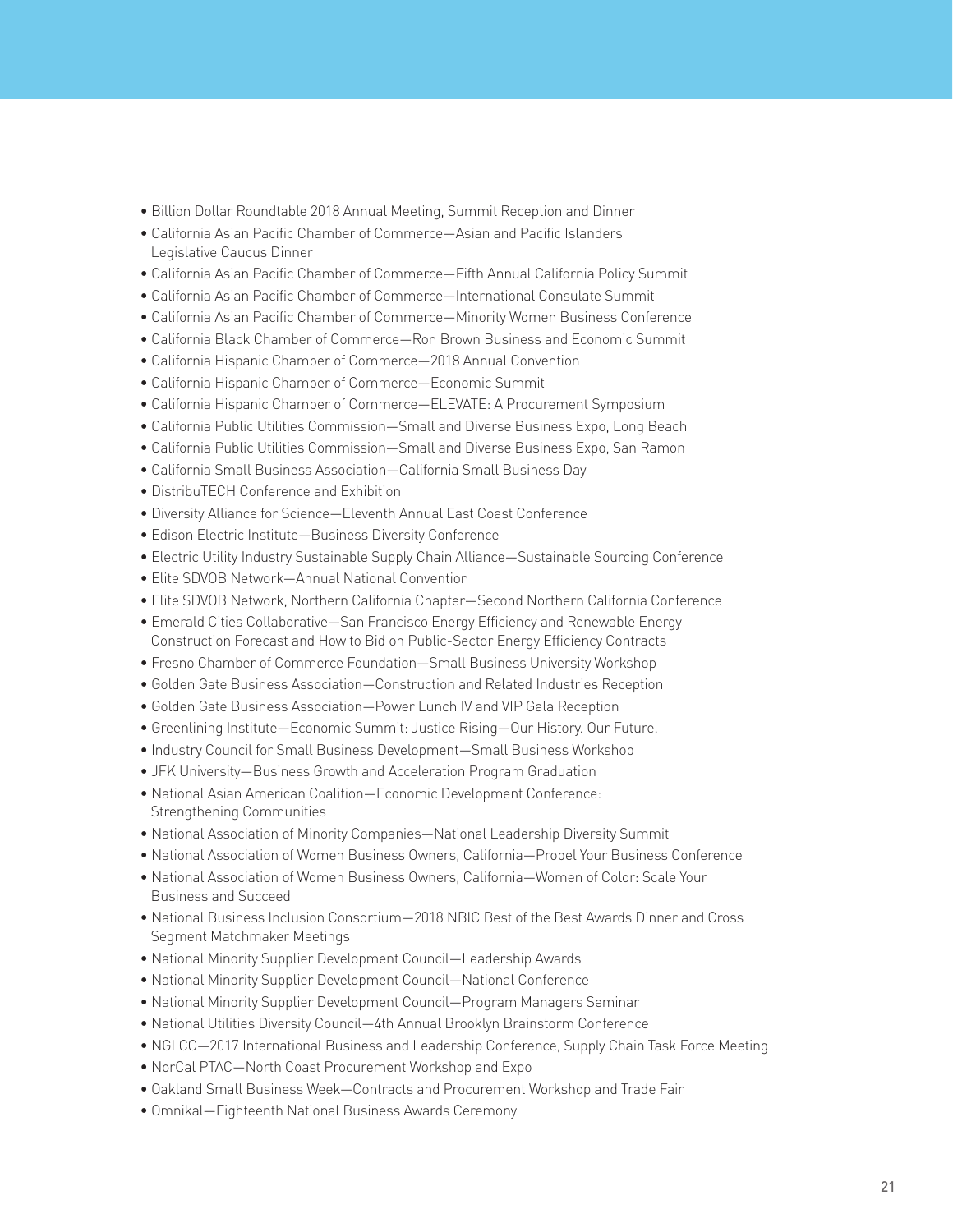- Billion Dollar Roundtable 2018 Annual Meeting, Summit Reception and Dinner
- California Asian Pacific Chamber of Commerce—Asian and Pacific Islanders Legislative Caucus Dinner
- California Asian Pacific Chamber of Commerce—Fifth Annual California Policy Summit
- California Asian Pacific Chamber of Commerce—International Consulate Summit
- California Asian Pacific Chamber of Commerce—Minority Women Business Conference
- California Black Chamber of Commerce—Ron Brown Business and Economic Summit
- California Hispanic Chamber of Commerce—2018 Annual Convention
- California Hispanic Chamber of Commerce—Economic Summit
- California Hispanic Chamber of Commerce—ELEVATE: A Procurement Symposium
- California Public Utilities Commission—Small and Diverse Business Expo, Long Beach
- California Public Utilities Commission—Small and Diverse Business Expo, San Ramon
- California Small Business Association—California Small Business Day
- DistribuTECH Conference and Exhibition
- Diversity Alliance for Science—Eleventh Annual East Coast Conference
- Edison Electric Institute—Business Diversity Conference
- Electric Utility Industry Sustainable Supply Chain Alliance—Sustainable Sourcing Conference
- Elite SDVOB Network—Annual National Convention
- Elite SDVOB Network, Northern California Chapter—Second Northern California Conference
- Emerald Cities Collaborative—San Francisco Energy Efficiency and Renewable Energy Construction Forecast and How to Bid on Public-Sector Energy Efficiency Contracts
- Fresno Chamber of Commerce Foundation—Small Business University Workshop
- Golden Gate Business Association—Construction and Related Industries Reception
- Golden Gate Business Association—Power Lunch IV and VIP Gala Reception
- Greenlining Institute—Economic Summit: Justice Rising—Our History. Our Future.
- Industry Council for Small Business Development—Small Business Workshop
- JFK University—Business Growth and Acceleration Program Graduation
- National Asian American Coalition—Economic Development Conference: Strengthening Communities
- National Association of Minority Companies—National Leadership Diversity Summit
- National Association of Women Business Owners, California—Propel Your Business Conference
- National Association of Women Business Owners, California—Women of Color: Scale Your Business and Succeed
- National Business Inclusion Consortium—2018 NBIC Best of the Best Awards Dinner and Cross Segment Matchmaker Meetings
- National Minority Supplier Development Council—Leadership Awards
- National Minority Supplier Development Council—National Conference
- National Minority Supplier Development Council—Program Managers Seminar
- National Utilities Diversity Council—4th Annual Brooklyn Brainstorm Conference
- NGLCC—2017 International Business and Leadership Conference, Supply Chain Task Force Meeting
- NorCal PTAC—North Coast Procurement Workshop and Expo
- Oakland Small Business Week—Contracts and Procurement Workshop and Trade Fair
- Omnikal—Eighteenth National Business Awards Ceremony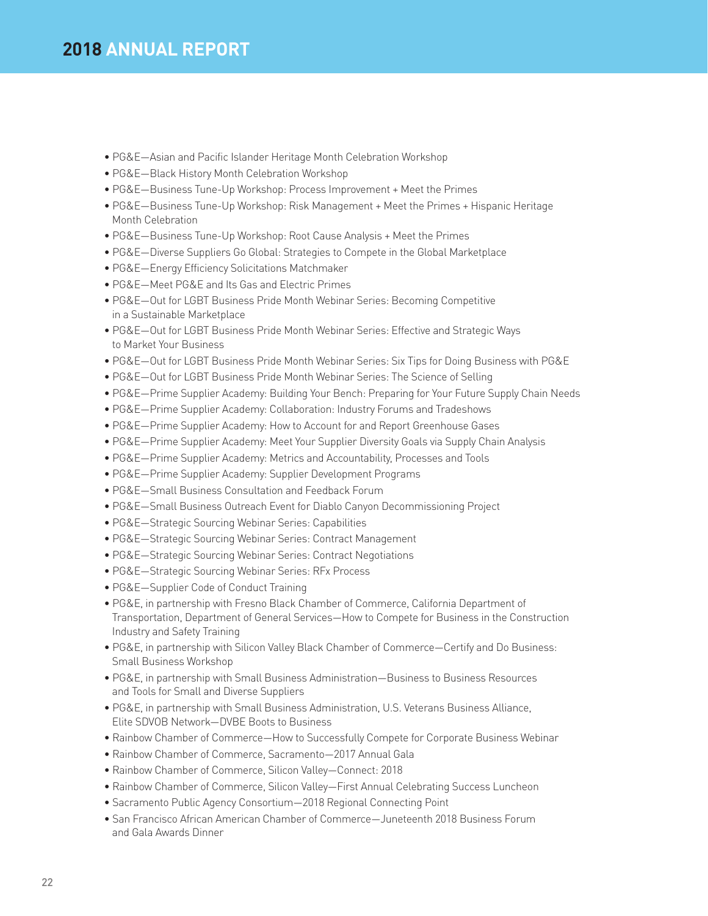- PG&E—Asian and Pacific Islander Heritage Month Celebration Workshop
- PG&E—Black History Month Celebration Workshop
- PG&E—Business Tune-Up Workshop: Process Improvement + Meet the Primes
- PG&E—Business Tune-Up Workshop: Risk Management + Meet the Primes + Hispanic Heritage Month Celebration
- PG&E—Business Tune-Up Workshop: Root Cause Analysis + Meet the Primes
- PG&E—Diverse Suppliers Go Global: Strategies to Compete in the Global Marketplace
- PG&E—Energy Efficiency Solicitations Matchmaker
- PG&E—Meet PG&E and Its Gas and Electric Primes
- PG&E—Out for LGBT Business Pride Month Webinar Series: Becoming Competitive in a Sustainable Marketplace
- PG&E—Out for LGBT Business Pride Month Webinar Series: Effective and Strategic Ways to Market Your Business
- PG&E—Out for LGBT Business Pride Month Webinar Series: Six Tips for Doing Business with PG&E
- PG&E—Out for LGBT Business Pride Month Webinar Series: The Science of Selling
- PG&E—Prime Supplier Academy: Building Your Bench: Preparing for Your Future Supply Chain Needs
- PG&E—Prime Supplier Academy: Collaboration: Industry Forums and Tradeshows
- PG&E—Prime Supplier Academy: How to Account for and Report Greenhouse Gases
- PG&E—Prime Supplier Academy: Meet Your Supplier Diversity Goals via Supply Chain Analysis
- PG&E—Prime Supplier Academy: Metrics and Accountability, Processes and Tools
- PG&E—Prime Supplier Academy: Supplier Development Programs
- PG&E—Small Business Consultation and Feedback Forum
- PG&E—Small Business Outreach Event for Diablo Canyon Decommissioning Project
- PG&E—Strategic Sourcing Webinar Series: Capabilities
- PG&E—Strategic Sourcing Webinar Series: Contract Management
- PG&E—Strategic Sourcing Webinar Series: Contract Negotiations
- PG&E—Strategic Sourcing Webinar Series: RFx Process
- PG&E—Supplier Code of Conduct Training
- PG&E, in partnership with Fresno Black Chamber of Commerce, California Department of Transportation, Department of General Services—How to Compete for Business in the Construction Industry and Safety Training
- PG&E, in partnership with Silicon Valley Black Chamber of Commerce—Certify and Do Business: Small Business Workshop
- PG&E, in partnership with Small Business Administration—Business to Business Resources and Tools for Small and Diverse Suppliers
- PG&E, in partnership with Small Business Administration, U.S. Veterans Business Alliance, Elite SDVOB Network—DVBE Boots to Business
- Rainbow Chamber of Commerce—How to Successfully Compete for Corporate Business Webinar
- Rainbow Chamber of Commerce, Sacramento—2017 Annual Gala
- Rainbow Chamber of Commerce, Silicon Valley—Connect: 2018
- Rainbow Chamber of Commerce, Silicon Valley—First Annual Celebrating Success Luncheon
- Sacramento Public Agency Consortium—2018 Regional Connecting Point
- San Francisco African American Chamber of Commerce—Juneteenth 2018 Business Forum and Gala Awards Dinner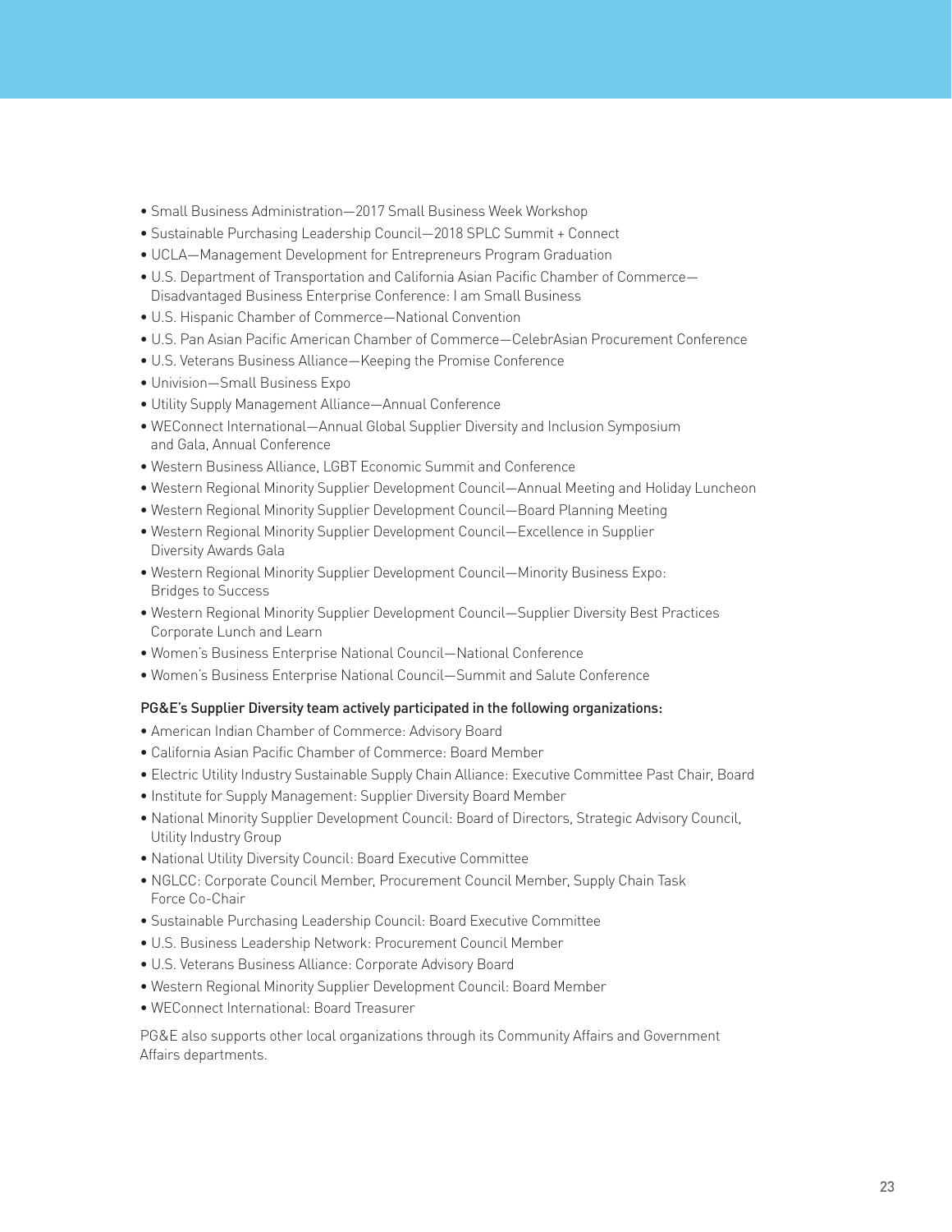- Small Business Administration—2017 Small Business Week Workshop
- Sustainable Purchasing Leadership Council—2018 SPLC Summit + Connect
- UCLA—Management Development for Entrepreneurs Program Graduation
- U.S. Department of Transportation and California Asian Pacific Chamber of Commerce—Disadvantaged Business Enterprise Conference: I am Small Business
- U.S. Hispanic Chamber of Commerce—National Convention
- U.S. Pan Asian Pacific American Chamber of Commerce—CelebrAsian Procurement Conference
- U.S. Veterans Business Alliance—Keeping the Promise Conference
- Univision—Small Business Expo
- Utility Supply Management Alliance—Annual Conference
- WEConnect International—Annual Global Supplier Diversity and Inclusion Symposium and Gala, Annual Conference
- Western Business Alliance, LGBT Economic Summit and Conference
- Western Regional Minority Supplier Development Council—Annual Meeting and Holiday Luncheon
- Western Regional Minority Supplier Development Council—Board Planning Meeting
- Western Regional Minority Supplier Development Council—Excellence in Supplier Diversity Awards Gala
- Western Regional Minority Supplier Development Council—Minority Business Expo: Bridges to Success
- Western Regional Minority Supplier Development Council—Supplier Diversity Best Practices Corporate Lunch and Learn
- Women's Business Enterprise National Council—National Conference
- Women's Business Enterprise National Council—Summit and Salute Conference

PG&E's Supplier Diversity team actively participated in the following organizations:

- American Indian Chamber of Commerce: Advisory Board
- California Asian Pacific Chamber of Commerce: Board Member
- Electric Utility Industry Sustainable Supply Chain Alliance: Executive Committee Past Chair, Board
- Institute for Supply Management: Supplier Diversity Board Member
- National Minority Supplier Development Council: Board of Directors, Strategic Advisory Council, Utility Industry Group
- National Utility Diversity Council: Board Executive Committee
- NGLCC: Corporate Council Member, Procurement Council Member, Supply Chain Task Force Co-Chair
- Sustainable Purchasing Leadership Council: Board Executive Committee
- U.S. Business Leadership Network: Procurement Council Member
- U.S. Veterans Business Alliance: Corporate Advisory Board
- Western Regional Minority Supplier Development Council: Board Member
- WEConnect International: Board Treasurer

PG&E also supports other local organizations through its Community Affairs and Government Affairs departments.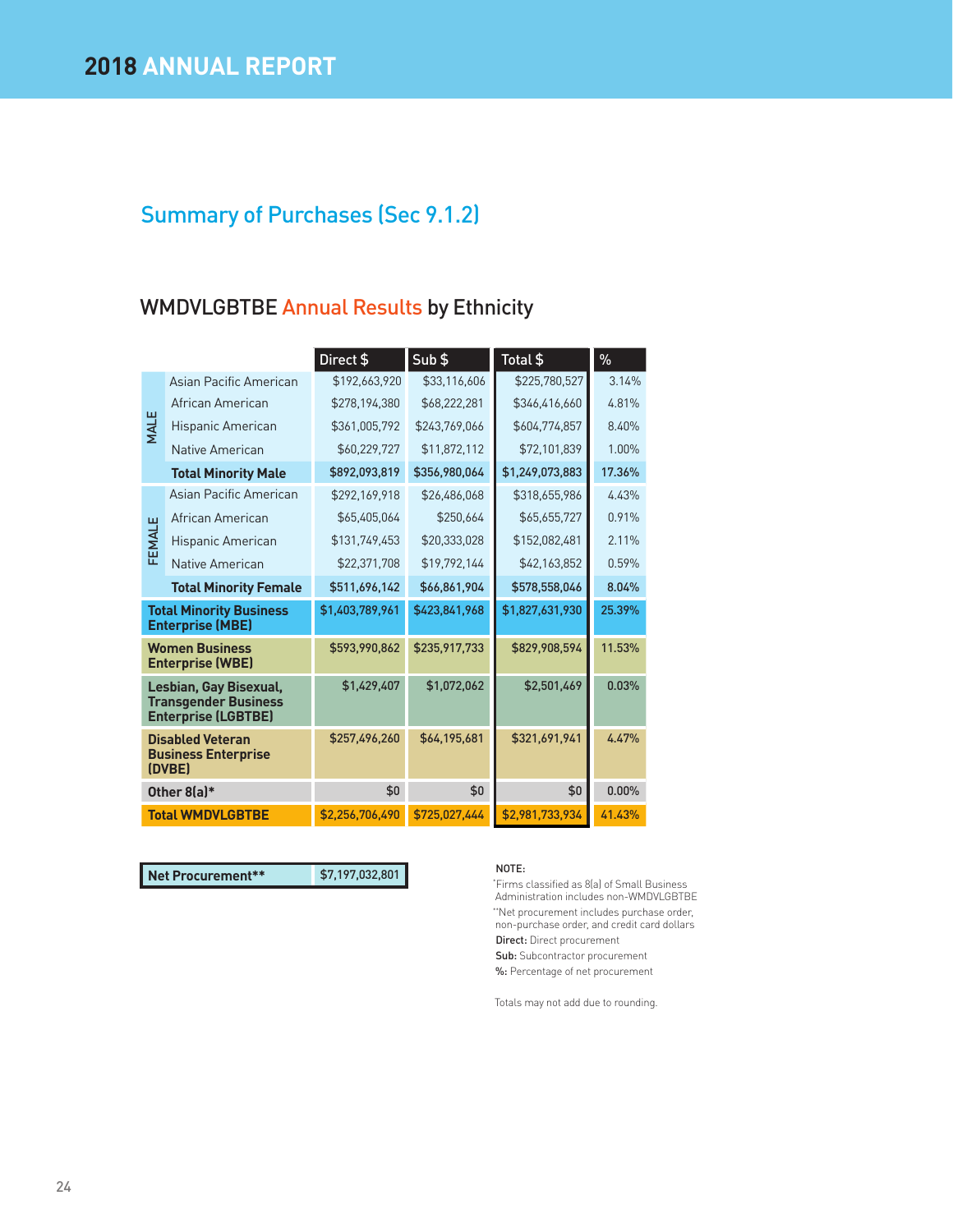# 2018 ANNUAL REPORT

## Summary of Purchases (Sec 9.1.2)

### WMDVLGBTBE Annual Results by Ethnicity

| | | Direct $ | Sub $ | Total $ | % |
|---|---|---|---|---|---|
| MALE | Asian Pacific American | $192,663,920 | $33,116,606 | $225,780,527 | 3.14% |
| | African American | $278,194,380 | $68,222,281 | $346,416,660 | 4.81% |
| | Hispanic American | $361,005,792 | $243,769,066 | $604,774,857 | 8.40% |
| | Native American | $60,229,727 | $11,872,112 | $72,101,839 | 1.00% |
| | **Total Minority Male** | **$892,093,819** | **$356,980,064** | **$1,249,073,883** | **17.36%** |
| FEMALE | Asian Pacific American | $292,169,918 | $26,486,068 | $318,655,986 | 4.43% |
| | African American | $65,405,064 | $250,664 | $65,655,727 | 0.91% |
| | Hispanic American | $131,749,453 | $20,333,028 | $152,082,481 | 2.11% |
| | Native American | $22,371,708 | $19,792,144 | $42,163,852 | 0.59% |
| | **Total Minority Female** | **$511,696,142** | **$66,861,904** | **$578,558,046** | **8.04%** |
| **Total Minority Business Enterprise (MBE)** | | **$1,403,789,961** | **$423,841,968** | **$1,827,631,930** | **25.39%** |
| **Women Business Enterprise (WBE)** | | **$593,990,862** | **$235,917,733** | **$829,908,594** | **11.53%** |
| **Lesbian, Gay Bisexual, Transgender Business Enterprise (LGBTBE)** | | **$1,429,407** | **$1,072,062** | **$2,501,469** | **0.03%** |
| **Disabled Veteran Business Enterprise (DVBE)** | | **$257,496,260** | **$64,195,681** | **$321,691,941** | **4.47%** |
| **Other 8(a)*** | | **$0** | **$0** | **$0** | **0.00%** |
| **Total WMDVLGBTBE** | | **$2,256,706,490** | **$725,027,444** | **$2,981,733,934** | **41.43%** |

| **Net Procurement**** | **$7,197,032,801** |
|---|---|

NOTE:

*Firms classified as 8(a) of Small Business Administration includes non-WMDVLGBTBE

**Net procurement includes purchase order, non-purchase order, and credit card dollars

**Direct:** Direct procurement

**Sub:** Subcontractor procurement

**%:** Percentage of net procurement

Totals may not add due to rounding.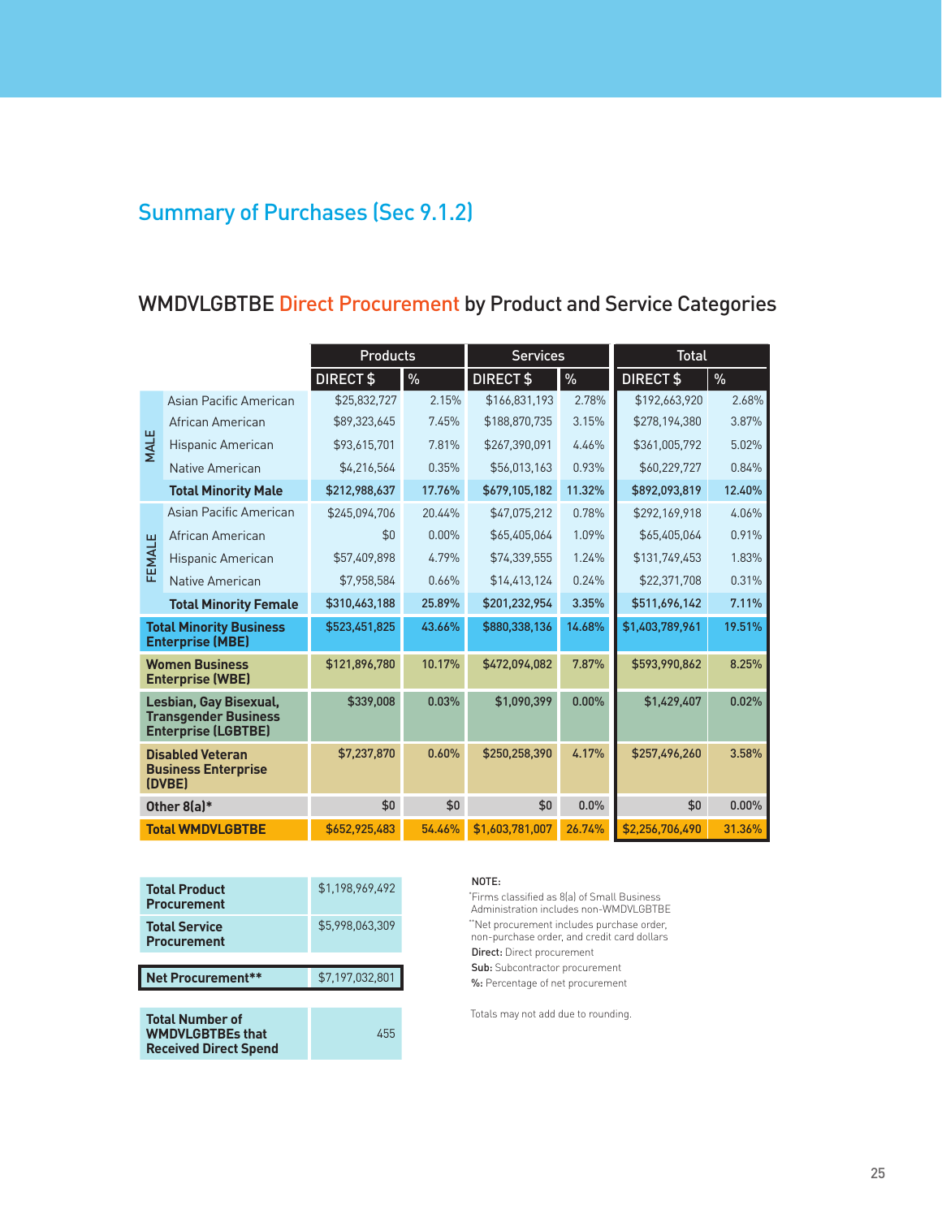## Summary of Purchases (Sec 9.1.2)

### WMDVLGBTBE Direct Procurement by Product and Service Categories

| | | Products | | Services | | Total | |
|---|---|---|---|---|---|---|---|
| | | DIRECT $ | % | DIRECT $ | % | DIRECT $ | % |
| MALE | Asian Pacific American | $25,832,727 | 2.15% | $166,831,193 | 2.78% | $192,663,920 | 2.68% |
| | African American | $89,323,645 | 7.45% | $188,870,735 | 3.15% | $278,194,380 | 3.87% |
| | Hispanic American | $93,615,701 | 7.81% | $267,390,091 | 4.46% | $361,005,792 | 5.02% |
| | Native American | $4,216,564 | 0.35% | $56,013,163 | 0.93% | $60,229,727 | 0.84% |
| | **Total Minority Male** | **$212,988,637** | **17.76%** | **$679,105,182** | **11.32%** | **$892,093,819** | **12.40%** |
| FEMALE | Asian Pacific American | $245,094,706 | 20.44% | $47,075,212 | 0.78% | $292,169,918 | 4.06% |
| | African American | $0 | 0.00% | $65,405,064 | 1.09% | $65,405,064 | 0.91% |
| | Hispanic American | $57,409,898 | 4.79% | $74,339,555 | 1.24% | $131,749,453 | 1.83% |
| | Native American | $7,958,584 | 0.66% | $14,413,124 | 0.24% | $22,371,708 | 0.31% |
| | **Total Minority Female** | **$310,463,188** | **25.89%** | **$201,232,954** | **3.35%** | **$511,696,142** | **7.11%** |
| **Total Minority Business Enterprise (MBE)** | | **$523,451,825** | **43.66%** | **$880,338,136** | **14.68%** | **$1,403,789,961** | **19.51%** |
| **Women Business Enterprise (WBE)** | | **$121,896,780** | **10.17%** | **$472,094,082** | **7.87%** | **$593,990,862** | **8.25%** |
| **Lesbian, Gay Bisexual, Transgender Business Enterprise (LGBTBE)** | | **$339,008** | **0.03%** | **$1,090,399** | **0.00%** | **$1,429,407** | **0.02%** |
| **Disabled Veteran Business Enterprise (DVBE)** | | **$7,237,870** | **0.60%** | **$250,258,390** | **4.17%** | **$257,496,260** | **3.58%** |
| **Other 8(a)*** | | **$0** | **$0** | **$0** | **0.0%** | **$0** | **0.00%** |
| **Total WMDVLGBTBE** | | **$652,925,483** | **54.46%** | **$1,603,781,007** | **26.74%** | **$2,256,706,490** | **31.36%** |

| | |
|---|---|
| **Total Product Procurement** | $1,198,969,492 |
| **Total Service Procurement** | $5,998,063,309 |
| **Net Procurement**** | $7,197,032,801 |
| **Total Number of WMDVLGBTBEs that Received Direct Spend** | 455 |

NOTE:

*Firms classified as 8(a) of Small Business Administration includes non-WMDVLGBTBE

**Net procurement includes purchase order, non-purchase order, and credit card dollars

**Direct:** Direct procurement

**Sub:** Subcontractor procurement

**%:** Percentage of net procurement

Totals may not add due to rounding.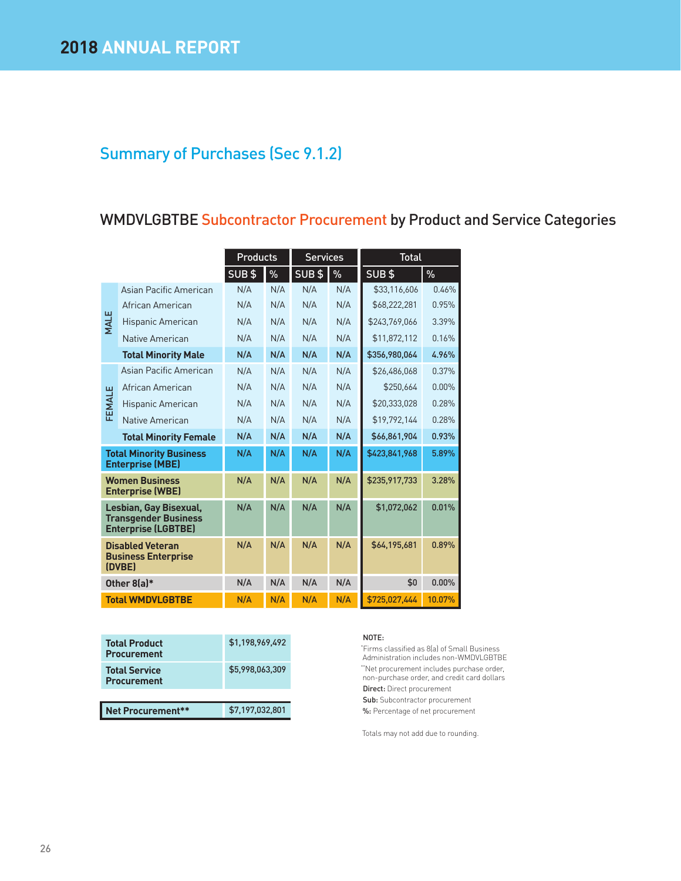## Summary of Purchases (Sec 9.1.2)

### WMDVLGBTBE Subcontractor Procurement by Product and Service Categories

| | | Products | | Services | | Total | |
|---|---|---|---|---|---|---|---|
| | | SUB $ | % | SUB $ | % | SUB $ | % |
| MALE | Asian Pacific American | N/A | N/A | N/A | N/A | $33,116,606 | 0.46% |
| | African American | N/A | N/A | N/A | N/A | $68,222,281 | 0.95% |
| | Hispanic American | N/A | N/A | N/A | N/A | $243,769,066 | 3.39% |
| | Native American | N/A | N/A | N/A | N/A | $11,872,112 | 0.16% |
| | **Total Minority Male** | **N/A** | **N/A** | **N/A** | **N/A** | **$356,980,064** | **4.96%** |
| FEMALE | Asian Pacific American | N/A | N/A | N/A | N/A | $26,486,068 | 0.37% |
| | African American | N/A | N/A | N/A | N/A | $250,664 | 0.00% |
| | Hispanic American | N/A | N/A | N/A | N/A | $20,333,028 | 0.28% |
| | Native American | N/A | N/A | N/A | N/A | $19,792,144 | 0.28% |
| | **Total Minority Female** | **N/A** | **N/A** | **N/A** | **N/A** | **$66,861,904** | **0.93%** |
| **Total Minority Business Enterprise (MBE)** | | **N/A** | **N/A** | **N/A** | **N/A** | **$423,841,968** | **5.89%** |
| **Women Business Enterprise (WBE)** | | **N/A** | **N/A** | **N/A** | **N/A** | **$235,917,733** | **3.28%** |
| **Lesbian, Gay Bisexual, Transgender Business Enterprise (LGBTBE)** | | **N/A** | **N/A** | **N/A** | **N/A** | **$1,072,062** | **0.01%** |
| **Disabled Veteran Business Enterprise (DVBE)** | | **N/A** | **N/A** | **N/A** | **N/A** | **$64,195,681** | **0.89%** |
| **Other 8(a)*** | | **N/A** | **N/A** | **N/A** | **N/A** | **$0** | **0.00%** |
| **Total WMDVLGBTBE** | | **N/A** | **N/A** | **N/A** | **N/A** | **$725,027,444** | **10.07%** |

| | |
|---|---|
| **Total Product Procurement** | $1,198,969,492 |
| **Total Service Procurement** | $5,998,063,309 |
| **Net Procurement**** | $7,197,032,801 |

NOTE:

*Firms classified as 8(a) of Small Business Administration includes non-WMDVLGBTBE

**Net procurement includes purchase order, non-purchase order, and credit card dollars

**Direct:** Direct procurement

**Sub:** Subcontractor procurement

**%:** Percentage of net procurement

Totals may not add due to rounding.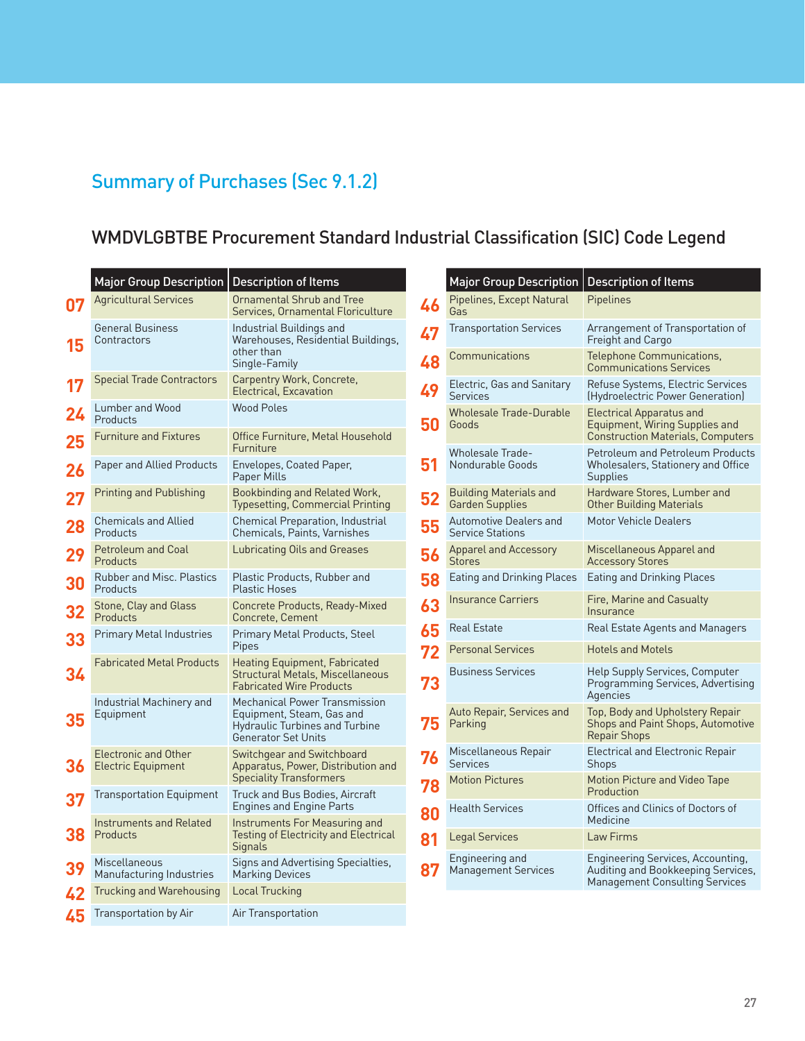## Summary of Purchases (Sec 9.1.2)

### WMDVLGBTBE Procurement Standard Industrial Classification (SIC) Code Legend

| | Major Group Description | Description of Items |
|---|---|---|
| 07 | Agricultural Services | Ornamental Shrub and Tree Services, Ornamental Floriculture |
| 15 | General Business Contractors | Industrial Buildings and Warehouses, Residential Buildings, other than Single-Family |
| 17 | Special Trade Contractors | Carpentry Work, Concrete, Electrical, Excavation |
| 24 | Lumber and Wood Products | Wood Poles |
| 25 | Furniture and Fixtures | Office Furniture, Metal Household Furniture |
| 26 | Paper and Allied Products | Envelopes, Coated Paper, Paper Mills |
| 27 | Printing and Publishing | Bookbinding and Related Work, Typesetting, Commercial Printing |
| 28 | Chemicals and Allied Products | Chemical Preparation, Industrial Chemicals, Paints, Varnishes |
| 29 | Petroleum and Coal Products | Lubricating Oils and Greases |
| 30 | Rubber and Misc. Plastics Products | Plastic Products, Rubber and Plastic Hoses |
| 32 | Stone, Clay and Glass Products | Concrete Products, Ready-Mixed Concrete, Cement |
| 33 | Primary Metal Industries | Primary Metal Products, Steel Pipes |
| 34 | Fabricated Metal Products | Heating Equipment, Fabricated Structural Metals, Miscellaneous Fabricated Wire Products |
| 35 | Industrial Machinery and Equipment | Mechanical Power Transmission Equipment, Steam, Gas and Hydraulic Turbines and Turbine Generator Set Units |
| 36 | Electronic and Other Electric Equipment | Switchgear and Switchboard Apparatus, Power, Distribution and Speciality Transformers |
| 37 | Transportation Equipment | Truck and Bus Bodies, Aircraft Engines and Engine Parts |
| 38 | Instruments and Related Products | Instruments For Measuring and Testing of Electricity and Electrical Signals |
| 39 | Miscellaneous Manufacturing Industries | Signs and Advertising Specialties, Marking Devices |
| 42 | Trucking and Warehousing | Local Trucking |
| 45 | Transportation by Air | Air Transportation |
| 46 | Pipelines, Except Natural Gas | Pipelines |
| 47 | Transportation Services | Arrangement of Transportation of Freight and Cargo |
| 48 | Communications | Telephone Communications, Communications Services |
| 49 | Electric, Gas and Sanitary Services | Refuse Systems, Electric Services (Hydroelectric Power Generation) |
| 50 | Wholesale Trade-Durable Goods | Electrical Apparatus and Equipment, Wiring Supplies and Construction Materials, Computers |
| 51 | Wholesale Trade-Nondurable Goods | Petroleum and Petroleum Products Wholesalers, Stationery and Office Supplies |
| 52 | Building Materials and Garden Supplies | Hardware Stores, Lumber and Other Building Materials |
| 55 | Automotive Dealers and Service Stations | Motor Vehicle Dealers |
| 56 | Apparel and Accessory Stores | Miscellaneous Apparel and Accessory Stores |
| 58 | Eating and Drinking Places | Eating and Drinking Places |
| 63 | Insurance Carriers | Fire, Marine and Casualty Insurance |
| 65 | Real Estate | Real Estate Agents and Managers |
| 72 | Personal Services | Hotels and Motels |
| 73 | Business Services | Help Supply Services, Computer Programming Services, Advertising Agencies |
| 75 | Auto Repair, Services and Parking | Top, Body and Upholstery Repair Shops and Paint Shops, Automotive Repair Shops |
| 76 | Miscellaneous Repair Services | Electrical and Electronic Repair Shops |
| 78 | Motion Pictures | Motion Picture and Video Tape Production |
| 80 | Health Services | Offices and Clinics of Doctors of Medicine |
| 81 | Legal Services | Law Firms |
| 87 | Engineering and Management Services | Engineering Services, Accounting, Auditing and Bookkeeping Services, Management Consulting Services |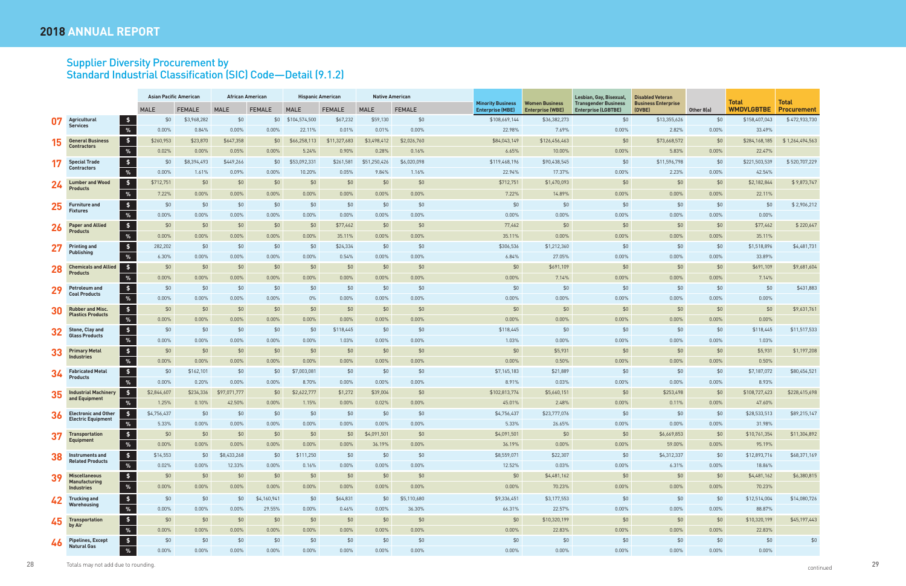## Supplier Diversity Procurement by Standard Industrial Classification (SIC) Code—Detail (9.1.2)

| SIC | Description | | Asian Pacific American MALE | Asian Pacific American FEMALE | African American MALE | African American FEMALE | Hispanic American MALE | Hispanic American FEMALE | Native American MALE | Native American FEMALE | Minority Business Enterprise (MBE) | Women Business Enterprise (WBE) | Lesbian, Gay, Bisexual, Transgender Business Enterprise (LGBTBE) | Disabled Veteran Business Enterprise (DVBE) | Other 8(a) | Total WMDVLGBTBE | Total Procurement |
|---|---|---|---|---|---|---|---|---|---|---|---|---|---|---|---|---|---|
| 07 | Agricultural Services | $ | $0 | $3,968,282 | $0 | $0 | $104,574,500 | $67,232 | $59,130 | $0 | $108,669,144 | $36,382,273 | $0 | $13,355,626 | $0 | $158,407,043 | $472,933,730 |
| | | % | 0.00% | 0.84% | 0.00% | 0.00% | 22.11% | 0.01% | 0.01% | 0.00% | 22.98% | 7.69% | 0.00% | 2.82% | 0.00% | 33.49% | |
| 15 | General Business Contractors | $ | $260,953 | $23,870 | $647,358 | $0 | $66,258,113 | $11,327,683 | $3,498,412 | $2,026,760 | $84,043,149 | $126,456,463 | $0 | $73,668,572 | $0 | $284,168,185 | $1,264,494,563 |
| | | % | 0.02% | 0.00% | 0.05% | 0.00% | 5.24% | 0.90% | 0.28% | 0.16% | 6.65% | 10.00% | 0.00% | 5.83% | 0.00% | 22.47% | |
| 17 | Special Trade Contractors | $ | $0 | $8,394,493 | $449,266 | $0 | $53,092,331 | $261,581 | $51,250,426 | $6,020,098 | $119,468,196 | $90,438,545 | $0 | $11,596,798 | $0 | $221,503,539 | $520,707,229 |
| | | % | 0.00% | 1.61% | 0.09% | 0.00% | 10.20% | 0.05% | 9.84% | 1.16% | 22.94% | 17.37% | 0.00% | 2.23% | 0.00% | 42.54% | |
| 24 | Lumber and Wood Products | $ | $712,751 | $0 | $0 | $0 | $0 | $0 | $0 | $0 | $712,751 | $1,470,093 | $0 | $0 | $0 | $2,182,844 | $9,873,747 |
| | | % | 7.22% | 0.00% | 0.00% | 0.00% | 0.00% | 0.00% | 0.00% | 0.00% | 7.22% | 14.89% | 0.00% | 0.00% | 0.00% | 22.11% | |
| 25 | Furniture and Fixtures | $ | $0 | $0 | $0 | $0 | $0 | $0 | $0 | $0 | $0 | $0 | $0 | $0 | $0 | $0 | $2,906,212 |
| | | % | 0.00% | 0.00% | 0.00% | 0.00% | 0.00% | 0.00% | 0.00% | 0.00% | 0.00% | 0.00% | 0.00% | 0.00% | 0.00% | 0.00% | |
| 26 | Paper and Allied Products | $ | $0 | $0 | $0 | $0 | $0 | $77,462 | $0 | $0 | 77,462 | $0 | $0 | $0 | $0 | $77,462 | $220,647 |
| | | % | 0.00% | 0.00% | 0.00% | 0.00% | 0.00% | 35.11% | 0.00% | 0.00% | 35.11% | 0.00% | 0.00% | 0.00% | 0.00% | 35.11% | |
| 27 | Printing and Publishing | $ | 282,202 | $0 | $0 | $0 | $0 | $24,334 | $0 | $0 | $306,536 | $1,212,360 | $0 | $0 | $0 | $1,518,896 | $4,481,731 |
| | | % | 6.30% | 0.00% | 0.00% | 0.00% | 0.00% | 0.54% | 0.00% | 0.00% | 6.84% | 27.05% | 0.00% | 0.00% | 0.00% | 33.89% | |
| 28 | Chemicals and Allied Products | $ | $0 | $0 | $0 | $0 | $0 | $0 | $0 | $0 | $0 | $691,109 | $0 | $0 | $0 | $691,109 | $9,681,604 |
| | | % | 0.00% | 0.00% | 0.00% | 0.00% | 0.00% | 0.00% | 0.00% | 0.00% | 0.00% | 7.14% | 0.00% | 0.00% | 0.00% | 7.14% | |
| 29 | Petroleum and Coal Products | $ | $0 | $0 | $0 | $0 | $0 | $0 | $0 | $0 | $0 | $0 | $0 | $0 | $0 | $0 | $431,883 |
| | | % | 0.00% | 0.00% | 0.00% | 0.00% | 0% | 0.00% | 0.00% | 0.00% | 0.00% | 0.00% | 0.00% | 0.00% | 0.00% | 0.00% | |
| 30 | Rubber and Misc. Plastics Products | $ | $0 | $0 | $0 | $0 | $0 | $0 | $0 | $0 | $0 | $0 | $0 | $0 | $0 | $0 | $9,631,761 |
| | | % | 0.00% | 0.00% | 0.00% | 0.00% | 0.00% | 0.00% | 0.00% | 0.00% | 0.00% | 0.00% | 0.00% | 0.00% | 0.00% | 0.00% | |
| 32 | Stone, Clay and Glass Products | $ | $0 | $0 | $0 | $0 | $0 | $118,445 | $0 | $0 | $118,445 | $0 | $0 | $0 | $0 | $118,445 | $11,517,533 |
| | | % | 0.00% | 0.00% | 0.00% | 0.00% | 0.00% | 1.03% | 0.00% | 0.00% | 1.03% | 0.00% | 0.00% | 0.00% | 0.00% | 1.03% | |
| 33 | Primary Metal Industries | $ | $0 | $0 | $0 | $0 | $0 | $0 | $0 | $0 | $0 | $5,931 | $0 | $0 | $0 | $5,931 | $1,197,208 |
| | | % | 0.00% | 0.00% | 0.00% | 0.00% | 0.00% | 0.00% | 0.00% | 0.00% | 0.00% | 0.50% | 0.00% | 0.00% | 0.00% | 0.50% | |
| 34 | Fabricated Metal Products | $ | $0 | $162,101 | $0 | $0 | $7,003,081 | $0 | $0 | $0 | $7,165,183 | $21,889 | $0 | $0 | $0 | $7,187,072 | $80,454,521 |
| | | % | 0.00% | 0.20% | 0.00% | 0.00% | 8.70% | 0.00% | 0.00% | 0.00% | 8.91% | 0.03% | 0.00% | 0.00% | 0.00% | 8.93% | |
| 35 | Industrial Machinery and Equipment | $ | $2,844,607 | $234,336 | $97,071,777 | $0 | $2,622,777 | $1,272 | $39,004 | $0 | $102,813,774 | $5,660,151 | $0 | $253,498 | $0 | $108,727,423 | $228,415,698 |
| | | % | 1.25% | 0.10% | 42.50% | 0.00% | 1.15% | 0.00% | 0.02% | 0.00% | 45.01% | 2.48% | 0.00% | 0.11% | 0.00% | 47.60% | |
| 36 | Electronic and Other Electric Equipment | $ | $4,756,437 | $0 | $0 | $0 | $0 | $0 | $0 | $0 | $4,756,437 | $23,777,076 | $0 | $0 | $0 | $28,533,513 | $89,215,147 |
| | | % | 5.33% | 0.00% | 0.00% | 0.00% | 0.00% | 0.00% | 0.00% | 0.00% | 5.33% | 26.65% | 0.00% | 0.00% | 0.00% | 31.98% | |
| 37 | Transportation Equipment | $ | $0 | $0 | $0 | $0 | $0 | $0 | $4,091,501 | $0 | $4,091,501 | $0 | $0 | $6,669,853 | $0 | $10,761,354 | $11,304,892 |
| | | % | 0.00% | 0.00% | 0.00% | 0.00% | 0.00% | 0.00% | 36.19% | 0.00% | 36.19% | 0.00% | 0.00% | 59.00% | 0.00% | 95.19% | |
| 38 | Instruments and Related Products | $ | $14,553 | $0 | $8,433,268 | $0 | $111,250 | $0 | $0 | $0 | $8,559,071 | $22,307 | $0 | $4,312,337 | $0 | $12,893,716 | $68,371,169 |
| | | % | 0.02% | 0.00% | 12.33% | 0.00% | 0.16% | 0.00% | 0.00% | 0.00% | 12.52% | 0.03% | 0.00% | 6.31% | 0.00% | 18.86% | |
| 39 | Miscellaneous Manufacturing Industries | $ | $0 | $0 | $0 | $0 | $0 | $0 | $0 | $0 | $0 | $4,481,162 | $0 | $0 | $0 | $4,481,162 | $6,380,815 |
| | | % | 0.00% | 0.00% | 0.00% | 0.00% | 0.00% | 0.00% | 0.00% | 0.00% | 0.00% | 70.23% | 0.00% | 0.00% | 0.00% | 70.23% | |
| 42 | Trucking and Warehousing | $ | $0 | $0 | $0 | $4,160,941 | $0 | $64,831 | $0 | $5,110,680 | $9,336,451 | $3,177,553 | $0 | $0 | $0 | $12,514,004 | $14,080,726 |
| | | % | 0.00% | 0.00% | 0.00% | 29.55% | 0.00% | 0.46% | 0.00% | 36.30% | 66.31% | 22.57% | 0.00% | 0.00% | 0.00% | 88.87% | |
| 45 | Transportation by Air | $ | $0 | $0 | $0 | $0 | $0 | $0 | $0 | $0 | $0 | $10,320,199 | $0 | $0 | $0 | $10,320,199 | $45,197,443 |
| | | % | 0.00% | 0.00% | 0.00% | 0.00% | 0.00% | 0.00% | 0.00% | 0.00% | 0.00% | 22.83% | 0.00% | 0.00% | 0.00% | 22.83% | |
| 46 | Pipelines, Except Natural Gas | $ | $0 | $0 | $0 | $0 | $0 | $0 | $0 | $0 | $0 | $0 | $0 | $0 | $0 | $0 | $0 |
| | | % | 0.00% | 0.00% | 0.00% | 0.00% | 0.00% | 0.00% | 0.00% | 0.00% | 0.00% | 0.00% | 0.00% | 0.00% | 0.00% | 0.00% | |

Totals may not add due to rounding.

continued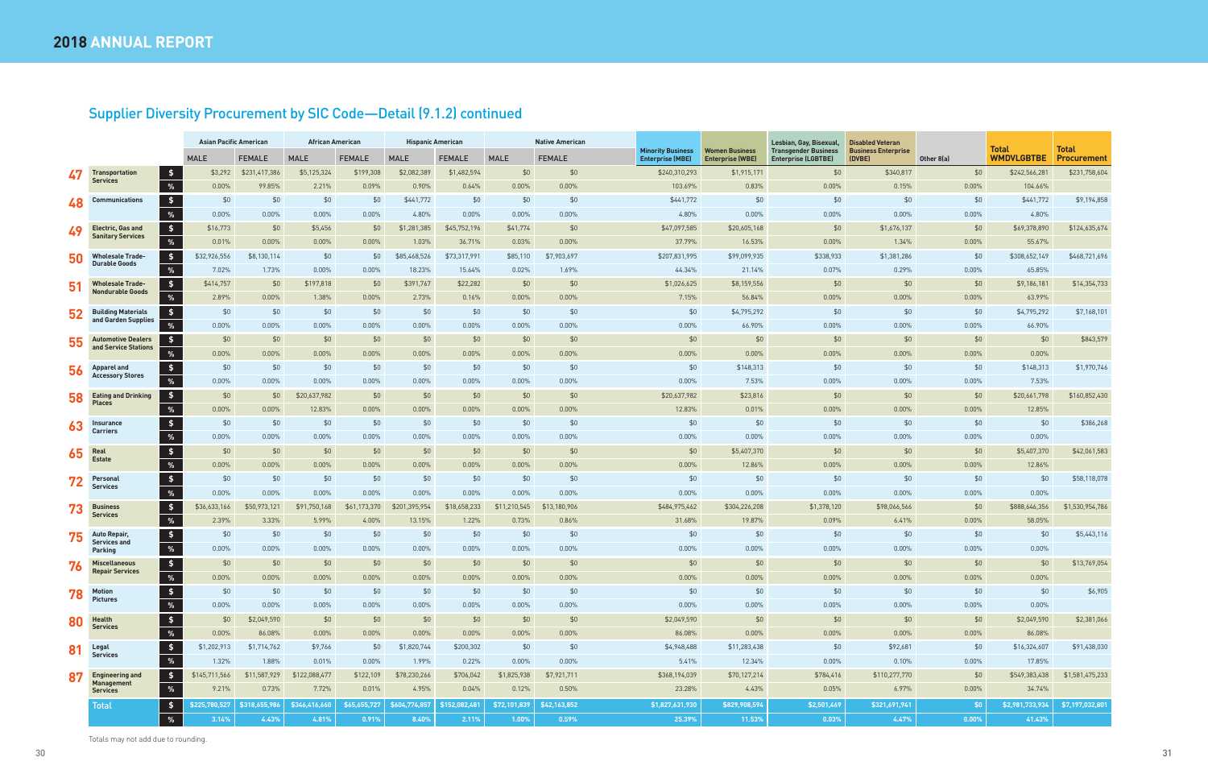## 2018 ANNUAL REPORT

### Supplier Diversity Procurement by SIC Code—Detail (9.1.2) continued

| | | | Asian Pacific American | | African American | | Hispanic American | | Native American | | Minority Business Enterprise (MBE) | Women Business Enterprise (WBE) | Lesbian, Gay, Bisexual, Transgender Business Enterprise (LGBTBE) | Disabled Veteran Business Enterprise (DVBE) | Other 8(a) | Total WMDVLGBTBE | Total Procurement |
|---|---|---|---|---|---|---|---|---|---|---|---|---|---|---|---|---|---|
| | | | MALE | FEMALE | MALE | FEMALE | MALE | FEMALE | MALE | FEMALE | | | | | | | |
| 47 | Transportation Services | $ | $3,292 | $231,417,386 | $5,125,324 | $199,308 | $2,082,389 | $1,482,594 | $0 | $0 | $240,310,293 | $1,915,171 | $0 | $340,817 | $0 | $242,566,281 | $231,758,604 |
| | | % | 0.00% | 99.85% | 2.21% | 0.09% | 0.90% | 0.64% | 0.00% | 0.00% | 103.69% | 0.83% | 0.00% | 0.15% | 0.00% | 104.66% | |
| 48 | Communications | $ | $0 | $0 | $0 | $0 | $441,772 | $0 | $0 | $0 | $441,772 | $0 | $0 | $0 | $0 | $441,772 | $9,194,858 |
| | | % | 0.00% | 0.00% | 0.00% | 0.00% | 4.80% | 0.00% | 0.00% | 0.00% | 4.80% | 0.00% | 0.00% | 0.00% | 0.00% | 4.80% | |
| 49 | Electric, Gas and Sanitary Services | $ | $16,773 | $0 | $5,456 | $0 | $1,281,385 | $45,752,196 | $41,774 | $0 | $47,097,585 | $20,605,168 | $0 | $1,676,137 | $0 | $69,378,890 | $124,635,674 |
| | | % | 0.01% | 0.00% | 0.00% | 0.00% | 1.03% | 36.71% | 0.03% | 0.00% | 37.79% | 16.53% | 0.00% | 1.34% | 0.00% | 55.67% | |
| 50 | Wholesale Trade-Durable Goods | $ | $32,926,556 | $8,130,114 | $0 | $0 | $85,468,526 | $73,317,991 | $85,110 | $7,903,697 | $207,831,995 | $99,099,935 | $338,933 | $1,381,286 | $0 | $308,652,149 | $468,721,696 |
| | | % | 7.02% | 1.73% | 0.00% | 0.00% | 18.23% | 15.64% | 0.02% | 1.69% | 44.34% | 21.14% | 0.07% | 0.29% | 0.00% | 65.85% | |
| 51 | Wholesale Trade-Nondurable Goods | $ | $414,757 | $0 | $197,818 | $0 | $391,767 | $22,282 | $0 | $0 | $1,026,625 | $8,159,556 | $0 | $0 | $0 | $9,186,181 | $14,354,733 |
| | | % | 2.89% | 0.00% | 1.38% | 0.00% | 2.73% | 0.16% | 0.00% | 0.00% | 7.15% | 56.84% | 0.00% | 0.00% | 0.00% | 63.99% | |
| 52 | Building Materials and Garden Supplies | $ | $0 | $0 | $0 | $0 | $0 | $0 | $0 | $0 | $0 | $4,795,292 | $0 | $0 | $0 | $4,795,292 | $7,168,101 |
| | | % | 0.00% | 0.00% | 0.00% | 0.00% | 0.00% | 0.00% | 0.00% | 0.00% | 0.00% | 66.90% | 0.00% | 0.00% | 0.00% | 66.90% | |
| 55 | Automotive Dealers and Service Stations | $ | $0 | $0 | $0 | $0 | $0 | $0 | $0 | $0 | $0 | $0 | $0 | $0 | $0 | $0 | $843,579 |
| | | % | 0.00% | 0.00% | 0.00% | 0.00% | 0.00% | 0.00% | 0.00% | 0.00% | 0.00% | 0.00% | 0.00% | 0.00% | 0.00% | 0.00% | |
| 56 | Apparel and Accessory Stores | $ | $0 | $0 | $0 | $0 | $0 | $0 | $0 | $0 | $0 | $148,313 | $0 | $0 | $0 | $148,313 | $1,970,746 |
| | | % | 0.00% | 0.00% | 0.00% | 0.00% | 0.00% | 0.00% | 0.00% | 0.00% | 0.00% | 7.53% | 0.00% | 0.00% | 0.00% | 7.53% | |
| 58 | Eating and Drinking Places | $ | $0 | $0 | $20,637,982 | $0 | $0 | $0 | $0 | $0 | $20,637,982 | $23,816 | $0 | $0 | $0 | $20,661,798 | $160,852,430 |
| | | % | 0.00% | 0.00% | 12.83% | 0.00% | 0.00% | 0.00% | 0.00% | 0.00% | 12.83% | 0.01% | 0.00% | 0.00% | 0.00% | 12.85% | |
| 63 | Insurance Carriers | $ | $0 | $0 | $0 | $0 | $0 | $0 | $0 | $0 | $0 | $0 | $0 | $0 | $0 | $0 | $386,268 |
| | | % | 0.00% | 0.00% | 0.00% | 0.00% | 0.00% | 0.00% | 0.00% | 0.00% | 0.00% | 0.00% | 0.00% | 0.00% | 0.00% | 0.00% | |
| 65 | Real Estate | $ | $0 | $0 | $0 | $0 | $0 | $0 | $0 | $0 | $0 | $5,407,370 | $0 | $0 | $0 | $5,407,370 | $42,061,583 |
| | | % | 0.00% | 0.00% | 0.00% | 0.00% | 0.00% | 0.00% | 0.00% | 0.00% | 0.00% | 12.86% | 0.00% | 0.00% | 0.00% | 12.86% | |
| 72 | Personal Services | $ | $0 | $0 | $0 | $0 | $0 | $0 | $0 | $0 | $0 | $0 | $0 | $0 | $0 | $0 | $58,118,078 |
| | | % | 0.00% | 0.00% | 0.00% | 0.00% | 0.00% | 0.00% | 0.00% | 0.00% | 0.00% | 0.00% | 0.00% | 0.00% | 0.00% | 0.00% | |
| 73 | Business Services | $ | $36,633,166 | $50,973,121 | $91,750,168 | $61,173,370 | $201,395,954 | $18,658,233 | $11,210,545 | $13,180,906 | $484,975,462 | $304,226,208 | $1,378,120 | $98,066,566 | $0 | $888,646,356 | $1,530,954,786 |
| | | % | 2.39% | 3.33% | 5.99% | 4.00% | 13.15% | 1.22% | 0.73% | 0.86% | 31.68% | 19.87% | 0.09% | 6.41% | 0.00% | 58.05% | |
| 75 | Auto Repair, Services and Parking | $ | $0 | $0 | $0 | $0 | $0 | $0 | $0 | $0 | $0 | $0 | $0 | $0 | $0 | $0 | $5,443,116 |
| | | % | 0.00% | 0.00% | 0.00% | 0.00% | 0.00% | 0.00% | 0.00% | 0.00% | 0.00% | 0.00% | 0.00% | 0.00% | 0.00% | 0.00% | |
| 76 | Miscellaneous Repair Services | $ | $0 | $0 | $0 | $0 | $0 | $0 | $0 | $0 | $0 | $0 | $0 | $0 | $0 | $0 | $13,769,054 |
| | | % | 0.00% | 0.00% | 0.00% | 0.00% | 0.00% | 0.00% | 0.00% | 0.00% | 0.00% | 0.00% | 0.00% | 0.00% | 0.00% | 0.00% | |
| 78 | Motion Pictures | $ | $0 | $0 | $0 | $0 | $0 | $0 | $0 | $0 | $0 | $0 | $0 | $0 | $0 | $0 | $6,905 |
| | | % | 0.00% | 0.00% | 0.00% | 0.00% | 0.00% | 0.00% | 0.00% | 0.00% | 0.00% | 0.00% | 0.00% | 0.00% | 0.00% | 0.00% | |
| 80 | Health Services | $ | $0 | $2,049,590 | $0 | $0 | $0 | $0 | $0 | $0 | $2,049,590 | $0 | $0 | $0 | $0 | $2,049,590 | $2,381,066 |
| | | % | 0.00% | 86.08% | 0.00% | 0.00% | 0.00% | 0.00% | 0.00% | 0.00% | 86.08% | 0.00% | 0.00% | 0.00% | 0.00% | 86.08% | |
| 81 | Legal Services | $ | $1,202,913 | $1,714,762 | $9,766 | $0 | $1,820,744 | $200,302 | $0 | $0 | $4,948,488 | $11,283,438 | $0 | $92,681 | $0 | $16,324,607 | $91,438,030 |
| | | % | 1.32% | 1.88% | 0.01% | 0.00% | 1.99% | 0.22% | 0.00% | 0.00% | 5.41% | 12.34% | 0.00% | 0.10% | 0.00% | 17.85% | |
| 87 | Engineering and Management Services | $ | $145,711,566 | $11,587,929 | $122,088,477 | $122,109 | $78,230,266 | $706,042 | $1,825,938 | $7,921,711 | $368,194,039 | $70,127,214 | $784,416 | $110,277,770 | $0 | $549,383,438 | $1,581,475,233 |
| | | % | 9.21% | 0.73% | 7.72% | 0.01% | 4.95% | 0.04% | 0.12% | 0.50% | 23.28% | 4.43% | 0.05% | 6.97% | 0.00% | 34.74% | |
| | Total | $ | $225,780,527 | $318,655,986 | $346,416,660 | $65,655,727 | $604,774,857 | $152,082,481 | $72,101,839 | $42,163,852 | $1,827,631,930 | $829,908,594 | $2,501,469 | $321,691,941 | $0 | $2,981,733,934 | $7,197,032,801 |
| | | % | 3.14% | 4.43% | 4.81% | 0.91% | 8.40% | 2.11% | 1.00% | 0.59% | 25.39% | 11.53% | 0.03% | 4.47% | 0.00% | 41.43% | |

Totals may not add due to rounding.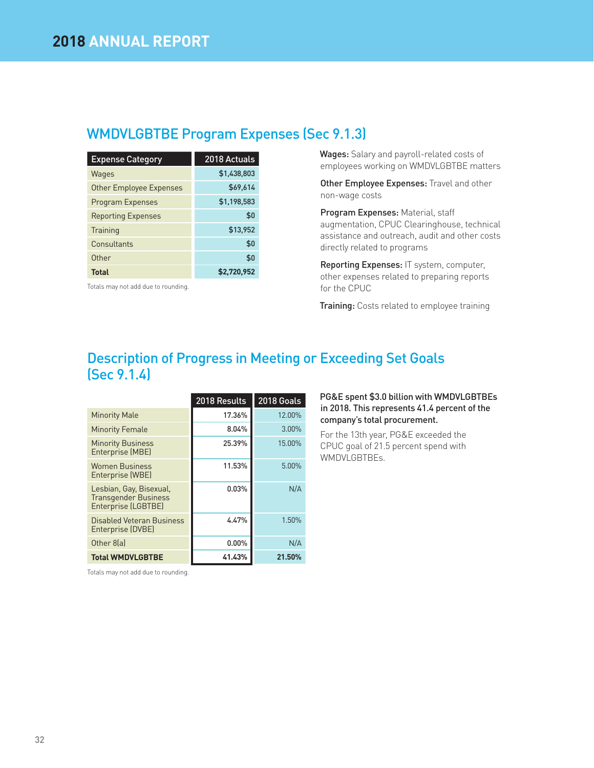## WMDVLGBTBE Program Expenses (Sec 9.1.3)

| Expense Category | 2018 Actuals |
|---|---|
| Wages | $1,438,803 |
| Other Employee Expenses | $69,614 |
| Program Expenses | $1,198,583 |
| Reporting Expenses | $0 |
| Training | $13,952 |
| Consultants | $0 |
| Other | $0 |
| **Total** | **$2,720,952** |

Totals may not add due to rounding.

**Wages:** Salary and payroll-related costs of employees working on WMDVLGBTBE matters

**Other Employee Expenses:** Travel and other non-wage costs

**Program Expenses:** Material, staff augmentation, CPUC Clearinghouse, technical assistance and outreach, audit and other costs directly related to programs

**Reporting Expenses:** IT system, computer, other expenses related to preparing reports for the CPUC

**Training:** Costs related to employee training

## Description of Progress in Meeting or Exceeding Set Goals (Sec 9.1.4)

| | 2018 Results | 2018 Goals |
|---|---|---|
| Minority Male | 17.36% | 12.00% |
| Minority Female | 8.04% | 3.00% |
| Minority Business Enterprise (MBE) | 25.39% | 15.00% |
| Women Business Enterprise (WBE) | 11.53% | 5.00% |
| Lesbian, Gay, Bisexual, Transgender Business Enterprise (LGBTBE) | 0.03% | N/A |
| Disabled Veteran Business Enterprise (DVBE) | 4.47% | 1.50% |
| Other 8(a) | 0.00% | N/A |
| **Total WMDVLGBTBE** | **41.43%** | **21.50%** |

Totals may not add due to rounding.

**PG&E spent $3.0 billion with WMDVLGBTBEs in 2018. This represents 41.4 percent of the company's total procurement.**

For the 13th year, PG&E exceeded the CPUC goal of 21.5 percent spend with WMDVLGBTBEs.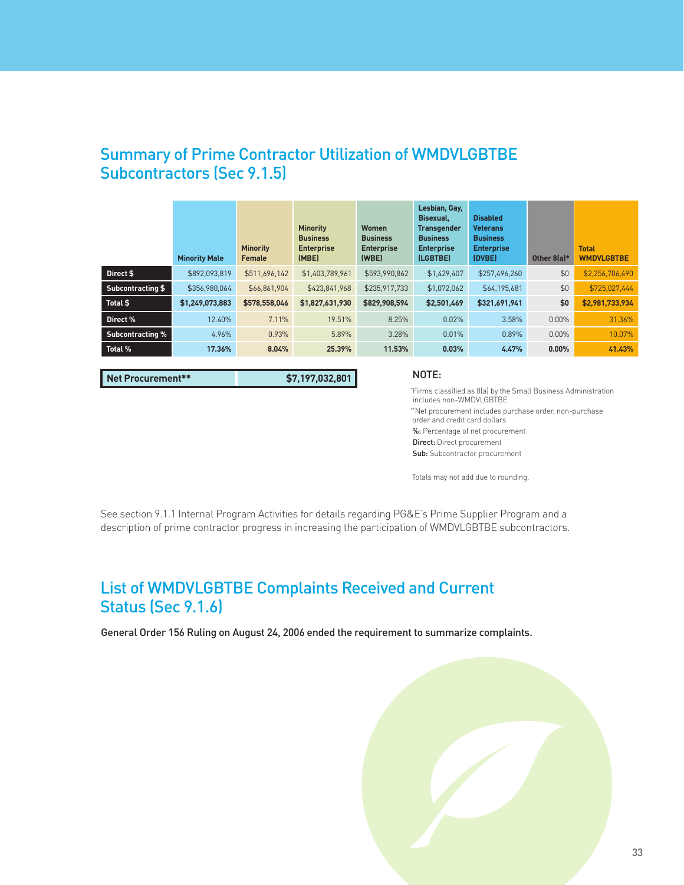## Summary of Prime Contractor Utilization of WMDVLGBTBE Subcontractors (Sec 9.1.5)

| | Minority Male | Minority Female | Minority Business Enterprise (MBE) | Women Business Enterprise (WBE) | Lesbian, Gay, Bisexual, Transgender Business Enterprise (LGBTBE) | Disabled Veterans Business Enterprise (DVBE) | Other 8(a)* | Total WMDVLGBTBE |
|---|---|---|---|---|---|---|---|---|
| Direct $ | $892,093,819 | $511,696,142 | $1,403,789,961 | $593,990,862 | $1,429,407 | $257,496,260 | $0 | $2,256,706,490 |
| Subcontracting $ | $356,980,064 | $66,861,904 | $423,841,968 | $235,917,733 | $1,072,062 | $64,195,681 | $0 | $725,027,444 |
| **Total $** | **$1,249,073,883** | **$578,558,046** | **$1,827,631,930** | **$829,908,594** | **$2,501,469** | **$321,691,941** | **$0** | **$2,981,733,934** |
| Direct % | 12.40% | 7.11% | 19.51% | 8.25% | 0.02% | 3.58% | 0.00% | 31.36% |
| Subcontracting % | 4.96% | 0.93% | 5.89% | 3.28% | 0.01% | 0.89% | 0.00% | 10.07% |
| **Total %** | **17.36%** | **8.04%** | **25.39%** | **11.53%** | **0.03%** | **4.47%** | **0.00%** | **41.43%** |

| Net Procurement** | $7,197,032,801 |
|---|---|

NOTE:

*Firms classified as 8(a) by the Small Business Administration includes non-WMDVLGBTBE

**Net procurement includes purchase order, non-purchase order and credit card dollars

**%:** Percentage of net procurement

**Direct:** Direct procurement

**Sub:** Subcontractor procurement

Totals may not add due to rounding.

See section 9.1.1 Internal Program Activities for details regarding PG&E's Prime Supplier Program and a description of prime contractor progress in increasing the participation of WMDVLGBTBE subcontractors.

## List of WMDVLGBTBE Complaints Received and Current Status (Sec 9.1.6)

General Order 156 Ruling on August 24, 2006 ended the requirement to summarize complaints.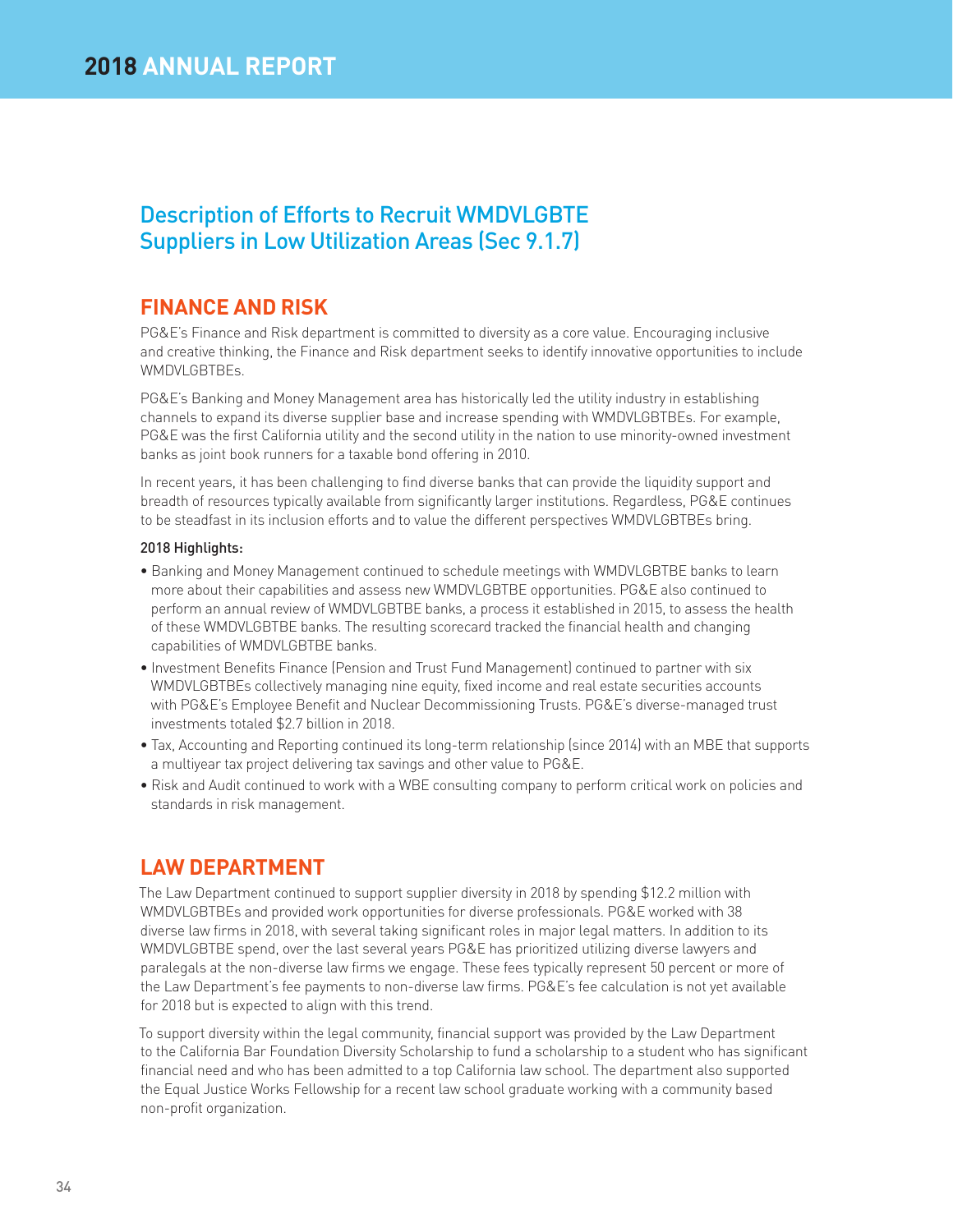## Description of Efforts to Recruit WMDVLGBTE Suppliers in Low Utilization Areas (Sec 9.1.7)

### FINANCE AND RISK

PG&E's Finance and Risk department is committed to diversity as a core value. Encouraging inclusive and creative thinking, the Finance and Risk department seeks to identify innovative opportunities to include WMDVLGBTBEs.

PG&E's Banking and Money Management area has historically led the utility industry in establishing channels to expand its diverse supplier base and increase spending with WMDVLGBTBEs. For example, PG&E was the first California utility and the second utility in the nation to use minority-owned investment banks as joint book runners for a taxable bond offering in 2010.

In recent years, it has been challenging to find diverse banks that can provide the liquidity support and breadth of resources typically available from significantly larger institutions. Regardless, PG&E continues to be steadfast in its inclusion efforts and to value the different perspectives WMDVLGBTBEs bring.

**2018 Highlights:**

- Banking and Money Management continued to schedule meetings with WMDVLGBTBE banks to learn more about their capabilities and assess new WMDVLGBTBE opportunities. PG&E also continued to perform an annual review of WMDVLGBTBE banks, a process it established in 2015, to assess the health of these WMDVLGBTBE banks. The resulting scorecard tracked the financial health and changing capabilities of WMDVLGBTBE banks.
- Investment Benefits Finance (Pension and Trust Fund Management) continued to partner with six WMDVLGBTBEs collectively managing nine equity, fixed income and real estate securities accounts with PG&E's Employee Benefit and Nuclear Decommissioning Trusts. PG&E's diverse-managed trust investments totaled $2.7 billion in 2018.
- Tax, Accounting and Reporting continued its long-term relationship (since 2014) with an MBE that supports a multiyear tax project delivering tax savings and other value to PG&E.
- Risk and Audit continued to work with a WBE consulting company to perform critical work on policies and standards in risk management.

### LAW DEPARTMENT

The Law Department continued to support supplier diversity in 2018 by spending $12.2 million with WMDVLGBTBEs and provided work opportunities for diverse professionals. PG&E worked with 38 diverse law firms in 2018, with several taking significant roles in major legal matters. In addition to its WMDVLGBTBE spend, over the last several years PG&E has prioritized utilizing diverse lawyers and paralegals at the non-diverse law firms we engage. These fees typically represent 50 percent or more of the Law Department's fee payments to non-diverse law firms. PG&E's fee calculation is not yet available for 2018 but is expected to align with this trend.

To support diversity within the legal community, financial support was provided by the Law Department to the California Bar Foundation Diversity Scholarship to fund a scholarship to a student who has significant financial need and who has been admitted to a top California law school. The department also supported the Equal Justice Works Fellowship for a recent law school graduate working with a community based non-profit organization.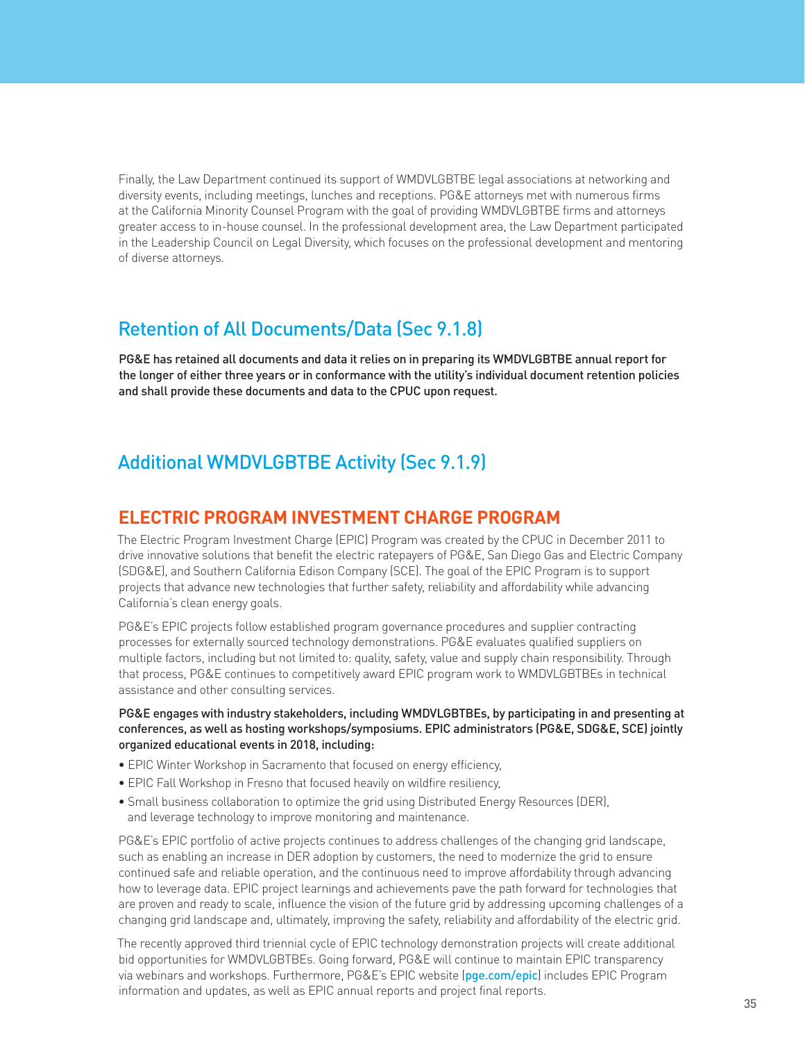Finally, the Law Department continued its support of WMDVLGBTBE legal associations at networking and diversity events, including meetings, lunches and receptions. PG&E attorneys met with numerous firms at the California Minority Counsel Program with the goal of providing WMDVLGBTBE firms and attorneys greater access to in-house counsel. In the professional development area, the Law Department participated in the Leadership Council on Legal Diversity, which focuses on the professional development and mentoring of diverse attorneys.

## Retention of All Documents/Data (Sec 9.1.8)

PG&E has retained all documents and data it relies on in preparing its WMDVLGBTBE annual report for the longer of either three years or in conformance with the utility's individual document retention policies and shall provide these documents and data to the CPUC upon request.

## Additional WMDVLGBTBE Activity (Sec 9.1.9)

### ELECTRIC PROGRAM INVESTMENT CHARGE PROGRAM

The Electric Program Investment Charge (EPIC) Program was created by the CPUC in December 2011 to drive innovative solutions that benefit the electric ratepayers of PG&E, San Diego Gas and Electric Company (SDG&E), and Southern California Edison Company (SCE). The goal of the EPIC Program is to support projects that advance new technologies that further safety, reliability and affordability while advancing California's clean energy goals.

PG&E's EPIC projects follow established program governance procedures and supplier contracting processes for externally sourced technology demonstrations. PG&E evaluates qualified suppliers on multiple factors, including but not limited to: quality, safety, value and supply chain responsibility. Through that process, PG&E continues to competitively award EPIC program work to WMDVLGBTBEs in technical assistance and other consulting services.

PG&E engages with industry stakeholders, including WMDVLGBTBEs, by participating in and presenting at conferences, as well as hosting workshops/symposiums. EPIC administrators (PG&E, SDG&E, SCE) jointly organized educational events in 2018, including:

- EPIC Winter Workshop in Sacramento that focused on energy efficiency,
- EPIC Fall Workshop in Fresno that focused heavily on wildfire resiliency,
- Small business collaboration to optimize the grid using Distributed Energy Resources (DER), and leverage technology to improve monitoring and maintenance.

PG&E's EPIC portfolio of active projects continues to address challenges of the changing grid landscape, such as enabling an increase in DER adoption by customers, the need to modernize the grid to ensure continued safe and reliable operation, and the continuous need to improve affordability through advancing how to leverage data. EPIC project learnings and achievements pave the path forward for technologies that are proven and ready to scale, influence the vision of the future grid by addressing upcoming challenges of a changing grid landscape and, ultimately, improving the safety, reliability and affordability of the electric grid.

The recently approved third triennial cycle of EPIC technology demonstration projects will create additional bid opportunities for WMDVLGBTBEs. Going forward, PG&E will continue to maintain EPIC transparency via webinars and workshops. Furthermore, PG&E's EPIC website (pge.com/epic) includes EPIC Program information and updates, as well as EPIC annual reports and project final reports.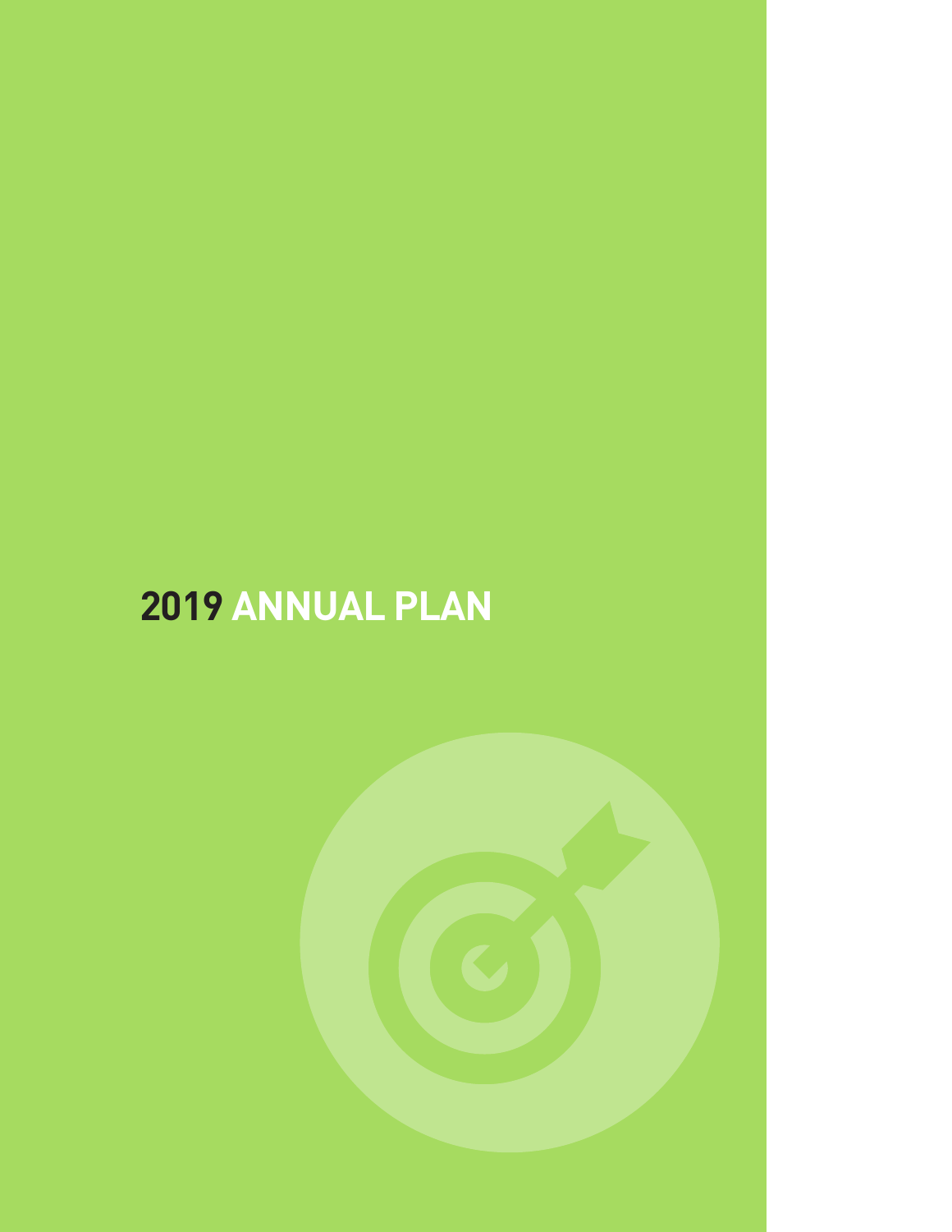# 2019 ANNUAL PLAN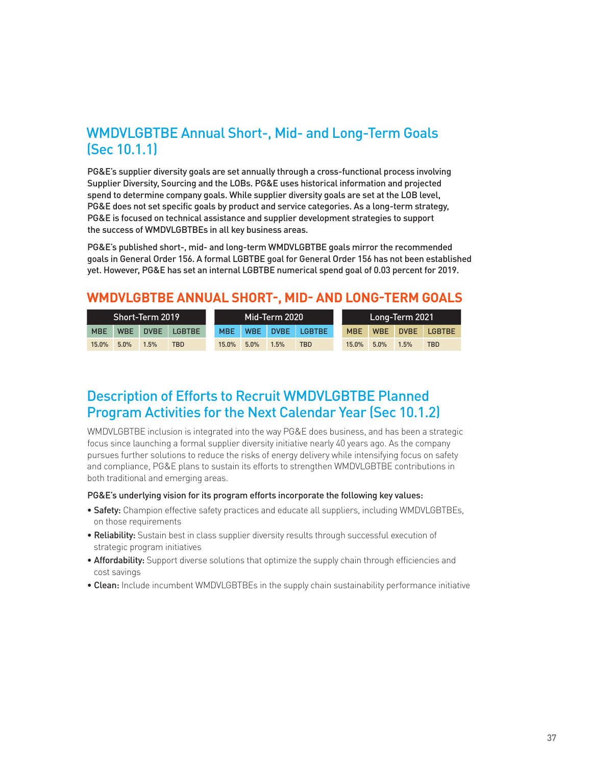## WMDVLGBTBE Annual Short-, Mid- and Long-Term Goals (Sec 10.1.1)

PG&E's supplier diversity goals are set annually through a cross-functional process involving Supplier Diversity, Sourcing and the LOBs. PG&E uses historical information and projected spend to determine company goals. While supplier diversity goals are set at the LOB level, PG&E does not set specific goals by product and service categories. As a long-term strategy, PG&E is focused on technical assistance and supplier development strategies to support the success of WMDVLGBTBEs in all key business areas.

PG&E's published short-, mid- and long-term WMDVLGBTBE goals mirror the recommended goals in General Order 156. A formal LGBTBE goal for General Order 156 has not been established yet. However, PG&E has set an internal LGBTBE numerical spend goal of 0.03 percent for 2019.

### WMDVLGBTBE ANNUAL SHORT-, MID- AND LONG-TERM GOALS

| Short-Term 2019 | | | | Mid-Term 2020 | | | | Long-Term 2021 | | | |
|---|---|---|---|---|---|---|---|---|---|---|---|
| MBE | WBE | DVBE | LGBTBE | MBE | WBE | DVBE | LGBTBE | MBE | WBE | DVBE | LGBTBE |
| 15.0% | 5.0% | 1.5% | TBD | 15.0% | 5.0% | 1.5% | TBD | 15.0% | 5.0% | 1.5% | TBD |

## Description of Efforts to Recruit WMDVLGBTBE Planned Program Activities for the Next Calendar Year (Sec 10.1.2)

WMDVLGBTBE inclusion is integrated into the way PG&E does business, and has been a strategic focus since launching a formal supplier diversity initiative nearly 40 years ago. As the company pursues further solutions to reduce the risks of energy delivery while intensifying focus on safety and compliance, PG&E plans to sustain its efforts to strengthen WMDVLGBTBE contributions in both traditional and emerging areas.

**PG&E's underlying vision for its program efforts incorporate the following key values:**

- **Safety:** Champion effective safety practices and educate all suppliers, including WMDVLGBTBEs, on those requirements
- **Reliability:** Sustain best in class supplier diversity results through successful execution of strategic program initiatives
- **Affordability:** Support diverse solutions that optimize the supply chain through efficiencies and cost savings
- **Clean:** Include incumbent WMDVLGBTBEs in the supply chain sustainability performance initiative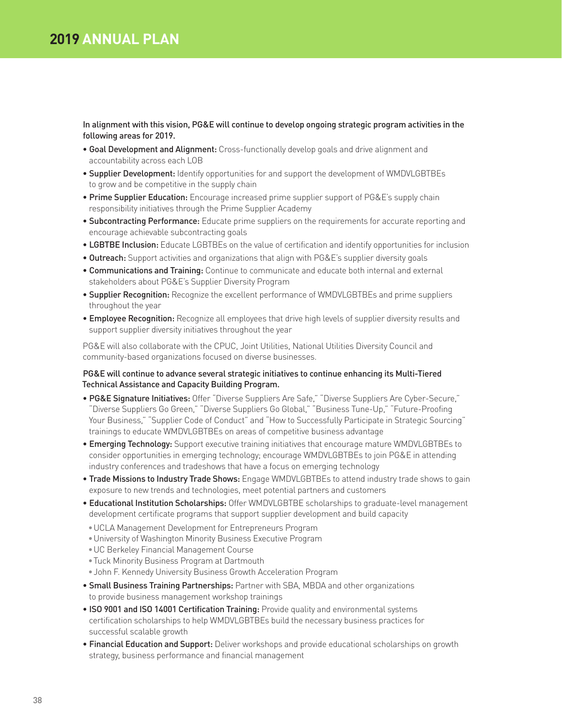## 2019 ANNUAL PLAN

**In alignment with this vision, PG&E will continue to develop ongoing strategic program activities in the following areas for 2019.**

- **Goal Development and Alignment:** Cross-functionally develop goals and drive alignment and accountability across each LOB
- **Supplier Development:** Identify opportunities for and support the development of WMDVLGBTBEs to grow and be competitive in the supply chain
- **Prime Supplier Education:** Encourage increased prime supplier support of PG&E's supply chain responsibility initiatives through the Prime Supplier Academy
- **Subcontracting Performance:** Educate prime suppliers on the requirements for accurate reporting and encourage achievable subcontracting goals
- **LGBTBE Inclusion:** Educate LGBTBEs on the value of certification and identify opportunities for inclusion
- **Outreach:** Support activities and organizations that align with PG&E's supplier diversity goals
- **Communications and Training:** Continue to communicate and educate both internal and external stakeholders about PG&E's Supplier Diversity Program
- **Supplier Recognition:** Recognize the excellent performance of WMDVLGBTBEs and prime suppliers throughout the year
- **Employee Recognition:** Recognize all employees that drive high levels of supplier diversity results and support supplier diversity initiatives throughout the year

PG&E will also collaborate with the CPUC, Joint Utilities, National Utilities Diversity Council and community-based organizations focused on diverse businesses.

**PG&E will continue to advance several strategic initiatives to continue enhancing its Multi-Tiered Technical Assistance and Capacity Building Program.**

- **PG&E Signature Initiatives:** Offer "Diverse Suppliers Are Safe," "Diverse Suppliers Are Cyber-Secure," "Diverse Suppliers Go Green," "Diverse Suppliers Go Global," "Business Tune-Up," "Future-Proofing Your Business," "Supplier Code of Conduct" and "How to Successfully Participate in Strategic Sourcing" trainings to educate WMDVLGBTBEs on areas of competitive business advantage
- **Emerging Technology:** Support executive training initiatives that encourage mature WMDVLGBTBEs to consider opportunities in emerging technology; encourage WMDVLGBTBEs to join PG&E in attending industry conferences and tradeshows that have a focus on emerging technology
- **Trade Missions to Industry Trade Shows:** Engage WMDVLGBTBEs to attend industry trade shows to gain exposure to new trends and technologies, meet potential partners and customers
- **Educational Institution Scholarships:** Offer WMDVLGBTBE scholarships to graduate-level management development certificate programs that support supplier development and build capacity
  - UCLA Management Development for Entrepreneurs Program
  - University of Washington Minority Business Executive Program
  - UC Berkeley Financial Management Course
  - Tuck Minority Business Program at Dartmouth
  - John F. Kennedy University Business Growth Acceleration Program
- **Small Business Training Partnerships:** Partner with SBA, MBDA and other organizations to provide business management workshop trainings
- **ISO 9001 and ISO 14001 Certification Training:** Provide quality and environmental systems certification scholarships to help WMDVLGBTBEs build the necessary business practices for successful scalable growth
- **Financial Education and Support:** Deliver workshops and provide educational scholarships on growth strategy, business performance and financial management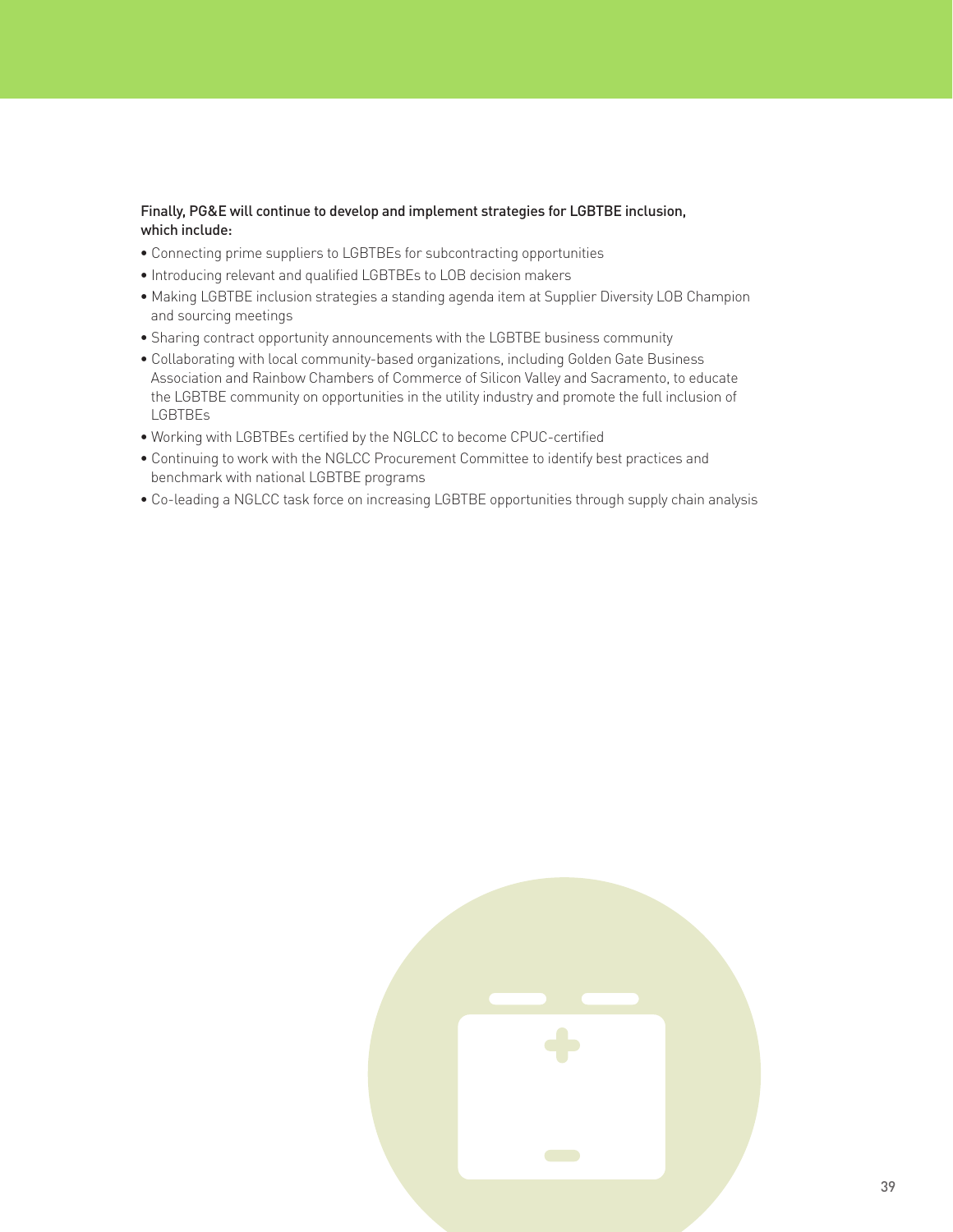Finally, PG&E will continue to develop and implement strategies for LGBTBE inclusion, which include:

- Connecting prime suppliers to LGBTBEs for subcontracting opportunities
- Introducing relevant and qualified LGBTBEs to LOB decision makers
- Making LGBTBE inclusion strategies a standing agenda item at Supplier Diversity LOB Champion and sourcing meetings
- Sharing contract opportunity announcements with the LGBTBE business community
- Collaborating with local community-based organizations, including Golden Gate Business Association and Rainbow Chambers of Commerce of Silicon Valley and Sacramento, to educate the LGBTBE community on opportunities in the utility industry and promote the full inclusion of LGBTBEs
- Working with LGBTBEs certified by the NGLCC to become CPUC-certified
- Continuing to work with the NGLCC Procurement Committee to identify best practices and benchmark with national LGBTBE programs
- Co-leading a NGLCC task force on increasing LGBTBE opportunities through supply chain analysis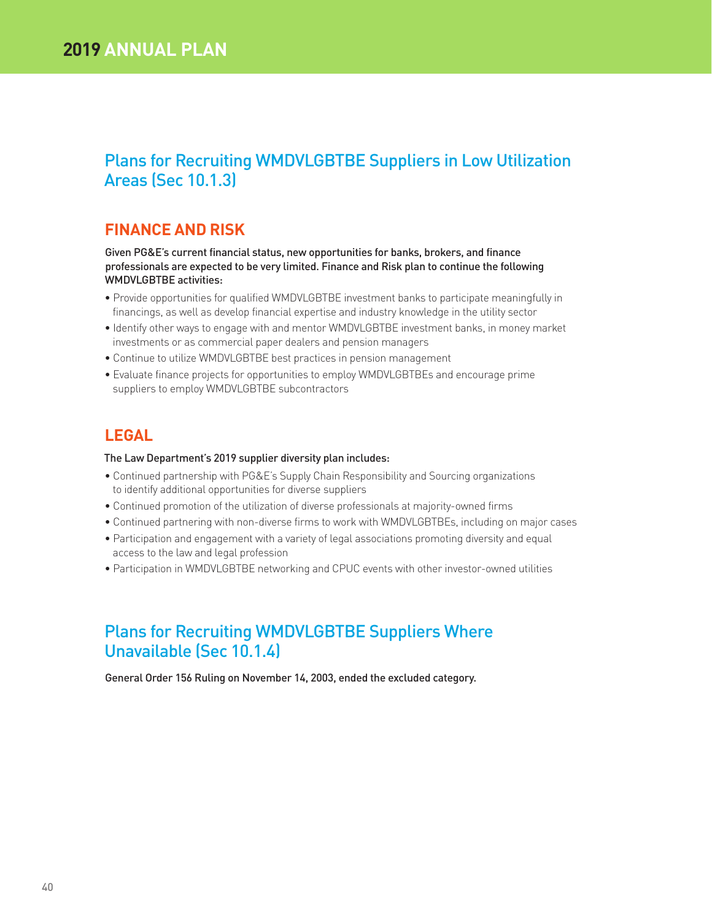## Plans for Recruiting WMDVLGBTBE Suppliers in Low Utilization Areas (Sec 10.1.3)

### FINANCE AND RISK

Given PG&E's current financial status, new opportunities for banks, brokers, and finance professionals are expected to be very limited. Finance and Risk plan to continue the following WMDVLGBTBE activities:

- Provide opportunities for qualified WMDVLGBTBE investment banks to participate meaningfully in financings, as well as develop financial expertise and industry knowledge in the utility sector
- Identify other ways to engage with and mentor WMDVLGBTBE investment banks, in money market investments or as commercial paper dealers and pension managers
- Continue to utilize WMDVLGBTBE best practices in pension management
- Evaluate finance projects for opportunities to employ WMDVLGBTBEs and encourage prime suppliers to employ WMDVLGBTBE subcontractors

### LEGAL

The Law Department's 2019 supplier diversity plan includes:

- Continued partnership with PG&E's Supply Chain Responsibility and Sourcing organizations to identify additional opportunities for diverse suppliers
- Continued promotion of the utilization of diverse professionals at majority-owned firms
- Continued partnering with non-diverse firms to work with WMDVLGBTBEs, including on major cases
- Participation and engagement with a variety of legal associations promoting diversity and equal access to the law and legal profession
- Participation in WMDVLGBTBE networking and CPUC events with other investor-owned utilities

## Plans for Recruiting WMDVLGBTBE Suppliers Where Unavailable (Sec 10.1.4)

General Order 156 Ruling on November 14, 2003, ended the excluded category.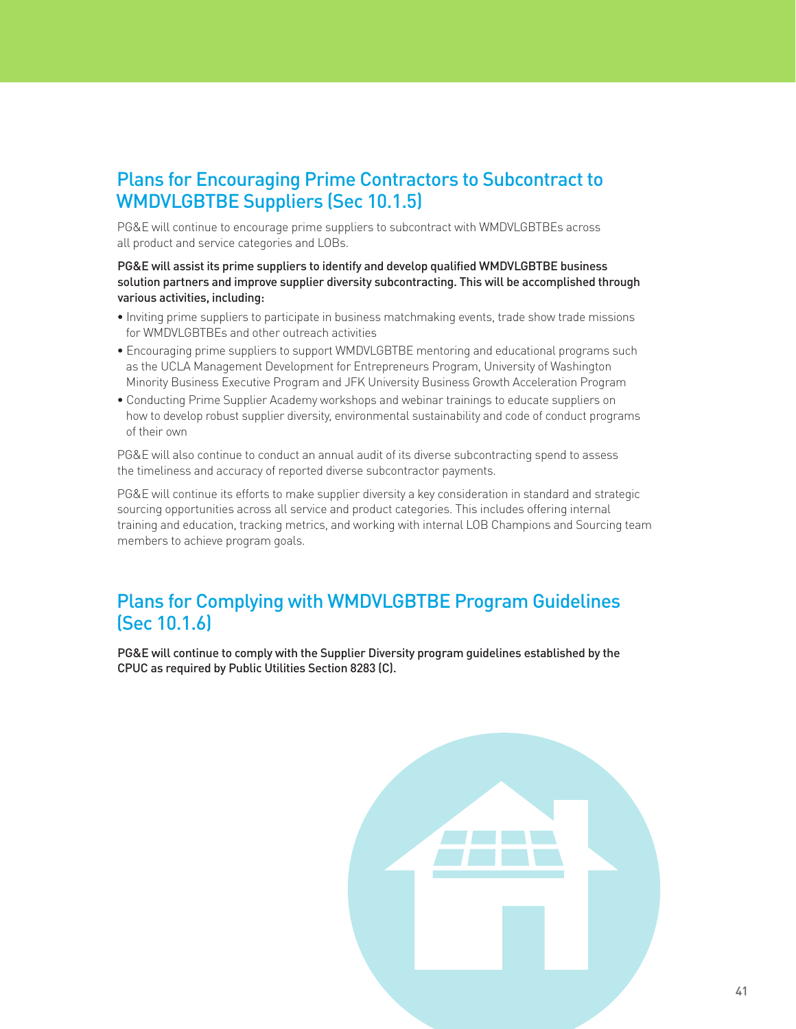## Plans for Encouraging Prime Contractors to Subcontract to WMDVLGBTBE Suppliers (Sec 10.1.5)

PG&E will continue to encourage prime suppliers to subcontract with WMDVLGBTBEs across all product and service categories and LOBs.

**PG&E will assist its prime suppliers to identify and develop qualified WMDVLGBTBE business solution partners and improve supplier diversity subcontracting. This will be accomplished through various activities, including:**

- Inviting prime suppliers to participate in business matchmaking events, trade show trade missions for WMDVLGBTBEs and other outreach activities
- Encouraging prime suppliers to support WMDVLGBTBE mentoring and educational programs such as the UCLA Management Development for Entrepreneurs Program, University of Washington Minority Business Executive Program and JFK University Business Growth Acceleration Program
- Conducting Prime Supplier Academy workshops and webinar trainings to educate suppliers on how to develop robust supplier diversity, environmental sustainability and code of conduct programs of their own

PG&E will also continue to conduct an annual audit of its diverse subcontracting spend to assess the timeliness and accuracy of reported diverse subcontractor payments.

PG&E will continue its efforts to make supplier diversity a key consideration in standard and strategic sourcing opportunities across all service and product categories. This includes offering internal training and education, tracking metrics, and working with internal LOB Champions and Sourcing team members to achieve program goals.

## Plans for Complying with WMDVLGBTBE Program Guidelines (Sec 10.1.6)

**PG&E will continue to comply with the Supplier Diversity program guidelines established by the CPUC as required by Public Utilities Section 8283 (C).**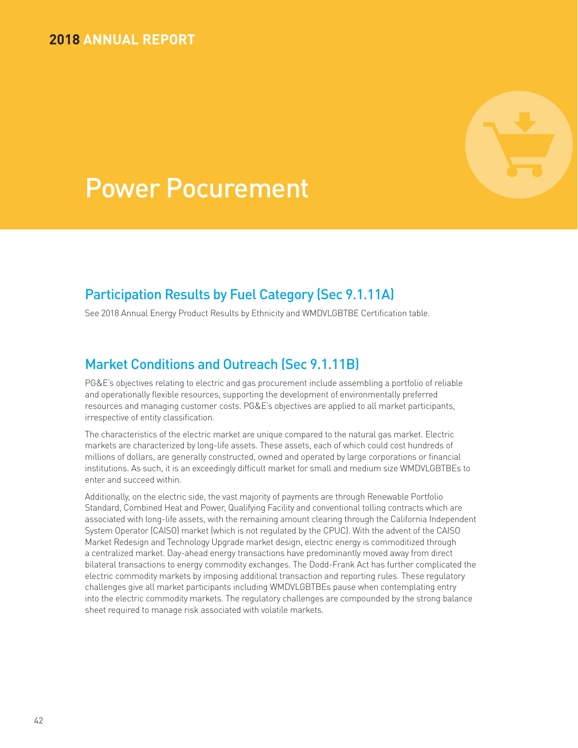# Power Pocurement

## Participation Results by Fuel Category (Sec 9.1.11A)

See 2018 Annual Energy Product Results by Ethnicity and WMDVLGBTBE Certification table.

## Market Conditions and Outreach (Sec 9.1.11B)

PG&E's objectives relating to electric and gas procurement include assembling a portfolio of reliable and operationally flexible resources, supporting the development of environmentally preferred resources and managing customer costs. PG&E's objectives are applied to all market participants, irrespective of entity classification.

The characteristics of the electric market are unique compared to the natural gas market. Electric markets are characterized by long-life assets. These assets, each of which could cost hundreds of millions of dollars, are generally constructed, owned and operated by large corporations or financial institutions. As such, it is an exceedingly difficult market for small and medium size WMDVLGBTBEs to enter and succeed within.

Additionally, on the electric side, the vast majority of payments are through Renewable Portfolio Standard, Combined Heat and Power, Qualifying Facility and conventional tolling contracts which are associated with long-life assets, with the remaining amount clearing through the California Independent System Operator (CAISO) market (which is not regulated by the CPUC). With the advent of the CAISO Market Redesign and Technology Upgrade market design, electric energy is commoditized through a centralized market. Day-ahead energy transactions have predominantly moved away from direct bilateral transactions to energy commodity exchanges. The Dodd-Frank Act has further complicated the electric commodity markets by imposing additional transaction and reporting rules. These regulatory challenges give all market participants including WMDVLGBTBEs pause when contemplating entry into the electric commodity markets. The regulatory challenges are compounded by the strong balance sheet required to manage risk associated with volatile markets.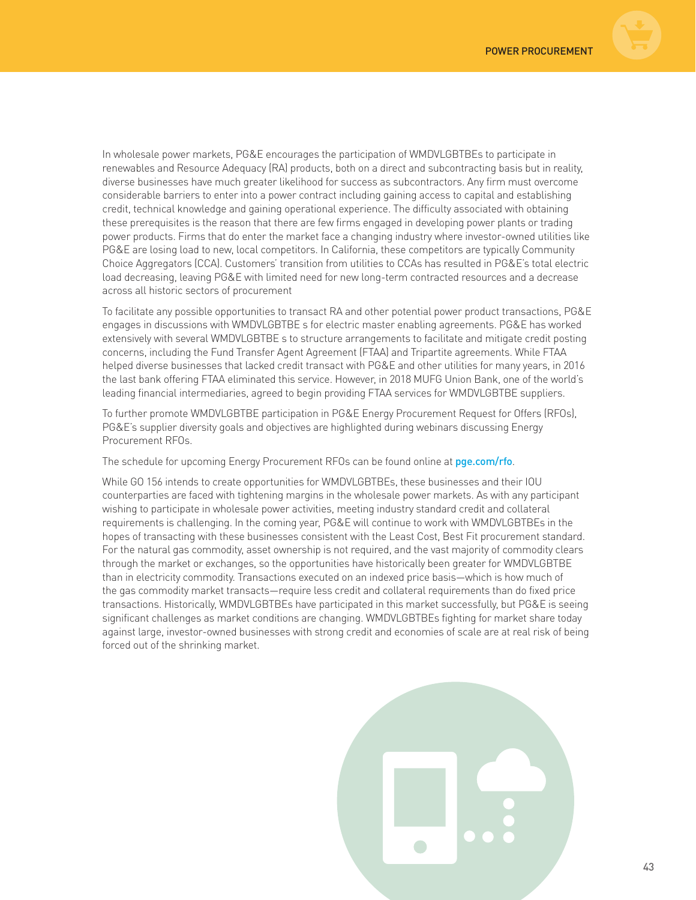In wholesale power markets, PG&E encourages the participation of WMDVLGBTBEs to participate in renewables and Resource Adequacy (RA) products, both on a direct and subcontracting basis but in reality, diverse businesses have much greater likelihood for success as subcontractors. Any firm must overcome considerable barriers to enter into a power contract including gaining access to capital and establishing credit, technical knowledge and gaining operational experience. The difficulty associated with obtaining these prerequisites is the reason that there are few firms engaged in developing power plants or trading power products. Firms that do enter the market face a changing industry where investor-owned utilities like PG&E are losing load to new, local competitors. In California, these competitors are typically Community Choice Aggregators (CCA). Customers' transition from utilities to CCAs has resulted in PG&E's total electric load decreasing, leaving PG&E with limited need for new long-term contracted resources and a decrease across all historic sectors of procurement

To facilitate any possible opportunities to transact RA and other potential power product transactions, PG&E engages in discussions with WMDVLGBTBE s for electric master enabling agreements. PG&E has worked extensively with several WMDVLGBTBE s to structure arrangements to facilitate and mitigate credit posting concerns, including the Fund Transfer Agent Agreement (FTAA) and Tripartite agreements. While FTAA helped diverse businesses that lacked credit transact with PG&E and other utilities for many years, in 2016 the last bank offering FTAA eliminated this service. However, in 2018 MUFG Union Bank, one of the world's leading financial intermediaries, agreed to begin providing FTAA services for WMDVLGBTBE suppliers.

To further promote WMDVLGBTBE participation in PG&E Energy Procurement Request for Offers (RFOs), PG&E's supplier diversity goals and objectives are highlighted during webinars discussing Energy Procurement RFOs.

The schedule for upcoming Energy Procurement RFOs can be found online at pge.com/rfo.

While GO 156 intends to create opportunities for WMDVLGBTBEs, these businesses and their IOU counterparties are faced with tightening margins in the wholesale power markets. As with any participant wishing to participate in wholesale power activities, meeting industry standard credit and collateral requirements is challenging. In the coming year, PG&E will continue to work with WMDVLGBTBEs in the hopes of transacting with these businesses consistent with the Least Cost, Best Fit procurement standard. For the natural gas commodity, asset ownership is not required, and the vast majority of commodity clears through the market or exchanges, so the opportunities have historically been greater for WMDVLGBTBE than in electricity commodity. Transactions executed on an indexed price basis—which is how much of the gas commodity market transacts—require less credit and collateral requirements than do fixed price transactions. Historically, WMDVLGBTBEs have participated in this market successfully, but PG&E is seeing significant challenges as market conditions are changing. WMDVLGBTBEs fighting for market share today against large, investor-owned businesses with strong credit and economies of scale are at real risk of being forced out of the shrinking market.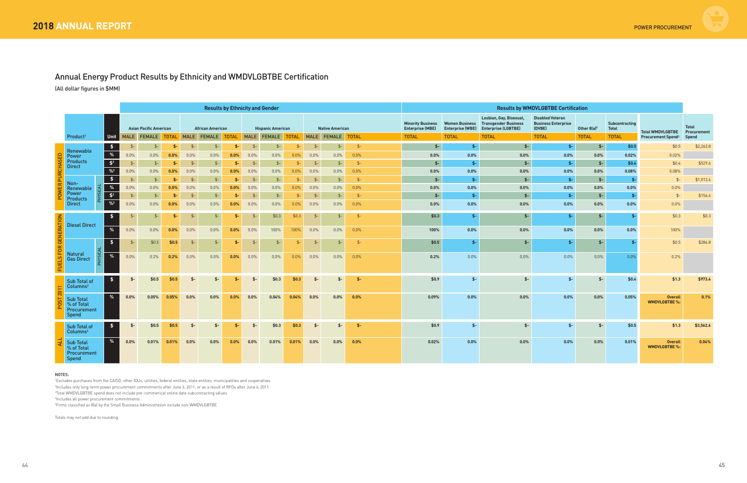## Annual Energy Product Results by Ethnicity and WMDVLGBTBE Certification

(All dollar figures in $MM)

| | Product[1] | | Unit | Asian Pacific American MALE | Asian Pacific American FEMALE | Asian Pacific American TOTAL | African American MALE | African American FEMALE | African American TOTAL | Hispanic American MALE | Hispanic American FEMALE | Hispanic American TOTAL | Native American MALE | Native American FEMALE | Native American TOTAL | Minority Business Enterprise (MBE) TOTAL | Women Business Enterprise (WBE) TOTAL | Lesbian, Gay, Bisexual, Transgender Business Enterprise (LGBTBE) TOTAL | Disabled Veteran Business Enterprise (DVBE) TOTAL | Other 8(a)[5] TOTAL | Subcontracting Total TOTAL | Total WMDVLGBTBE Procurement Spend[3] | Total Procurement Spend |
|---|---|---|---|---|---|---|---|---|---|---|---|---|---|---|---|---|---|---|---|---|---|---|---|
| POWER PURCHASED | Renewable Power Products Direct | | $ | $- | $- | $- | $- | $- | $- | $- | $- | $- | $- | $- | $- | $- | $- | $- | $- | $- | $0.5 | $0.5 | $2,262.8 |
| | | | % | 0.0% | 0.0% | 0.0% | 0.0% | 0.0% | 0.0% | 0.0% | 0.0% | 0.0% | 0.0% | 0.0% | 0.0% | 0.0% | 0.0% | 0.0% | 0.0% | 0.0% | 0.02% | 0.02% | |
| | | | $[2] | $- | $- | $- | $- | $- | $- | $- | $- | $- | $- | $- | $- | $- | $- | $- | $- | $- | $0.4 | $0.4 | $529.6 |
| | | | %[2] | 0.0% | 0.0% | 0.0% | 0.0% | 0.0% | 0.0% | 0.0% | 0.0% | 0.0% | 0.0% | 0.0% | 0.0% | 0.0% | 0.0% | 0.0% | 0.0% | 0.0% | 0.08% | 0.08% | |
| | Non-Renewable Power Products Direct | PHYSICAL | $ | $- | $- | $- | $- | $- | $- | $- | $- | $- | $- | $- | $- | $- | $- | $- | $- | $- | $- | $- | $1,012.6 |
| | | | % | 0.0% | 0.0% | 0.0% | 0.0% | 0.0% | 0.0% | 0.0% | 0.0% | 0.0% | 0.0% | 0.0% | 0.0% | 0.0% | 0.0% | 0.0% | 0.0% | 0.0% | 0.0% | 0.0% | |
| | | | $[2] | $- | $- | $- | $- | $- | $- | $- | $- | $- | $- | $- | $- | $- | $- | $- | $- | $- | $- | $- | $156.6 |
| | | | %[2] | 0.0% | 0.0% | 0.0% | 0.0% | 0.0% | 0.0% | 0.0% | 0.0% | 0.0% | 0.0% | 0.0% | 0.0% | 0.0% | 0.0% | 0.0% | 0.0% | 0.0% | 0.0% | 0.0% | |
| FUELS FOR GENERATION | Diesel Direct | | $ | $- | $- | $- | $- | $- | $- | $- | $0.3 | $0.3 | $- | $- | $- | $0.3 | $- | $- | $- | $- | $- | $0.3 | $0.3 |
| | | | % | 0.0% | 0.0% | 0.0% | 0.0% | 0.0% | 0.0% | 0.0% | 100% | 100% | 0.0% | 0.0% | 0.0% | 100% | 0.0% | 0.0% | 0.0% | 0.0% | 0.0% | 100% | |
| | Natural Gas Direct | PHYSICAL | $ | $- | $0.5 | $0.5 | $- | $- | $- | $- | $- | $- | $- | $- | $- | $0.5 | $- | $- | $- | $- | $- | $0.5 | $286.8 |
| | | | % | 0.0% | 0.2% | 0.2% | 0.0% | 0.0% | 0.0% | 0.0% | 0.0% | 0.0% | 0.0% | 0.0% | 0.0% | 0.2% | 0.0% | 0.0% | 0.0% | 0.0% | 0.0% | 0.2% | |
| POST 2011 | Sub Total of Columns[2] | | $ | $- | $0.5 | $0.5 | $- | $- | $- | $- | $0.3 | $0.3 | $- | $- | $- | $0.9 | $- | $- | $- | $- | $0.4 | $1.3 | $973.4 |
| | Sub Total % of Total Procurement Spend | | % | 0.0% | 0.05% | 0.05% | 0.0% | 0.0% | 0.0% | 0.0% | 0.04% | 0.04% | 0.0% | 0.0% | 0.0% | 0.09% | 0.0% | 0.0% | 0.0% | 0.0% | 0.05% | Overall WMDVLGBTBE %: | 0.1% |
| ALL | Sub Total of Columns[4] | | $ | $- | $0.5 | $0.5 | $- | $- | $- | $- | $0.3 | $0.3 | $- | $- | $- | $0.9 | $- | $- | $- | $- | $0.5 | $1.3 | $3,562.6 |
| | Sub Total % of Total Procurement Spend | | % | 0.0% | 0.01% | 0.01% | 0.0% | 0.0% | 0.0% | 0.0% | 0.01% | 0.01% | 0.0% | 0.0% | 0.0% | 0.02% | 0.0% | 0.0% | 0.0% | 0.0% | 0.01% | Overall WMDVLGBTBE %: | 0.04% |

NOTES:

[1]Excludes purchases from the CAISO, other IOUs, utilities, federal entities, state entities, municipalities and cooperatives

[2]Includes only long-term power procurement commitments after June 6, 2011, or as a result of RFOs after June 6, 2011

[3]Total WMDVLGBTBE spend does not include pre-commerical online date subcontracting values

[4]Includes all power procurement commitments

[5]Firms classified as 8(a) by the Small Business Administration include non-WMDVLGBTBE

Totals may not add due to rounding.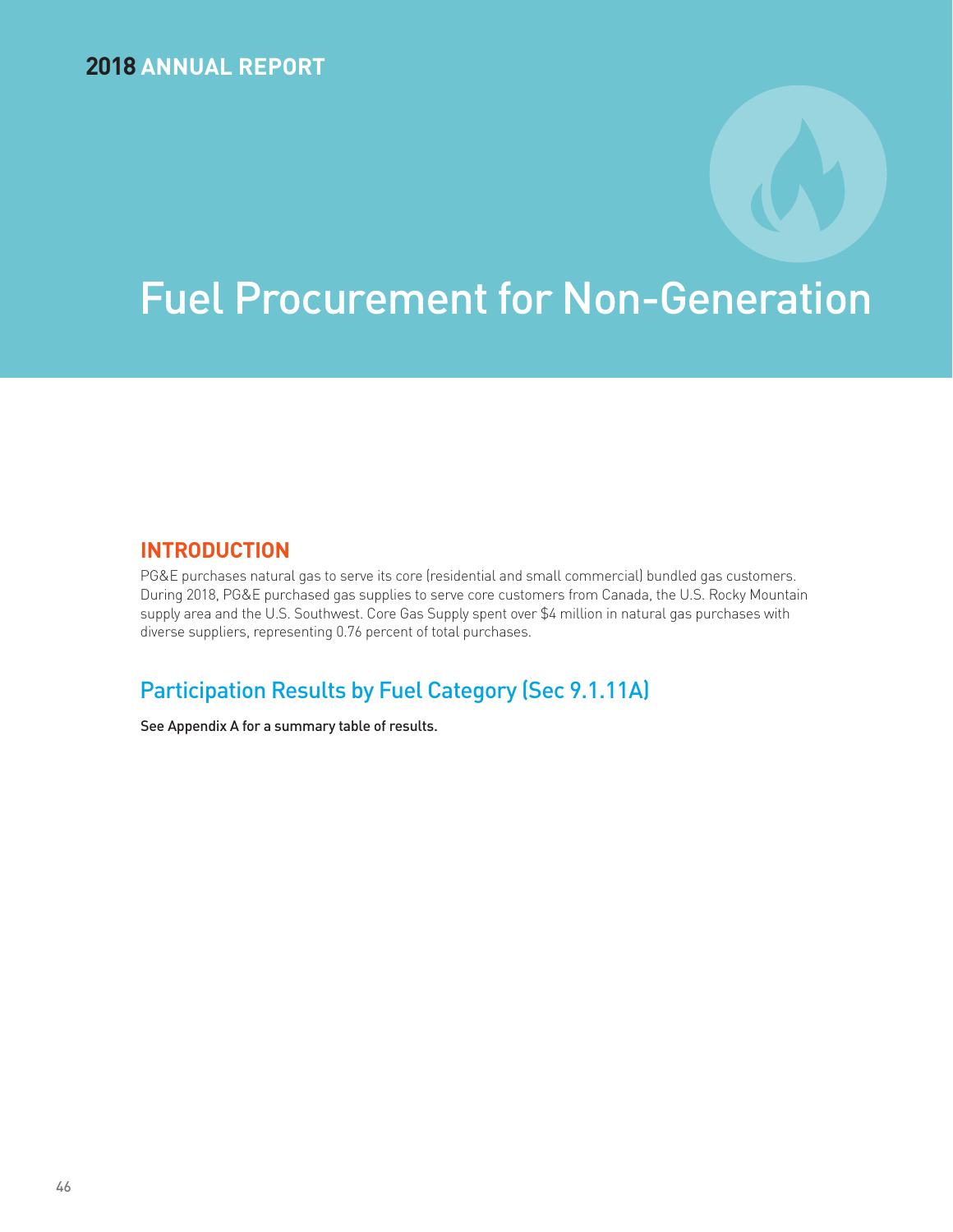# Fuel Procurement for Non-Generation

## INTRODUCTION

PG&E purchases natural gas to serve its core (residential and small commercial) bundled gas customers. During 2018, PG&E purchased gas supplies to serve core customers from Canada, the U.S. Rocky Mountain supply area and the U.S. Southwest. Core Gas Supply spent over $4 million in natural gas purchases with diverse suppliers, representing 0.76 percent of total purchases.

## Participation Results by Fuel Category (Sec 9.1.11A)

See Appendix A for a summary table of results.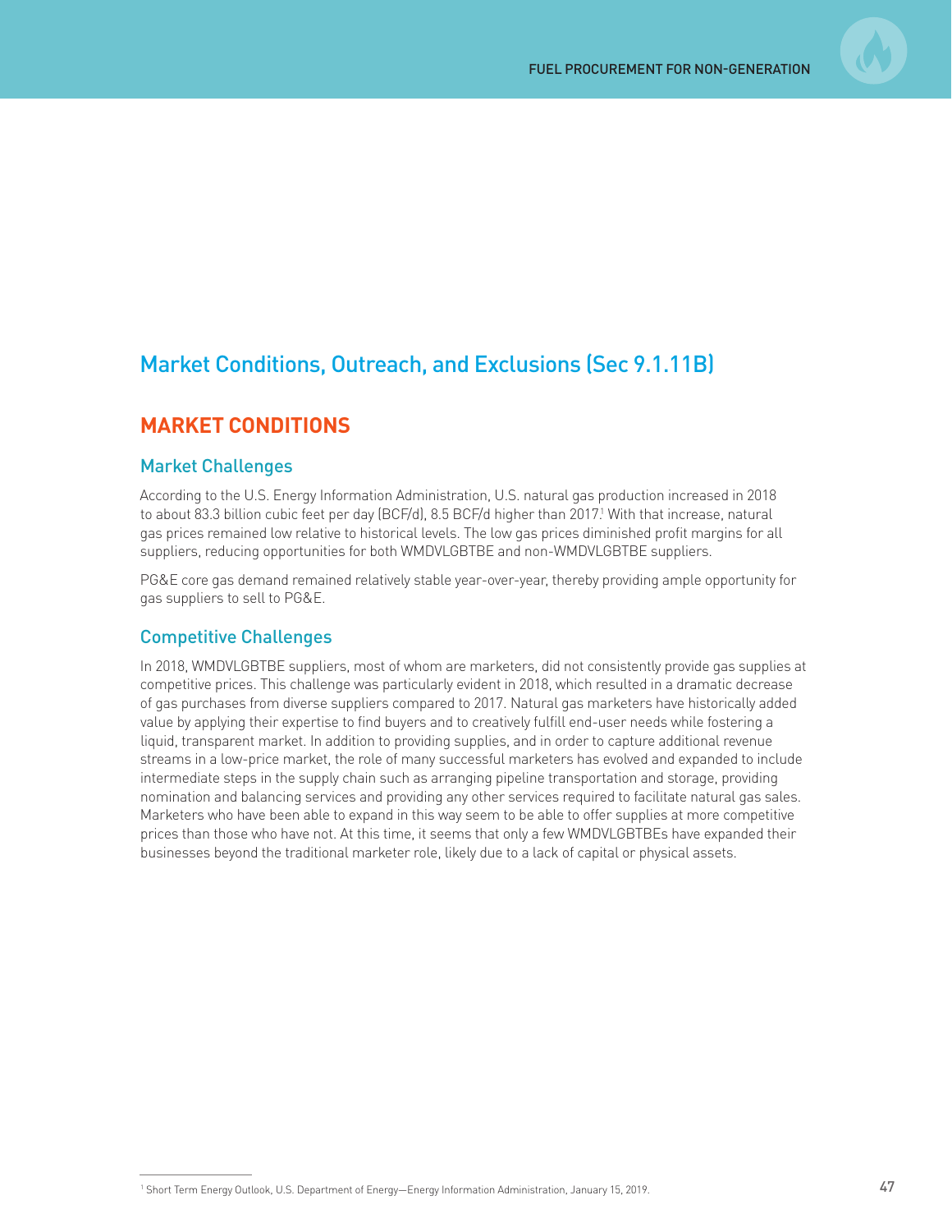## Market Conditions, Outreach, and Exclusions (Sec 9.1.11B)

## MARKET CONDITIONS

### Market Challenges

According to the U.S. Energy Information Administration, U.S. natural gas production increased in 2018 to about 83.3 billion cubic feet per day (BCF/d), 8.5 BCF/d higher than 2017.[1] With that increase, natural gas prices remained low relative to historical levels. The low gas prices diminished profit margins for all suppliers, reducing opportunities for both WMDVLGBTBE and non-WMDVLGBTBE suppliers.

PG&E core gas demand remained relatively stable year-over-year, thereby providing ample opportunity for gas suppliers to sell to PG&E.

### Competitive Challenges

In 2018, WMDVLGBTBE suppliers, most of whom are marketers, did not consistently provide gas supplies at competitive prices. This challenge was particularly evident in 2018, which resulted in a dramatic decrease of gas purchases from diverse suppliers compared to 2017. Natural gas marketers have historically added value by applying their expertise to find buyers and to creatively fulfill end-user needs while fostering a liquid, transparent market. In addition to providing supplies, and in order to capture additional revenue streams in a low-price market, the role of many successful marketers has evolved and expanded to include intermediate steps in the supply chain such as arranging pipeline transportation and storage, providing nomination and balancing services and providing any other services required to facilitate natural gas sales. Marketers who have been able to expand in this way seem to be able to offer supplies at more competitive prices than those who have not. At this time, it seems that only a few WMDVLGBTBEs have expanded their businesses beyond the traditional marketer role, likely due to a lack of capital or physical assets.

[1] Short Term Energy Outlook, U.S. Department of Energy—Energy Information Administration, January 15, 2019.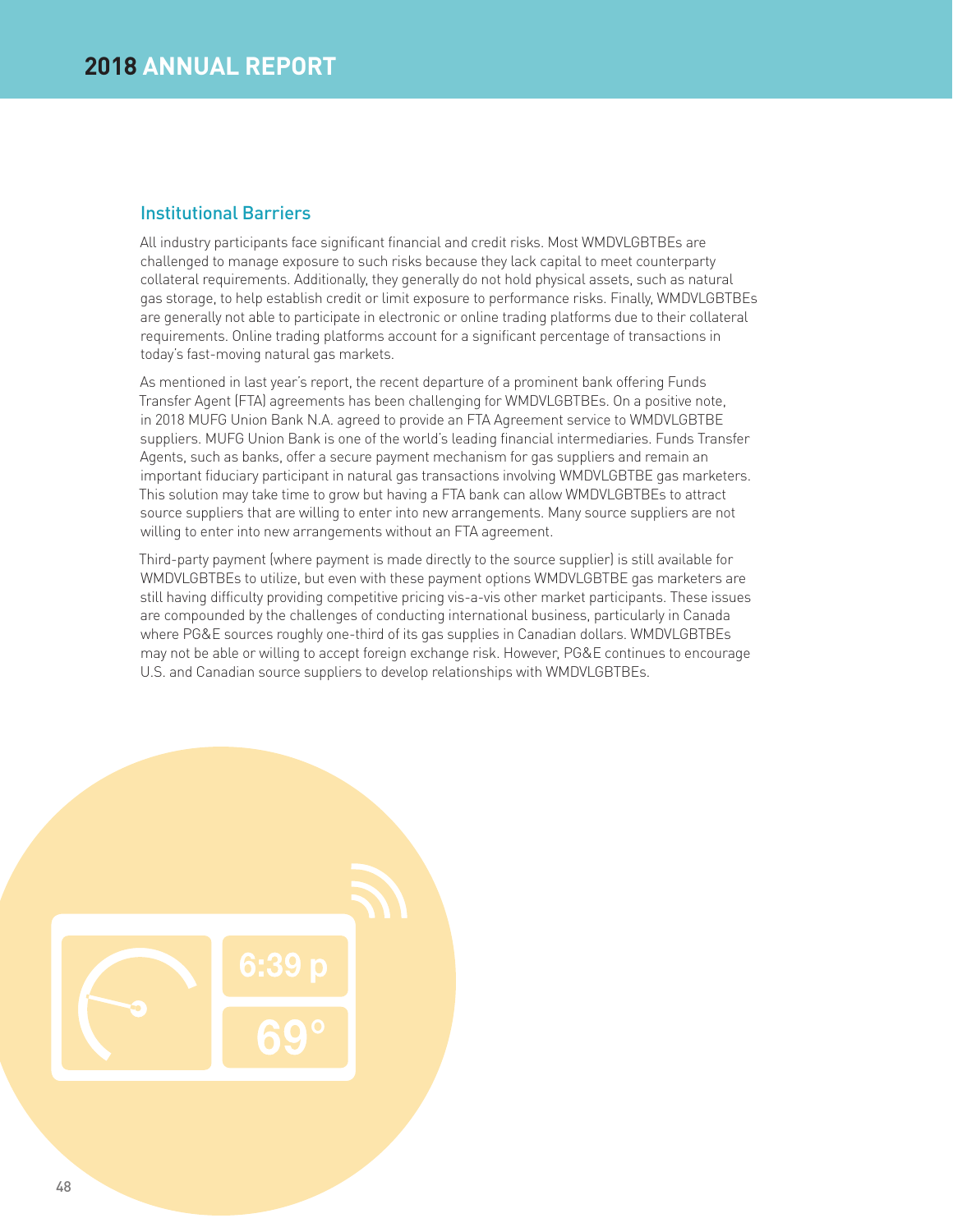## Institutional Barriers

All industry participants face significant financial and credit risks. Most WMDVLGBTBEs are challenged to manage exposure to such risks because they lack capital to meet counterparty collateral requirements. Additionally, they generally do not hold physical assets, such as natural gas storage, to help establish credit or limit exposure to performance risks. Finally, WMDVLGBTBEs are generally not able to participate in electronic or online trading platforms due to their collateral requirements. Online trading platforms account for a significant percentage of transactions in today's fast-moving natural gas markets.

As mentioned in last year's report, the recent departure of a prominent bank offering Funds Transfer Agent (FTA) agreements has been challenging for WMDVLGBTBEs. On a positive note, in 2018 MUFG Union Bank N.A. agreed to provide an FTA Agreement service to WMDVLGBTBE suppliers. MUFG Union Bank is one of the world's leading financial intermediaries. Funds Transfer Agents, such as banks, offer a secure payment mechanism for gas suppliers and remain an important fiduciary participant in natural gas transactions involving WMDVLGBTBE gas marketers. This solution may take time to grow but having a FTA bank can allow WMDVLGBTBEs to attract source suppliers that are willing to enter into new arrangements. Many source suppliers are not willing to enter into new arrangements without an FTA agreement.

Third-party payment (where payment is made directly to the source supplier) is still available for WMDVLGBTBEs to utilize, but even with these payment options WMDVLGBTBE gas marketers are still having difficulty providing competitive pricing vis-a-vis other market participants. These issues are compounded by the challenges of conducting international business, particularly in Canada where PG&E sources roughly one-third of its gas supplies in Canadian dollars. WMDVLGBTBEs may not be able or willing to accept foreign exchange risk. However, PG&E continues to encourage U.S. and Canadian source suppliers to develop relationships with WMDVLGBTBEs.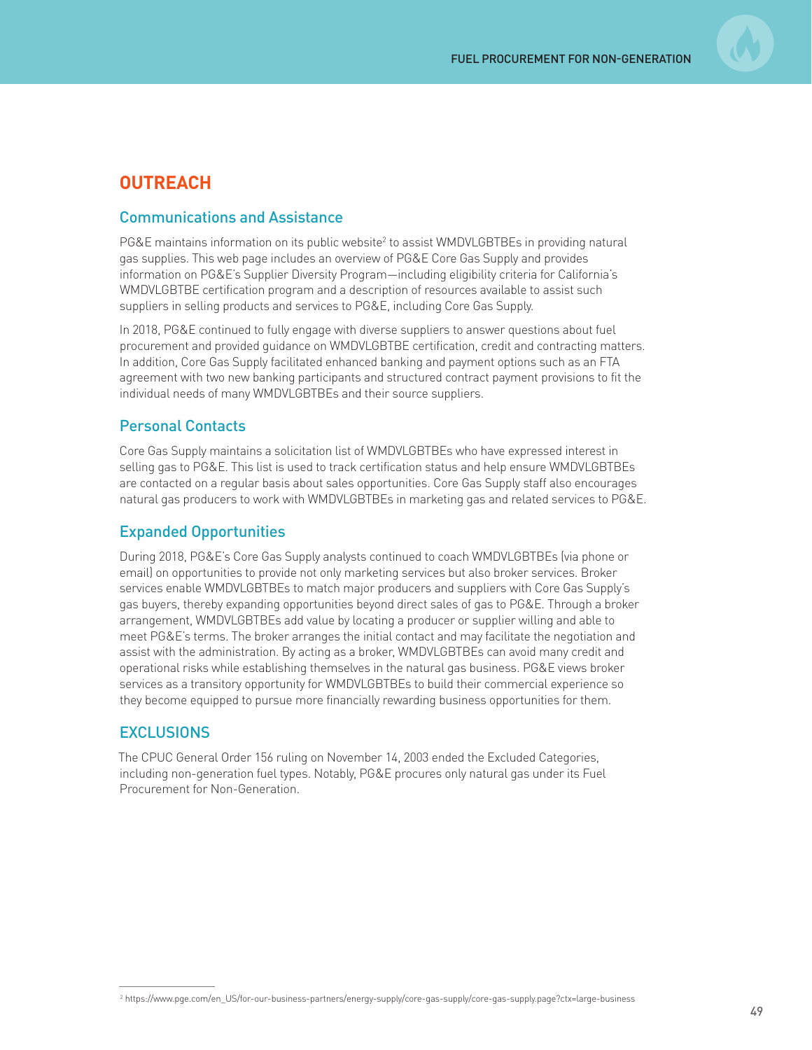## OUTREACH

### Communications and Assistance

PG&E maintains information on its public website[2] to assist WMDVLGBTBEs in providing natural gas supplies. This web page includes an overview of PG&E Core Gas Supply and provides information on PG&E's Supplier Diversity Program—including eligibility criteria for California's WMDVLGBTBE certification program and a description of resources available to assist such suppliers in selling products and services to PG&E, including Core Gas Supply.

In 2018, PG&E continued to fully engage with diverse suppliers to answer questions about fuel procurement and provided guidance on WMDVLGBTBE certification, credit and contracting matters. In addition, Core Gas Supply facilitated enhanced banking and payment options such as an FTA agreement with two new banking participants and structured contract payment provisions to fit the individual needs of many WMDVLGBTBEs and their source suppliers.

### Personal Contacts

Core Gas Supply maintains a solicitation list of WMDVLGBTBEs who have expressed interest in selling gas to PG&E. This list is used to track certification status and help ensure WMDVLGBTBEs are contacted on a regular basis about sales opportunities. Core Gas Supply staff also encourages natural gas producers to work with WMDVLGBTBEs in marketing gas and related services to PG&E.

### Expanded Opportunities

During 2018, PG&E's Core Gas Supply analysts continued to coach WMDVLGBTBEs (via phone or email) on opportunities to provide not only marketing services but also broker services. Broker services enable WMDVLGBTBEs to match major producers and suppliers with Core Gas Supply's gas buyers, thereby expanding opportunities beyond direct sales of gas to PG&E. Through a broker arrangement, WMDVLGBTBEs add value by locating a producer or supplier willing and able to meet PG&E's terms. The broker arranges the initial contact and may facilitate the negotiation and assist with the administration. By acting as a broker, WMDVLGBTBEs can avoid many credit and operational risks while establishing themselves in the natural gas business. PG&E views broker services as a transitory opportunity for WMDVLGBTBEs to build their commercial experience so they become equipped to pursue more financially rewarding business opportunities for them.

### EXCLUSIONS

The CPUC General Order 156 ruling on November 14, 2003 ended the Excluded Categories, including non-generation fuel types. Notably, PG&E procures only natural gas under its Fuel Procurement for Non-Generation.

---

[2] https://www.pge.com/en_US/for-our-business-partners/energy-supply/core-gas-supply/core-gas-supply.page?ctx=large-business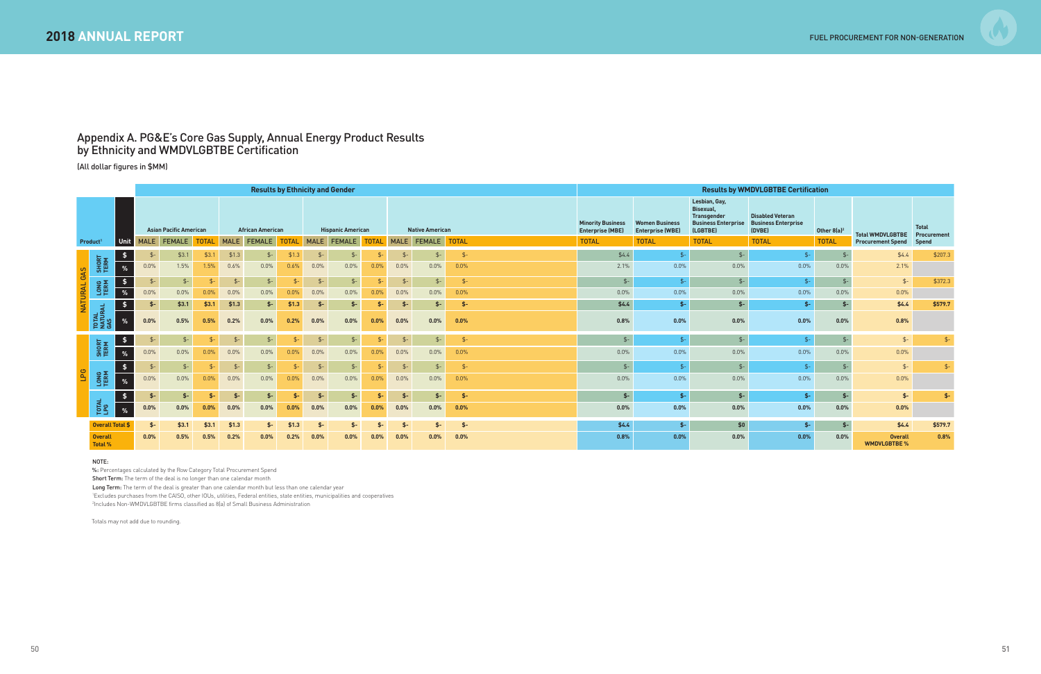## Appendix A. PG&E's Core Gas Supply, Annual Energy Product Results by Ethnicity and WMDVLGBTBE Certification

(All dollar figures in $MM)

| | | | Results by Ethnicity and Gender | | | | | | | | | | | | Results by WMDVLGBTBE Certification | | | | | | |
|---|---|---|---|---|---|---|---|---|---|---|---|---|---|---|---|---|---|---|---|---|---|
| | | | Asian Pacific American | | | African American | | | Hispanic American | | | Native American | | | Minority Business Enterprise (MBE) | Women Business Enterprise (WBE) | Lesbian, Gay, Bisexual, Transgender Business Enterprise (LGBTBE) | Disabled Veteran Business Enterprise (DVBE) | Other 8(a)[2] | Total WMDVLGBTBE Procurement Spend | Total Procurement Spend |
| Product[1] | | Unit | MALE | FEMALE | TOTAL | MALE | FEMALE | TOTAL | MALE | FEMALE | TOTAL | MALE | FEMALE | TOTAL | TOTAL | TOTAL | TOTAL | TOTAL | TOTAL | | |
| NATURAL GAS | SHORT TERM | $ | $- | $3.1 | $3.1 | $1.3 | $- | $1.3 | $- | $- | $- | $- | $- | $- | $4.4 | $- | $- | $- | $- | $4.4 | $207.3 |
| | | % | 0.0% | 1.5% | 1.5% | 0.6% | 0.0% | 0.6% | 0.0% | 0.0% | 0.0% | 0.0% | 0.0% | 0.0% | 2.1% | 0.0% | 0.0% | 0.0% | 0.0% | 2.1% | |
| | LONG TERM | $ | $- | $- | $- | $- | $- | $- | $- | $- | $- | $- | $- | $- | $- | $- | $- | $- | $- | $- | $372.3 |
| | | % | 0.0% | 0.0% | 0.0% | 0.0% | 0.0% | 0.0% | 0.0% | 0.0% | 0.0% | 0.0% | 0.0% | 0.0% | 0.0% | 0.0% | 0.0% | 0.0% | 0.0% | 0.0% | |
| | TOTAL NATURAL GAS | $ | **$-** | **$3.1** | **$3.1** | **$1.3** | **$-** | **$1.3** | **$-** | **$-** | **$-** | **$-** | **$-** | **$-** | **$4.4** | **$-** | **$-** | **$-** | **$-** | **$4.4** | **$579.7** |
| | | % | **0.0%** | **0.5%** | **0.5%** | **0.2%** | **0.0%** | **0.2%** | **0.0%** | **0.0%** | **0.0%** | **0.0%** | **0.0%** | **0.0%** | **0.8%** | **0.0%** | **0.0%** | **0.0%** | **0.0%** | **0.8%** | |
| LPG | SHORT TERM | $ | $- | $- | $- | $- | $- | $- | $- | $- | $- | $- | $- | $- | $- | $- | $- | $- | $- | $- | $- |
| | | % | 0.0% | 0.0% | 0.0% | 0.0% | 0.0% | 0.0% | 0.0% | 0.0% | 0.0% | 0.0% | 0.0% | 0.0% | 0.0% | 0.0% | 0.0% | 0.0% | 0.0% | 0.0% | |
| | LONG TERM | $ | $- | $- | $- | $- | $- | $- | $- | $- | $- | $- | $- | $- | $- | $- | $- | $- | $- | $- | $- |
| | | % | 0.0% | 0.0% | 0.0% | 0.0% | 0.0% | 0.0% | 0.0% | 0.0% | 0.0% | 0.0% | 0.0% | 0.0% | 0.0% | 0.0% | 0.0% | 0.0% | 0.0% | 0.0% | |
| | TOTAL LPG | $ | **$-** | **$-** | **$-** | **$-** | **$-** | **$-** | **$-** | **$-** | **$-** | **$-** | **$-** | **$-** | **$-** | **$-** | **$-** | **$-** | **$-** | **$-** | **$-** |
| | | % | **0.0%** | **0.0%** | **0.0%** | **0.0%** | **0.0%** | **0.0%** | **0.0%** | **0.0%** | **0.0%** | **0.0%** | **0.0%** | **0.0%** | **0.0%** | **0.0%** | **0.0%** | **0.0%** | **0.0%** | **0.0%** | |
| **Overall Total $** | | | **$-** | **$3.1** | **$3.1** | **$1.3** | **$-** | **$1.3** | **$-** | **$-** | **$-** | **$-** | **$-** | **$-** | **$4.4** | **$-** | **$0** | **$-** | **$-** | **$4.4** | **$579.7** |
| **Overall Total %** | | | **0.0%** | **0.5%** | **0.5%** | **0.2%** | **0.0%** | **0.2%** | **0.0%** | **0.0%** | **0.0%** | **0.0%** | **0.0%** | **0.0%** | **0.8%** | **0.0%** | **0.0%** | **0.0%** | **0.0%** | **Overall WMDVLGBTBE %** | **0.8%** |

NOTE:

**%:** Percentages calculated by the Row Category Total Procurement Spend

**Short Term:** The term of the deal is no longer than one calendar month

**Long Term:** The term of the deal is greater than one calendar month but less than one calendar year

[1]Excludes purchases from the CAISO, other IOUs, utilities, Federal entities, state entities, municipalities and cooperatives

[2]Includes Non-WMDVLGBTBE firms classified as 8(a) of Small Business Administration

Totals may not add due to rounding.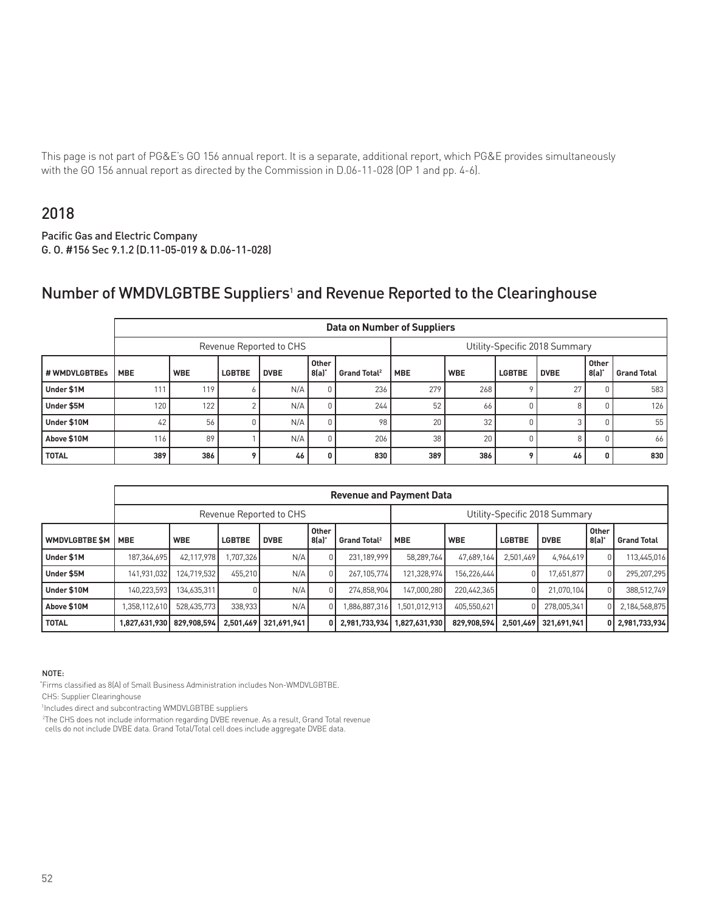This page is not part of PG&E's GO 156 annual report. It is a separate, additional report, which PG&E provides simultaneously with the GO 156 annual report as directed by the Commission in D.06-11-028 (OP 1 and pp. 4-6).

## 2018

**Pacific Gas and Electric Company**
**G. O. #156 Sec 9.1.2 (D.11-05-019 & D.06-11-028)**

## Number of WMDVLGBTBE Suppliers[1] and Revenue Reported to the Clearinghouse

| | **Data on Number of Suppliers** | | | | | | | | | | | |
|---|---|---|---|---|---|---|---|---|---|---|---|---|
| | Revenue Reported to CHS | | | | | | Utility-Specific 2018 Summary | | | | | |
| **# WMDVLGBTBEs** | **MBE** | **WBE** | **LGBTBE** | **DVBE** | **Other 8(a)*** | **Grand Total[2]** | **MBE** | **WBE** | **LGBTBE** | **DVBE** | **Other 8(a)*** | **Grand Total** |
| **Under $1M** | 111 | 119 | 6 | N/A | 0 | 236 | 279 | 268 | 9 | 27 | 0 | 583 |
| **Under $5M** | 120 | 122 | 2 | N/A | 0 | 244 | 52 | 66 | 0 | 8 | 0 | 126 |
| **Under $10M** | 42 | 56 | 0 | N/A | 0 | 98 | 20 | 32 | 0 | 3 | 0 | 55 |
| **Above $10M** | 116 | 89 | 1 | N/A | 0 | 206 | 38 | 20 | 0 | 8 | 0 | 66 |
| **TOTAL** | **389** | **386** | **9** | **46** | **0** | **830** | **389** | **386** | **9** | **46** | **0** | **830** |

| | **Revenue and Payment Data** | | | | | | | | | | | |
|---|---|---|---|---|---|---|---|---|---|---|---|---|
| | Revenue Reported to CHS | | | | | | Utility-Specific 2018 Summary | | | | | |
| **WMDVLGBTBE $M** | **MBE** | **WBE** | **LGBTBE** | **DVBE** | **Other 8(a)*** | **Grand Total[2]** | **MBE** | **WBE** | **LGBTBE** | **DVBE** | **Other 8(a)*** | **Grand Total** |
| **Under $1M** | 187,364,695 | 42,117,978 | 1,707,326 | N/A | 0 | 231,189,999 | 58,289,764 | 47,689,164 | 2,501,469 | 4,964,619 | 0 | 113,445,016 |
| **Under $5M** | 141,931,032 | 124,719,532 | 455,210 | N/A | 0 | 267,105,774 | 121,328,974 | 156,226,444 | 0 | 17,651,877 | 0 | 295,207,295 |
| **Under $10M** | 140,223,593 | 134,635,311 | 0 | N/A | 0 | 274,858,904 | 147,000,280 | 220,442,365 | 0 | 21,070,104 | 0 | 388,512,749 |
| **Above $10M** | 1,358,112,610 | 528,435,773 | 338,933 | N/A | 0 | 1,886,887,316 | 1,501,012,913 | 405,550,621 | 0 | 278,005,341 | 0 | 2,184,568,875 |
| **TOTAL** | **1,827,631,930** | **829,908,594** | **2,501,469** | **321,691,941** | **0** | **2,981,733,934** | **1,827,631,930** | **829,908,594** | **2,501,469** | **321,691,941** | **0** | **2,981,733,934** |

NOTE:

*Firms classified as 8(A) of Small Business Administration includes Non-WMDVLGBTBE.

CHS: Supplier Clearinghouse

[1]Includes direct and subcontracting WMDVLGBTBE suppliers

[2]The CHS does not include information regarding DVBE revenue. As a result, Grand Total revenue cells do not include DVBE data. Grand Total/Total cell does include aggregate DVBE data.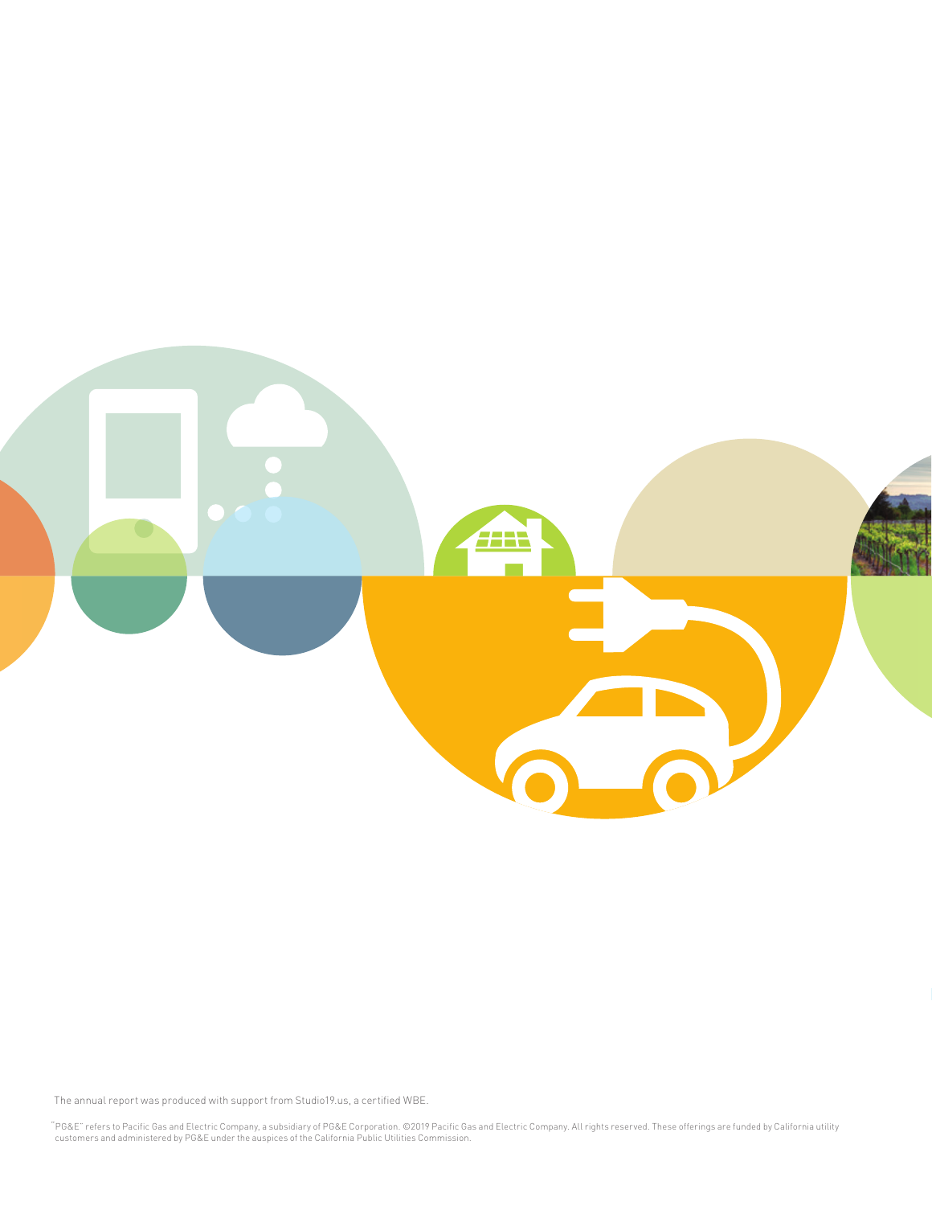The annual report was produced with support from Studio19.us, a certified WBE.

"PG&E" refers to Pacific Gas and Electric Company, a subsidiary of PG&E Corporation. ©2019 Pacific Gas and Electric Company. All rights reserved. These offerings are funded by California utility customers and administered by PG&E under the auspices of the California Public Utilities Commission.